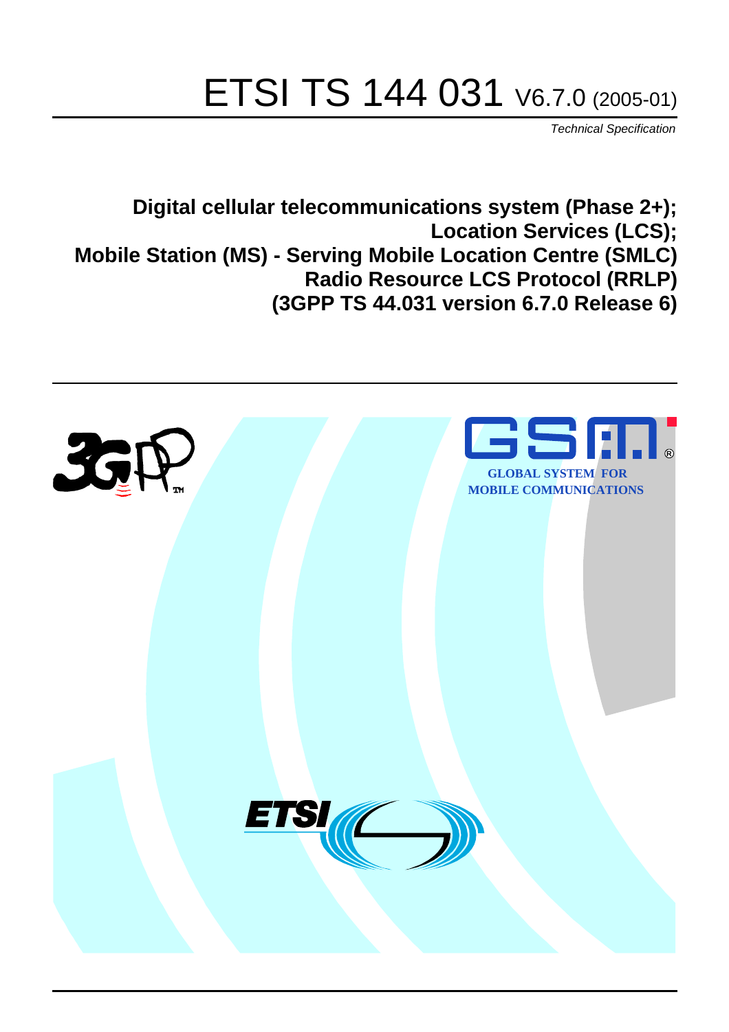# ETSI TS 144 031 V6.7.0 (2005-01)

*Technical Specification*

**Digital cellular telecommunications system (Phase 2+); Location Services (LCS); Mobile Station (MS) - Serving Mobile Location Centre (SMLC) Radio Resource LCS Protocol (RRLP) (3GPP TS 44.031 version 6.7.0 Release 6)**

GLOBAL SYSTEM FOR MOBILE COMMUNICATIONS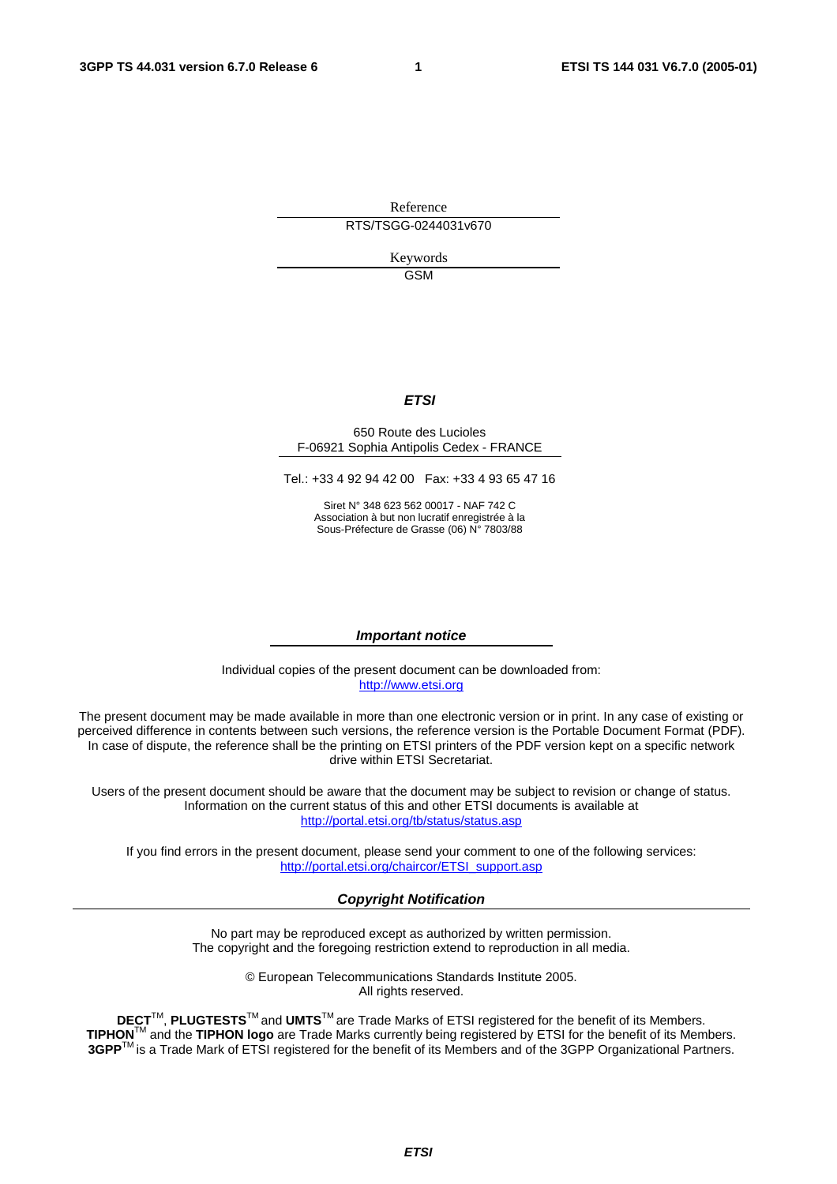Reference

RTS/TSGG-0244031v670

Keywords

GSM

***ETSI***

650 Route des Lucioles
F-06921 Sophia Antipolis Cedex - FRANCE

Tel.: +33 4 92 94 42 00 Fax: +33 4 93 65 47 16

Siret N° 348 623 562 00017 - NAF 742 C
Association à but non lucratif enregistrée à la
Sous-Préfecture de Grasse (06) N° 7803/88

***Important notice***

Individual copies of the present document can be downloaded from:
http://www.etsi.org

The present document may be made available in more than one electronic version or in print. In any case of existing or perceived difference in contents between such versions, the reference version is the Portable Document Format (PDF). In case of dispute, the reference shall be the printing on ETSI printers of the PDF version kept on a specific network drive within ETSI Secretariat.

Users of the present document should be aware that the document may be subject to revision or change of status. Information on the current status of this and other ETSI documents is available at
http://portal.etsi.org/tb/status/status.asp

If you find errors in the present document, please send your comment to one of the following services:
http://portal.etsi.org/chaircor/ETSI_support.asp

***Copyright Notification***

No part may be reproduced except as authorized by written permission.
The copyright and the foregoing restriction extend to reproduction in all media.

© European Telecommunications Standards Institute 2005.
All rights reserved.

**DECT**TM, **PLUGTESTS**TM and **UMTS**TM are Trade Marks of ETSI registered for the benefit of its Members.
**TIPHON**TM and the **TIPHON logo** are Trade Marks currently being registered by ETSI for the benefit of its Members.
**3GPP**TM is a Trade Mark of ETSI registered for the benefit of its Members and of the 3GPP Organizational Partners.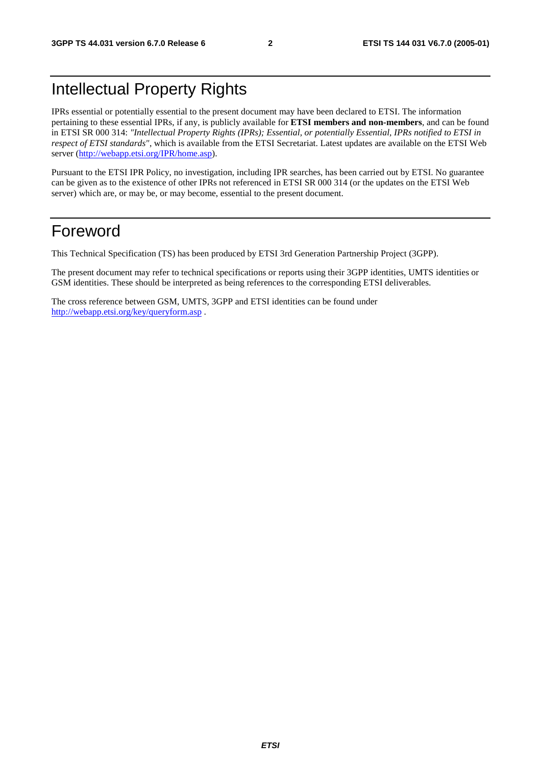# Intellectual Property Rights

IPRs essential or potentially essential to the present document may have been declared to ETSI. The information pertaining to these essential IPRs, if any, is publicly available for **ETSI members and non-members**, and can be found in ETSI SR 000 314: *"Intellectual Property Rights (IPRs); Essential, or potentially Essential, IPRs notified to ETSI in respect of ETSI standards"*, which is available from the ETSI Secretariat. Latest updates are available on the ETSI Web server (http://webapp.etsi.org/IPR/home.asp).

Pursuant to the ETSI IPR Policy, no investigation, including IPR searches, has been carried out by ETSI. No guarantee can be given as to the existence of other IPRs not referenced in ETSI SR 000 314 (or the updates on the ETSI Web server) which are, or may be, or may become, essential to the present document.

# Foreword

This Technical Specification (TS) has been produced by ETSI 3rd Generation Partnership Project (3GPP).

The present document may refer to technical specifications or reports using their 3GPP identities, UMTS identities or GSM identities. These should be interpreted as being references to the corresponding ETSI deliverables.

The cross reference between GSM, UMTS, 3GPP and ETSI identities can be found under http://webapp.etsi.org/key/queryform.asp .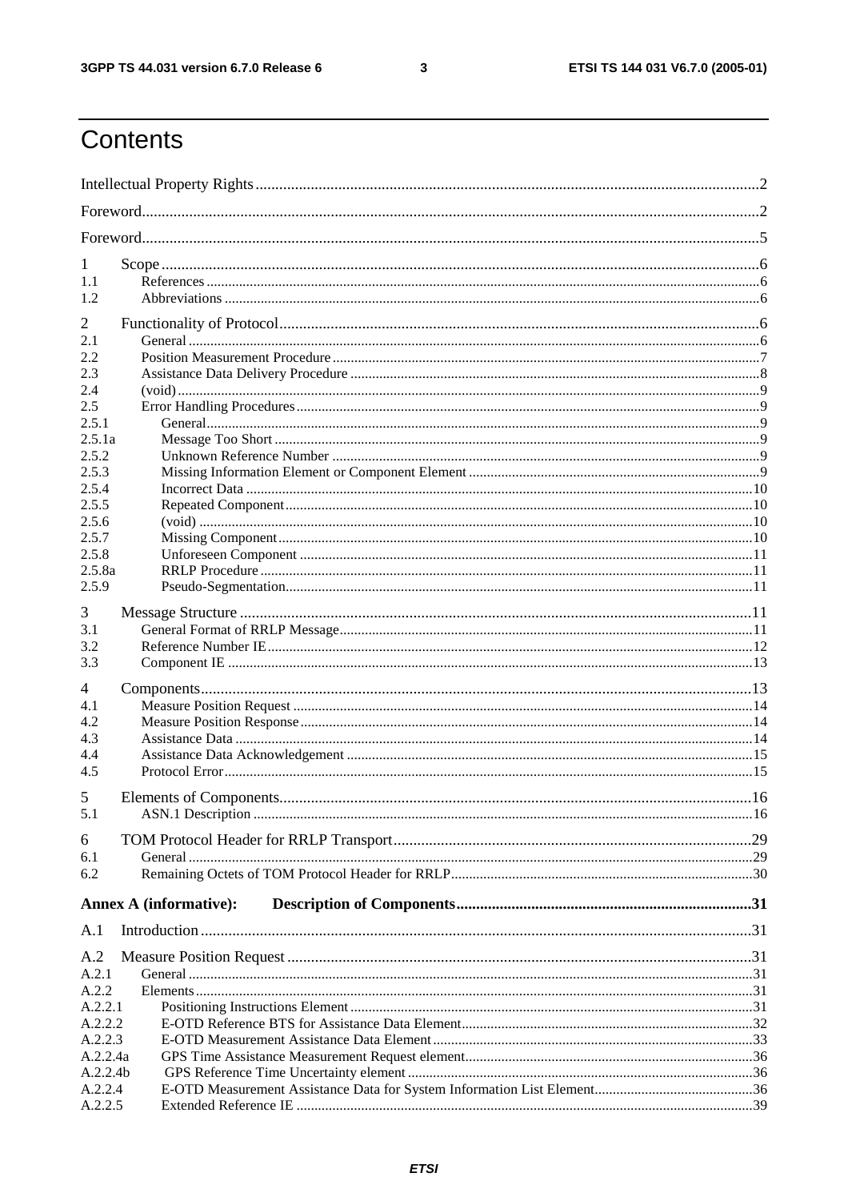# Contents

Intellectual Property Rights ..... 2

Foreword ..... 2

Foreword ..... 5

1 Scope ..... 6
- 1.1 References ..... 6
- 1.2 Abbreviations ..... 6

2 Functionality of Protocol ..... 6
- 2.1 General ..... 6
- 2.2 Position Measurement Procedure ..... 7
- 2.3 Assistance Data Delivery Procedure ..... 8
- 2.4 (void) ..... 9
- 2.5 Error Handling Procedures ..... 9
- 2.5.1 General ..... 9
- 2.5.1a Message Too Short ..... 9
- 2.5.2 Unknown Reference Number ..... 9
- 2.5.3 Missing Information Element or Component Element ..... 9
- 2.5.4 Incorrect Data ..... 10
- 2.5.5 Repeated Component ..... 10
- 2.5.6 (void) ..... 10
- 2.5.7 Missing Component ..... 10
- 2.5.8 Unforeseen Component ..... 11
- 2.5.8a RRLP Procedure ..... 11
- 2.5.9 Pseudo-Segmentation ..... 11

3 Message Structure ..... 11
- 3.1 General Format of RRLP Message ..... 11
- 3.2 Reference Number IE ..... 12
- 3.3 Component IE ..... 13

4 Components ..... 13
- 4.1 Measure Position Request ..... 14
- 4.2 Measure Position Response ..... 14
- 4.3 Assistance Data ..... 14
- 4.4 Assistance Data Acknowledgement ..... 15
- 4.5 Protocol Error ..... 15

5 Elements of Components ..... 16
- 5.1 ASN.1 Description ..... 16

6 TOM Protocol Header for RRLP Transport ..... 29
- 6.1 General ..... 29
- 6.2 Remaining Octets of TOM Protocol Header for RRLP ..... 30

**Annex A (informative): Description of Components ..... 31**

A.1 Introduction ..... 31

A.2 Measure Position Request ..... 31
- A.2.1 General ..... 31
- A.2.2 Elements ..... 31
- A.2.2.1 Positioning Instructions Element ..... 31
- A.2.2.2 E-OTD Reference BTS for Assistance Data Element ..... 32
- A.2.2.3 E-OTD Measurement Assistance Data Element ..... 33
- A.2.2.4a GPS Time Assistance Measurement Request element ..... 36
- A.2.2.4b GPS Reference Time Uncertainty element ..... 36
- A.2.2.4 E-OTD Measurement Assistance Data for System Information List Element ..... 36
- A.2.2.5 Extended Reference IE ..... 39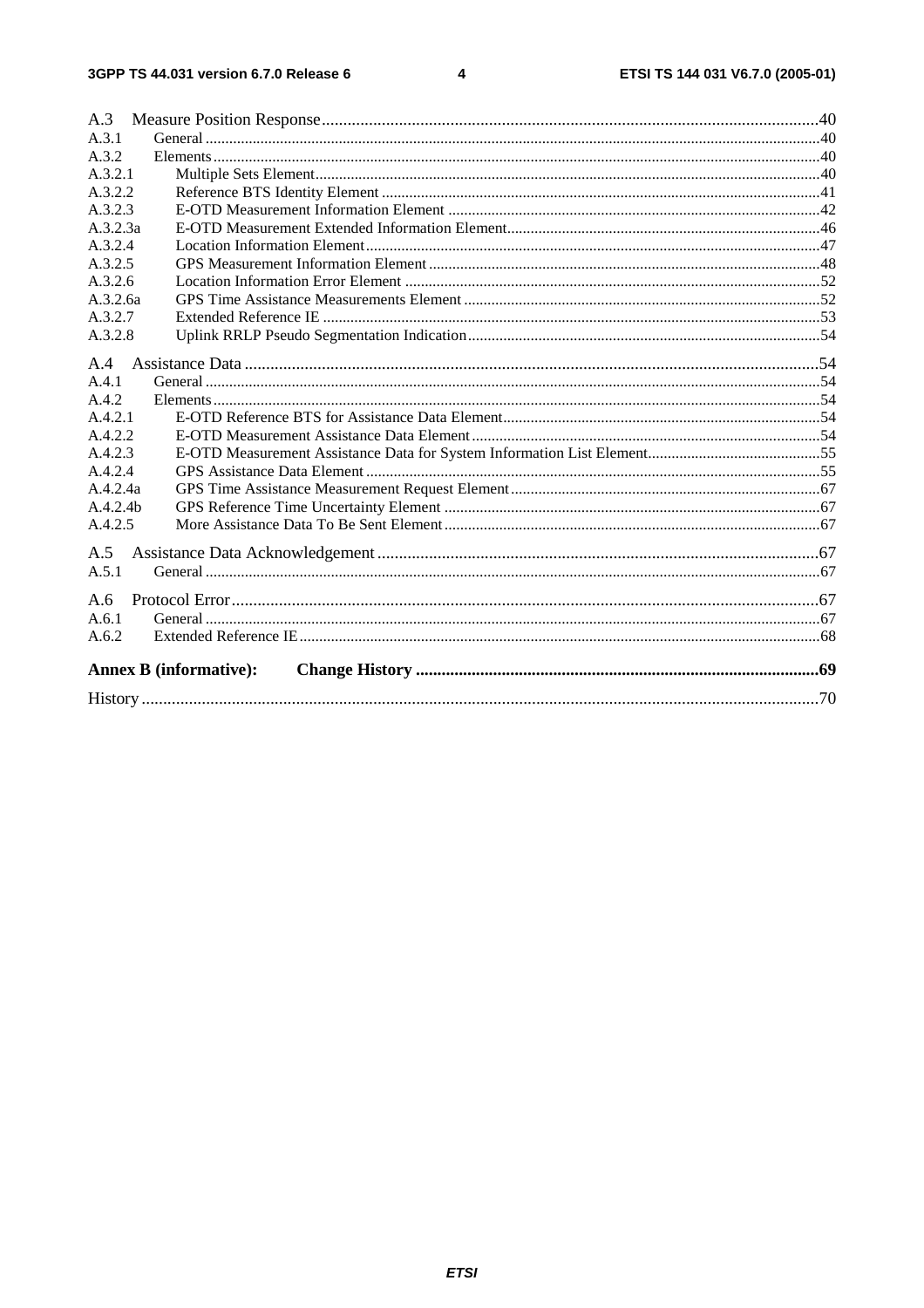A.3 Measure Position Response ..................................................................................................................40
A.3.1 General ..........................................................................................................................................................40
A.3.2 Elements ........................................................................................................................................................40
A.3.2.1 Multiple Sets Element.................................................................................................................................40
A.3.2.2 Reference BTS Identity Element ................................................................................................................41
A.3.2.3 E-OTD Measurement Information Element ...............................................................................................42
A.3.2.3a E-OTD Measurement Extended Information Element................................................................................46
A.3.2.4 Location Information Element....................................................................................................................47
A.3.2.5 GPS Measurement Information Element ....................................................................................................48
A.3.2.6 Location Information Error Element ..........................................................................................................52
A.3.2.6a GPS Time Assistance Measurements Element ...........................................................................................52
A.3.2.7 Extended Reference IE ...............................................................................................................................53
A.3.2.8 Uplink RRLP Pseudo Segmentation Indication..........................................................................................54

A.4 Assistance Data ......................................................................................................................................54
A.4.1 General ..........................................................................................................................................................54
A.4.2 Elements ........................................................................................................................................................54
A.4.2.1 E-OTD Reference BTS for Assistance Data Element.................................................................................54
A.4.2.2 E-OTD Measurement Assistance Data Element.........................................................................................54
A.4.2.3 E-OTD Measurement Assistance Data for System Information List Element............................................55
A.4.2.4 GPS Assistance Data Element ....................................................................................................................55
A.4.2.4a GPS Time Assistance Measurement Request Element...............................................................................67
A.4.2.4b GPS Reference Time Uncertainty Element ................................................................................................67
A.4.2.5 More Assistance Data To Be Sent Element................................................................................................67

A.5 Assistance Data Acknowledgement.......................................................................................................67
A.5.1 General ..........................................................................................................................................................67

A.6 Protocol Error.........................................................................................................................................67
A.6.1 General ..........................................................................................................................................................67
A.6.2 Extended Reference IE...................................................................................................................................68

**Annex B (informative): Change History** ..............................................................................................69

History ..............................................................................................................................................................70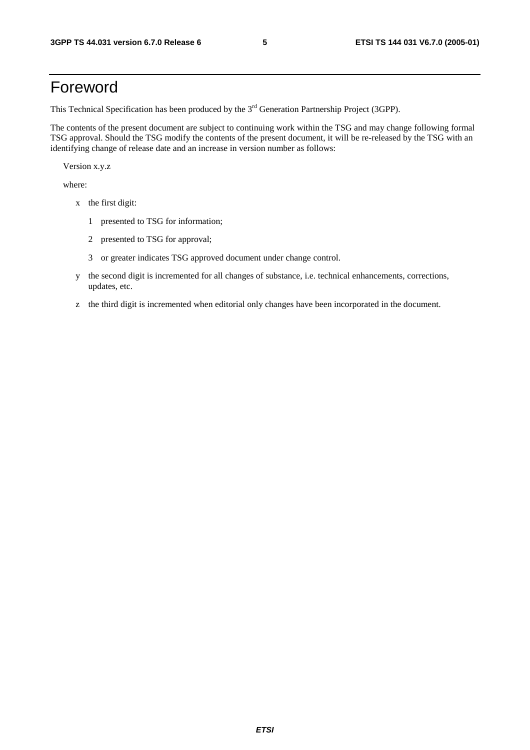# Foreword

This Technical Specification has been produced by the 3rd Generation Partnership Project (3GPP).

The contents of the present document are subject to continuing work within the TSG and may change following formal TSG approval. Should the TSG modify the contents of the present document, it will be re-released by the TSG with an identifying change of release date and an increase in version number as follows:

Version x.y.z

where:

- x the first digit:
  - 1 presented to TSG for information;
  - 2 presented to TSG for approval;
  - 3 or greater indicates TSG approved document under change control.
- y the second digit is incremented for all changes of substance, i.e. technical enhancements, corrections, updates, etc.
- z the third digit is incremented when editorial only changes have been incorporated in the document.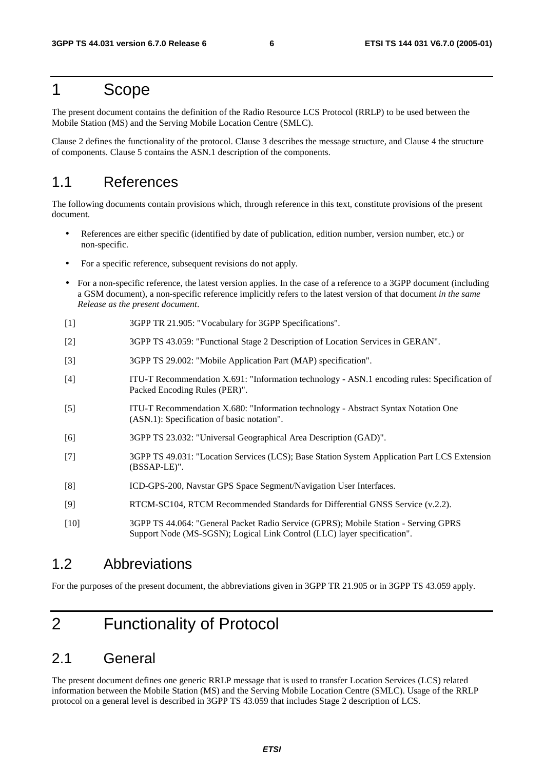# 1 Scope

The present document contains the definition of the Radio Resource LCS Protocol (RRLP) to be used between the Mobile Station (MS) and the Serving Mobile Location Centre (SMLC).

Clause 2 defines the functionality of the protocol. Clause 3 describes the message structure, and Clause 4 the structure of components. Clause 5 contains the ASN.1 description of the components.

## 1.1 References

The following documents contain provisions which, through reference in this text, constitute provisions of the present document.

- References are either specific (identified by date of publication, edition number, version number, etc.) or non-specific.
- For a specific reference, subsequent revisions do not apply.
- For a non-specific reference, the latest version applies. In the case of a reference to a 3GPP document (including a GSM document), a non-specific reference implicitly refers to the latest version of that document *in the same Release as the present document*.

[1] 3GPP TR 21.905: "Vocabulary for 3GPP Specifications".

[2] 3GPP TS 43.059: "Functional Stage 2 Description of Location Services in GERAN".

[3] 3GPP TS 29.002: "Mobile Application Part (MAP) specification".

[4] ITU-T Recommendation X.691: "Information technology - ASN.1 encoding rules: Specification of Packed Encoding Rules (PER)".

[5] ITU-T Recommendation X.680: "Information technology - Abstract Syntax Notation One (ASN.1): Specification of basic notation".

[6] 3GPP TS 23.032: "Universal Geographical Area Description (GAD)".

[7] 3GPP TS 49.031: "Location Services (LCS); Base Station System Application Part LCS Extension (BSSAP-LE)".

[8] ICD-GPS-200, Navstar GPS Space Segment/Navigation User Interfaces.

[9] RTCM-SC104, RTCM Recommended Standards for Differential GNSS Service (v.2.2).

[10] 3GPP TS 44.064: "General Packet Radio Service (GPRS); Mobile Station - Serving GPRS Support Node (MS-SGSN); Logical Link Control (LLC) layer specification".

## 1.2 Abbreviations

For the purposes of the present document, the abbreviations given in 3GPP TR 21.905 or in 3GPP TS 43.059 apply.

# 2 Functionality of Protocol

## 2.1 General

The present document defines one generic RRLP message that is used to transfer Location Services (LCS) related information between the Mobile Station (MS) and the Serving Mobile Location Centre (SMLC). Usage of the RRLP protocol on a general level is described in 3GPP TS 43.059 that includes Stage 2 description of LCS.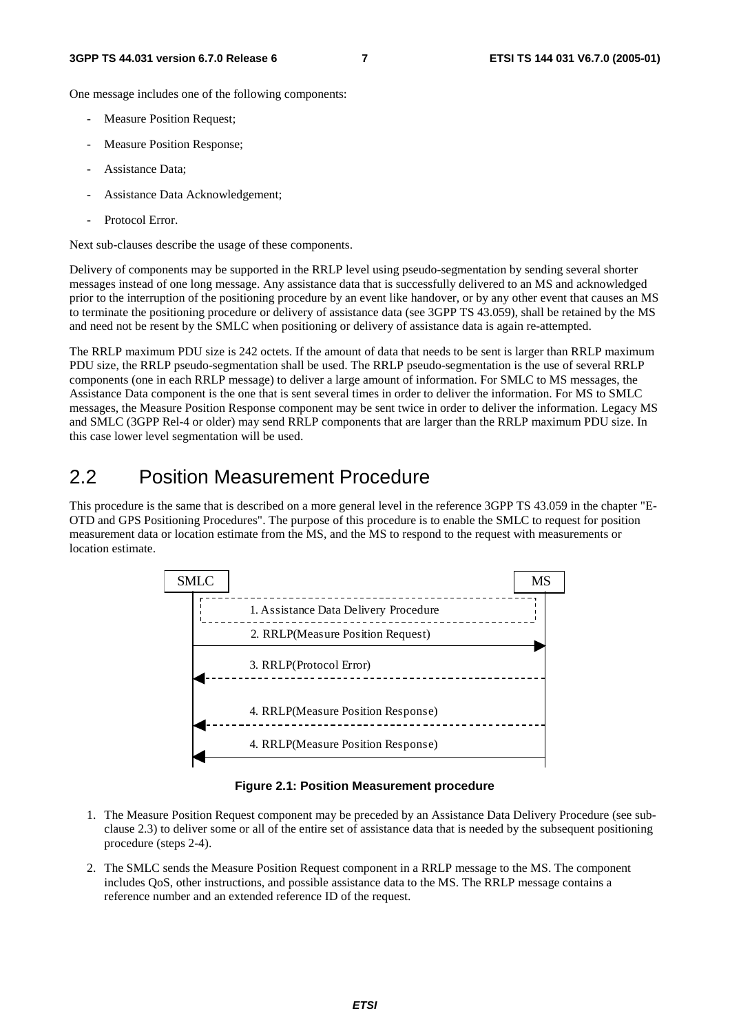One message includes one of the following components:

- Measure Position Request;
- Measure Position Response;
- Assistance Data;
- Assistance Data Acknowledgement;
- Protocol Error.

Next sub-clauses describe the usage of these components.

Delivery of components may be supported in the RRLP level using pseudo-segmentation by sending several shorter messages instead of one long message. Any assistance data that is successfully delivered to an MS and acknowledged prior to the interruption of the positioning procedure by an event like handover, or by any other event that causes an MS to terminate the positioning procedure or delivery of assistance data (see 3GPP TS 43.059), shall be retained by the MS and need not be resent by the SMLC when positioning or delivery of assistance data is again re-attempted.

The RRLP maximum PDU size is 242 octets. If the amount of data that needs to be sent is larger than RRLP maximum PDU size, the RRLP pseudo-segmentation shall be used. The RRLP pseudo-segmentation is the use of several RRLP components (one in each RRLP message) to deliver a large amount of information. For SMLC to MS messages, the Assistance Data component is the one that is sent several times in order to deliver the information. For MS to SMLC messages, the Measure Position Response component may be sent twice in order to deliver the information. Legacy MS and SMLC (3GPP Rel-4 or older) may send RRLP components that are larger than the RRLP maximum PDU size. In this case lower level segmentation will be used.

## 2.2 Position Measurement Procedure

This procedure is the same that is described on a more general level in the reference 3GPP TS 43.059 in the chapter "E-OTD and GPS Positioning Procedures". The purpose of this procedure is to enable the SMLC to request for position measurement data or location estimate from the MS, and the MS to respond to the request with measurements or location estimate.

SMLC | MS

1. Assistance Data Delivery Procedure
2. RRLP(Measure Position Request)
3. RRLP(Protocol Error)
4. RRLP(Measure Position Response)
4. RRLP(Measure Position Response)

**Figure 2.1: Position Measurement procedure**

1. The Measure Position Request component may be preceded by an Assistance Data Delivery Procedure (see sub-clause 2.3) to deliver some or all of the entire set of assistance data that is needed by the subsequent positioning procedure (steps 2-4).
2. The SMLC sends the Measure Position Request component in a RRLP message to the MS. The component includes QoS, other instructions, and possible assistance data to the MS. The RRLP message contains a reference number and an extended reference ID of the request.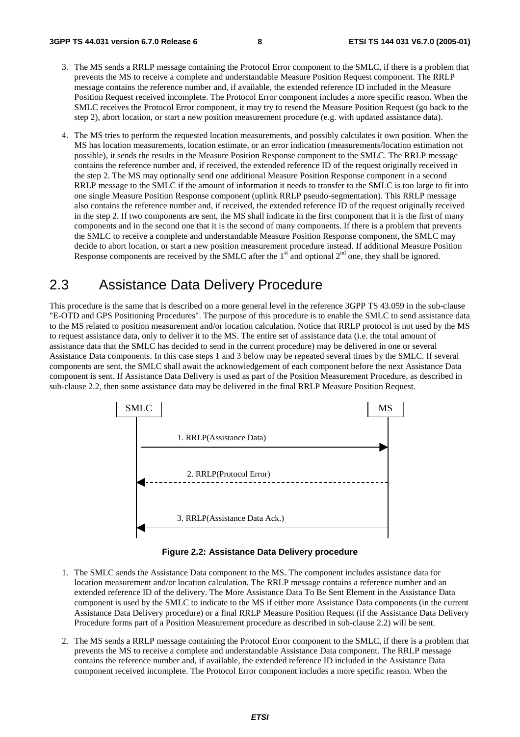3. The MS sends a RRLP message containing the Protocol Error component to the SMLC, if there is a problem that prevents the MS to receive a complete and understandable Measure Position Request component. The RRLP message contains the reference number and, if available, the extended reference ID included in the Measure Position Request received incomplete. The Protocol Error component includes a more specific reason. When the SMLC receives the Protocol Error component, it may try to resend the Measure Position Request (go back to the step 2), abort location, or start a new position measurement procedure (e.g. with updated assistance data).

4. The MS tries to perform the requested location measurements, and possibly calculates it own position. When the MS has location measurements, location estimate, or an error indication (measurements/location estimation not possible), it sends the results in the Measure Position Response component to the SMLC. The RRLP message contains the reference number and, if received, the extended reference ID of the request originally received in the step 2. The MS may optionally send one additional Measure Position Response component in a second RRLP message to the SMLC if the amount of information it needs to transfer to the SMLC is too large to fit into one single Measure Position Response component (uplink RRLP pseudo-segmentation). This RRLP message also contains the reference number and, if received, the extended reference ID of the request originally received in the step 2. If two components are sent, the MS shall indicate in the first component that it is the first of many components and in the second one that it is the second of many components. If there is a problem that prevents the SMLC to receive a complete and understandable Measure Position Response component, the SMLC may decide to abort location, or start a new position measurement procedure instead. If additional Measure Position Response components are received by the SMLC after the 1st and optional 2nd one, they shall be ignored.

## 2.3 Assistance Data Delivery Procedure

This procedure is the same that is described on a more general level in the reference 3GPP TS 43.059 in the sub-clause "E-OTD and GPS Positioning Procedures". The purpose of this procedure is to enable the SMLC to send assistance data to the MS related to position measurement and/or location calculation. Notice that RRLP protocol is not used by the MS to request assistance data, only to deliver it to the MS. The entire set of assistance data (i.e. the total amount of assistance data that the SMLC has decided to send in the current procedure) may be delivered in one or several Assistance Data components. In this case steps 1 and 3 below may be repeated several times by the SMLC. If several components are sent, the SMLC shall await the acknowledgement of each component before the next Assistance Data component is sent. If Assistance Data Delivery is used as part of the Position Measurement Procedure, as described in sub-clause 2.2, then some assistance data may be delivered in the final RRLP Measure Position Request.

SMLC | MS

1. RRLP(Assistance Data)

2. RRLP(Protocol Error)

3. RRLP(Assistance Data Ack.)

**Figure 2.2: Assistance Data Delivery procedure**

1. The SMLC sends the Assistance Data component to the MS. The component includes assistance data for location measurement and/or location calculation. The RRLP message contains a reference number and an extended reference ID of the delivery. The More Assistance Data To Be Sent Element in the Assistance Data component is used by the SMLC to indicate to the MS if either more Assistance Data components (in the current Assistance Data Delivery procedure) or a final RRLP Measure Position Request (if the Assistance Data Delivery Procedure forms part of a Position Measurement procedure as described in sub-clause 2.2) will be sent.

2. The MS sends a RRLP message containing the Protocol Error component to the SMLC, if there is a problem that prevents the MS to receive a complete and understandable Assistance Data component. The RRLP message contains the reference number and, if available, the extended reference ID included in the Assistance Data component received incomplete. The Protocol Error component includes a more specific reason. When the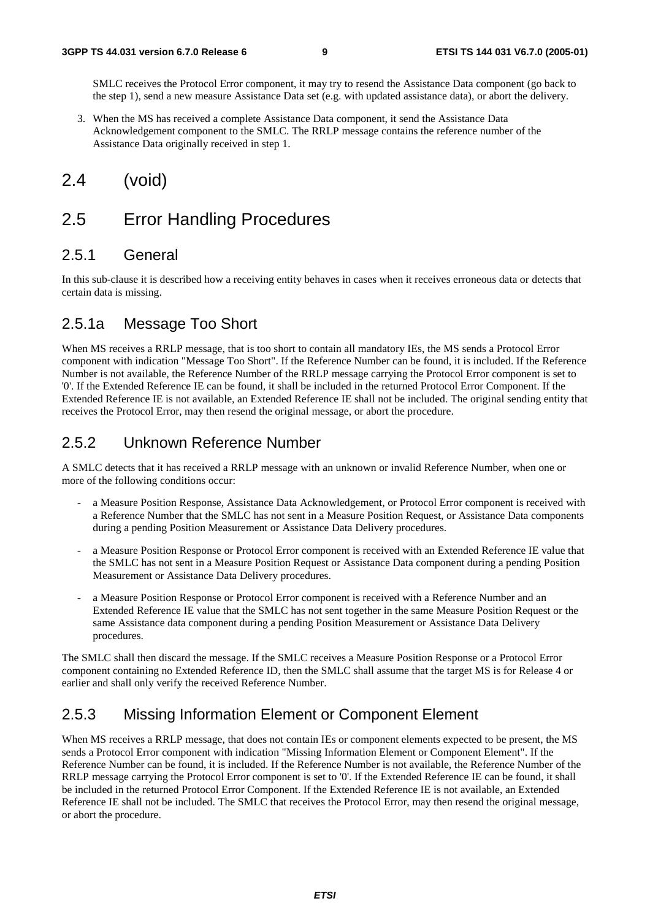SMLC receives the Protocol Error component, it may try to resend the Assistance Data component (go back to the step 1), send a new measure Assistance Data set (e.g. with updated assistance data), or abort the delivery.

3. When the MS has received a complete Assistance Data component, it send the Assistance Data Acknowledgement component to the SMLC. The RRLP message contains the reference number of the Assistance Data originally received in step 1.

## 2.4 (void)

## 2.5 Error Handling Procedures

### 2.5.1 General

In this sub-clause it is described how a receiving entity behaves in cases when it receives erroneous data or detects that certain data is missing.

### 2.5.1a Message Too Short

When MS receives a RRLP message, that is too short to contain all mandatory IEs, the MS sends a Protocol Error component with indication "Message Too Short". If the Reference Number can be found, it is included. If the Reference Number is not available, the Reference Number of the RRLP message carrying the Protocol Error component is set to '0'. If the Extended Reference IE can be found, it shall be included in the returned Protocol Error Component. If the Extended Reference IE is not available, an Extended Reference IE shall not be included. The original sending entity that receives the Protocol Error, may then resend the original message, or abort the procedure.

### 2.5.2 Unknown Reference Number

A SMLC detects that it has received a RRLP message with an unknown or invalid Reference Number, when one or more of the following conditions occur:

- a Measure Position Response, Assistance Data Acknowledgement, or Protocol Error component is received with a Reference Number that the SMLC has not sent in a Measure Position Request, or Assistance Data components during a pending Position Measurement or Assistance Data Delivery procedures.
- a Measure Position Response or Protocol Error component is received with an Extended Reference IE value that the SMLC has not sent in a Measure Position Request or Assistance Data component during a pending Position Measurement or Assistance Data Delivery procedures.
- a Measure Position Response or Protocol Error component is received with a Reference Number and an Extended Reference IE value that the SMLC has not sent together in the same Measure Position Request or the same Assistance data component during a pending Position Measurement or Assistance Data Delivery procedures.

The SMLC shall then discard the message. If the SMLC receives a Measure Position Response or a Protocol Error component containing no Extended Reference ID, then the SMLC shall assume that the target MS is for Release 4 or earlier and shall only verify the received Reference Number.

### 2.5.3 Missing Information Element or Component Element

When MS receives a RRLP message, that does not contain IEs or component elements expected to be present, the MS sends a Protocol Error component with indication "Missing Information Element or Component Element". If the Reference Number can be found, it is included. If the Reference Number is not available, the Reference Number of the RRLP message carrying the Protocol Error component is set to '0'. If the Extended Reference IE can be found, it shall be included in the returned Protocol Error Component. If the Extended Reference IE is not available, an Extended Reference IE shall not be included. The SMLC that receives the Protocol Error, may then resend the original message, or abort the procedure.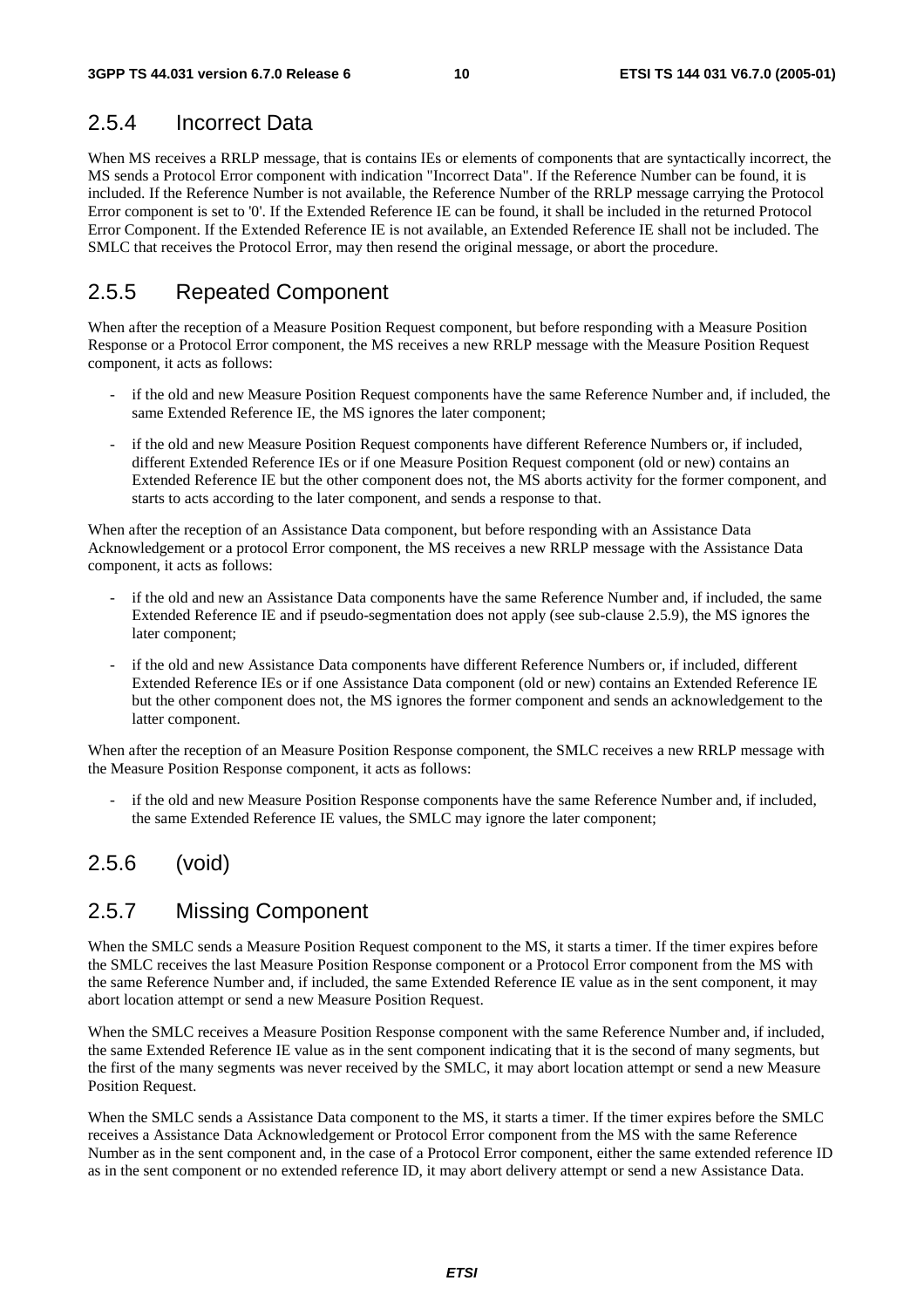## 2.5.4 Incorrect Data

When MS receives a RRLP message, that is contains IEs or elements of components that are syntactically incorrect, the MS sends a Protocol Error component with indication "Incorrect Data". If the Reference Number can be found, it is included. If the Reference Number is not available, the Reference Number of the RRLP message carrying the Protocol Error component is set to '0'. If the Extended Reference IE can be found, it shall be included in the returned Protocol Error Component. If the Extended Reference IE is not available, an Extended Reference IE shall not be included. The SMLC that receives the Protocol Error, may then resend the original message, or abort the procedure.

## 2.5.5 Repeated Component

When after the reception of a Measure Position Request component, but before responding with a Measure Position Response or a Protocol Error component, the MS receives a new RRLP message with the Measure Position Request component, it acts as follows:

- if the old and new Measure Position Request components have the same Reference Number and, if included, the same Extended Reference IE, the MS ignores the later component;
- if the old and new Measure Position Request components have different Reference Numbers or, if included, different Extended Reference IEs or if one Measure Position Request component (old or new) contains an Extended Reference IE but the other component does not, the MS aborts activity for the former component, and starts to acts according to the later component, and sends a response to that.

When after the reception of an Assistance Data component, but before responding with an Assistance Data Acknowledgement or a protocol Error component, the MS receives a new RRLP message with the Assistance Data component, it acts as follows:

- if the old and new an Assistance Data components have the same Reference Number and, if included, the same Extended Reference IE and if pseudo-segmentation does not apply (see sub-clause 2.5.9), the MS ignores the later component;
- if the old and new Assistance Data components have different Reference Numbers or, if included, different Extended Reference IEs or if one Assistance Data component (old or new) contains an Extended Reference IE but the other component does not, the MS ignores the former component and sends an acknowledgement to the latter component.

When after the reception of an Measure Position Response component, the SMLC receives a new RRLP message with the Measure Position Response component, it acts as follows:

- if the old and new Measure Position Response components have the same Reference Number and, if included, the same Extended Reference IE values, the SMLC may ignore the later component;

## 2.5.6 (void)

## 2.5.7 Missing Component

When the SMLC sends a Measure Position Request component to the MS, it starts a timer. If the timer expires before the SMLC receives the last Measure Position Response component or a Protocol Error component from the MS with the same Reference Number and, if included, the same Extended Reference IE value as in the sent component, it may abort location attempt or send a new Measure Position Request.

When the SMLC receives a Measure Position Response component with the same Reference Number and, if included, the same Extended Reference IE value as in the sent component indicating that it is the second of many segments, but the first of the many segments was never received by the SMLC, it may abort location attempt or send a new Measure Position Request.

When the SMLC sends a Assistance Data component to the MS, it starts a timer. If the timer expires before the SMLC receives a Assistance Data Acknowledgement or Protocol Error component from the MS with the same Reference Number as in the sent component and, in the case of a Protocol Error component, either the same extended reference ID as in the sent component or no extended reference ID, it may abort delivery attempt or send a new Assistance Data.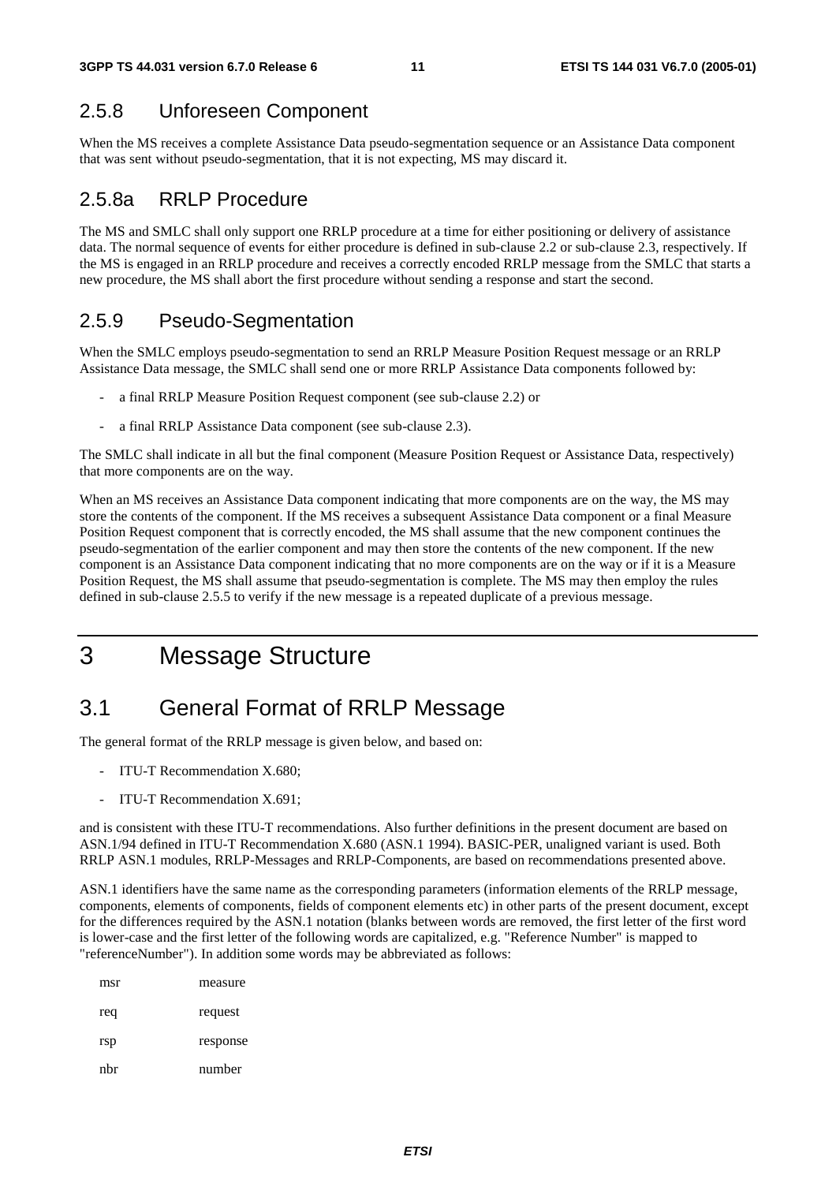### 2.5.8 Unforeseen Component

When the MS receives a complete Assistance Data pseudo-segmentation sequence or an Assistance Data component that was sent without pseudo-segmentation, that it is not expecting, MS may discard it.

### 2.5.8a RRLP Procedure

The MS and SMLC shall only support one RRLP procedure at a time for either positioning or delivery of assistance data. The normal sequence of events for either procedure is defined in sub-clause 2.2 or sub-clause 2.3, respectively. If the MS is engaged in an RRLP procedure and receives a correctly encoded RRLP message from the SMLC that starts a new procedure, the MS shall abort the first procedure without sending a response and start the second.

### 2.5.9 Pseudo-Segmentation

When the SMLC employs pseudo-segmentation to send an RRLP Measure Position Request message or an RRLP Assistance Data message, the SMLC shall send one or more RRLP Assistance Data components followed by:

- a final RRLP Measure Position Request component (see sub-clause 2.2) or
- a final RRLP Assistance Data component (see sub-clause 2.3).

The SMLC shall indicate in all but the final component (Measure Position Request or Assistance Data, respectively) that more components are on the way.

When an MS receives an Assistance Data component indicating that more components are on the way, the MS may store the contents of the component. If the MS receives a subsequent Assistance Data component or a final Measure Position Request component that is correctly encoded, the MS shall assume that the new component continues the pseudo-segmentation of the earlier component and may then store the contents of the new component. If the new component is an Assistance Data component indicating that no more components are on the way or if it is a Measure Position Request, the MS shall assume that pseudo-segmentation is complete. The MS may then employ the rules defined in sub-clause 2.5.5 to verify if the new message is a repeated duplicate of a previous message.

# 3 Message Structure

## 3.1 General Format of RRLP Message

The general format of the RRLP message is given below, and based on:

- ITU-T Recommendation X.680;
- ITU-T Recommendation X.691;

and is consistent with these ITU-T recommendations. Also further definitions in the present document are based on ASN.1/94 defined in ITU-T Recommendation X.680 (ASN.1 1994). BASIC-PER, unaligned variant is used. Both RRLP ASN.1 modules, RRLP-Messages and RRLP-Components, are based on recommendations presented above.

ASN.1 identifiers have the same name as the corresponding parameters (information elements of the RRLP message, components, elements of components, fields of component elements etc) in other parts of the present document, except for the differences required by the ASN.1 notation (blanks between words are removed, the first letter of the first word is lower-case and the first letter of the following words are capitalized, e.g. "Reference Number" is mapped to "referenceNumber"). In addition some words may be abbreviated as follows:

| | |
|---|---|
| msr | measure |
| req | request |
| rsp | response |
| nbr | number |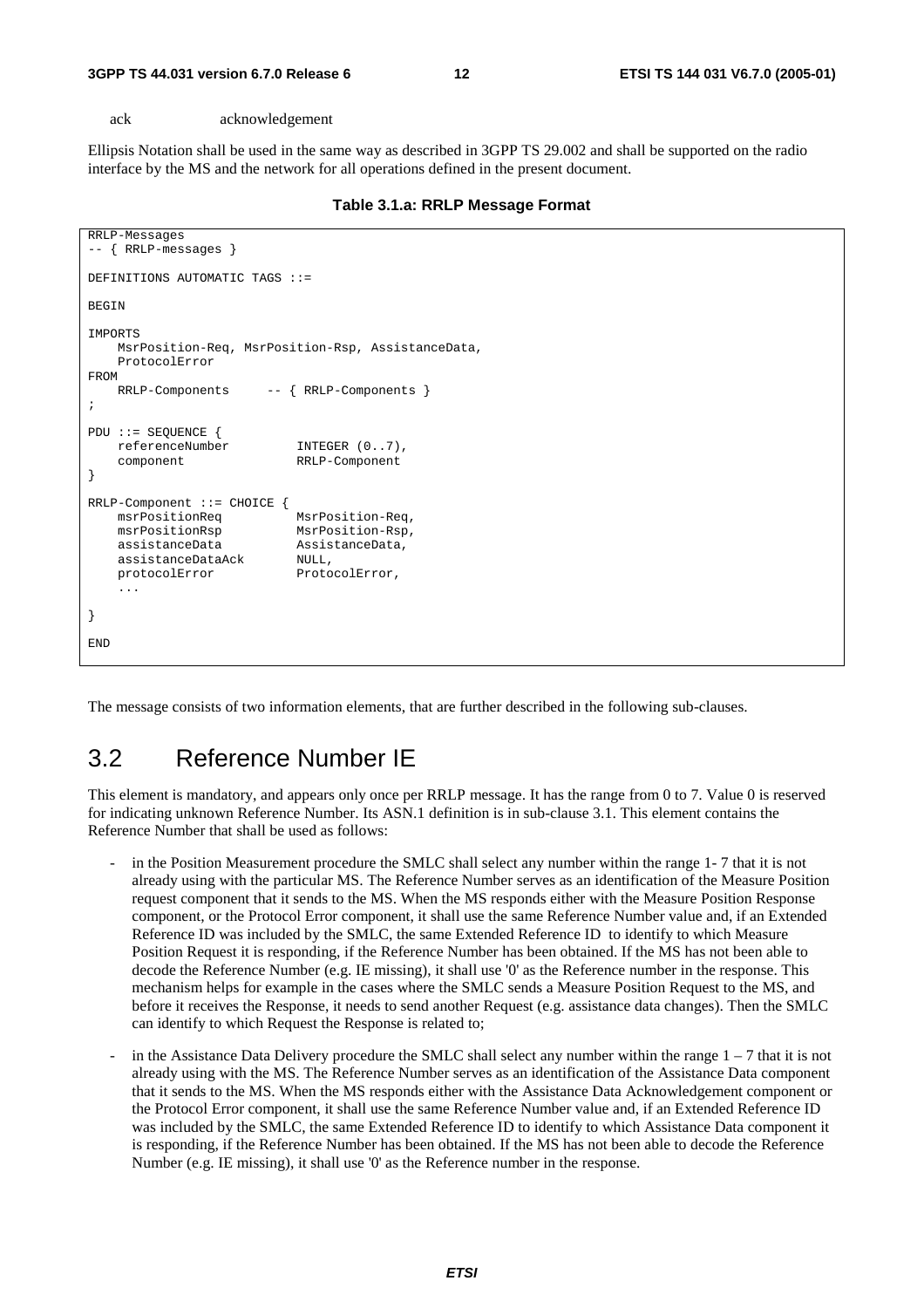ack acknowledgement

Ellipsis Notation shall be used in the same way as described in 3GPP TS 29.002 and shall be supported on the radio interface by the MS and the network for all operations defined in the present document.

**Table 3.1.a: RRLP Message Format**

```
RRLP-Messages
-- { RRLP-messages }

DEFINITIONS AUTOMATIC TAGS ::=

BEGIN

IMPORTS
    MsrPosition-Req, MsrPosition-Rsp, AssistanceData,
    ProtocolError
FROM
    RRLP-Components     -- { RRLP-Components }
;

PDU ::= SEQUENCE {
    referenceNumber         INTEGER (0..7),
    component               RRLP-Component
}

RRLP-Component ::= CHOICE {
    msrPositionReq          MsrPosition-Req,
    msrPositionRsp          MsrPosition-Rsp,
    assistanceData          AssistanceData,
    assistanceDataAck       NULL,
    protocolError           ProtocolError,
    ...

}

END
```

The message consists of two information elements, that are further described in the following sub-clauses.

## 3.2 Reference Number IE

This element is mandatory, and appears only once per RRLP message. It has the range from 0 to 7. Value 0 is reserved for indicating unknown Reference Number. Its ASN.1 definition is in sub-clause 3.1. This element contains the Reference Number that shall be used as follows:

- in the Position Measurement procedure the SMLC shall select any number within the range 1- 7 that it is not already using with the particular MS. The Reference Number serves as an identification of the Measure Position request component that it sends to the MS. When the MS responds either with the Measure Position Response component, or the Protocol Error component, it shall use the same Reference Number value and, if an Extended Reference ID was included by the SMLC, the same Extended Reference ID to identify to which Measure Position Request it is responding, if the Reference Number has been obtained. If the MS has not been able to decode the Reference Number (e.g. IE missing), it shall use '0' as the Reference number in the response. This mechanism helps for example in the cases where the SMLC sends a Measure Position Request to the MS, and before it receives the Response, it needs to send another Request (e.g. assistance data changes). Then the SMLC can identify to which Request the Response is related to;
- in the Assistance Data Delivery procedure the SMLC shall select any number within the range 1 – 7 that it is not already using with the MS. The Reference Number serves as an identification of the Assistance Data component that it sends to the MS. When the MS responds either with the Assistance Data Acknowledgement component or the Protocol Error component, it shall use the same Reference Number value and, if an Extended Reference ID was included by the SMLC, the same Extended Reference ID to identify to which Assistance Data component it is responding, if the Reference Number has been obtained. If the MS has not been able to decode the Reference Number (e.g. IE missing), it shall use '0' as the Reference number in the response.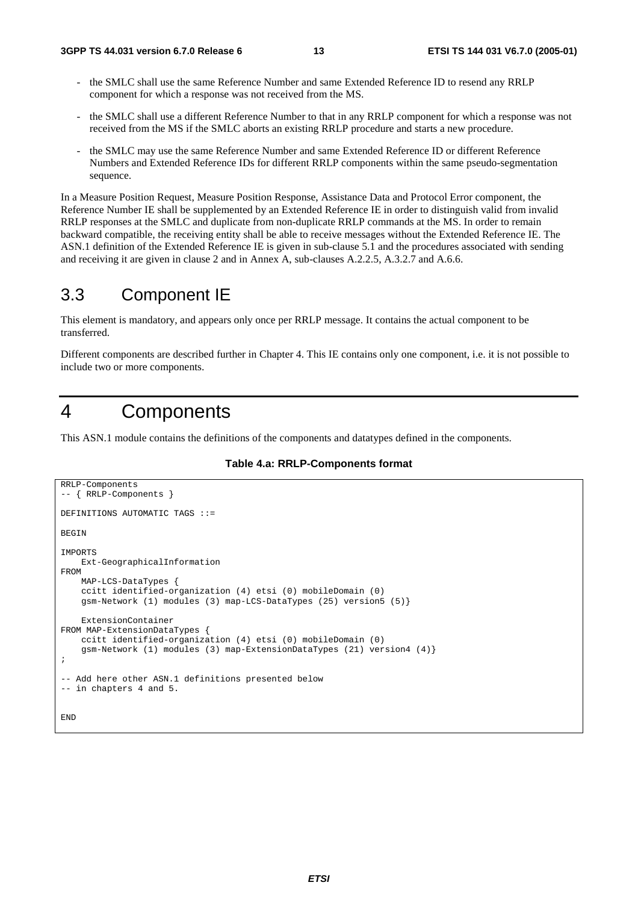- the SMLC shall use the same Reference Number and same Extended Reference ID to resend any RRLP component for which a response was not received from the MS.
- the SMLC shall use a different Reference Number to that in any RRLP component for which a response was not received from the MS if the SMLC aborts an existing RRLP procedure and starts a new procedure.
- the SMLC may use the same Reference Number and same Extended Reference ID or different Reference Numbers and Extended Reference IDs for different RRLP components within the same pseudo-segmentation sequence.

In a Measure Position Request, Measure Position Response, Assistance Data and Protocol Error component, the Reference Number IE shall be supplemented by an Extended Reference IE in order to distinguish valid from invalid RRLP responses at the SMLC and duplicate from non-duplicate RRLP commands at the MS. In order to remain backward compatible, the receiving entity shall be able to receive messages without the Extended Reference IE. The ASN.1 definition of the Extended Reference IE is given in sub-clause 5.1 and the procedures associated with sending and receiving it are given in clause 2 and in Annex A, sub-clauses A.2.2.5, A.3.2.7 and A.6.6.

## 3.3 Component IE

This element is mandatory, and appears only once per RRLP message. It contains the actual component to be transferred.

Different components are described further in Chapter 4. This IE contains only one component, i.e. it is not possible to include two or more components.

# 4 Components

This ASN.1 module contains the definitions of the components and datatypes defined in the components.

**Table 4.a: RRLP-Components format**

```
RRLP-Components
-- { RRLP-Components }

DEFINITIONS AUTOMATIC TAGS ::=

BEGIN

IMPORTS
    Ext-GeographicalInformation
FROM
    MAP-LCS-DataTypes {
    ccitt identified-organization (4) etsi (0) mobileDomain (0)
    gsm-Network (1) modules (3) map-LCS-DataTypes (25) version5 (5)}

    ExtensionContainer
FROM MAP-ExtensionDataTypes {
    ccitt identified-organization (4) etsi (0) mobileDomain (0)
    gsm-Network (1) modules (3) map-ExtensionDataTypes (21) version4 (4)}
;

-- Add here other ASN.1 definitions presented below
-- in chapters 4 and 5.


END
```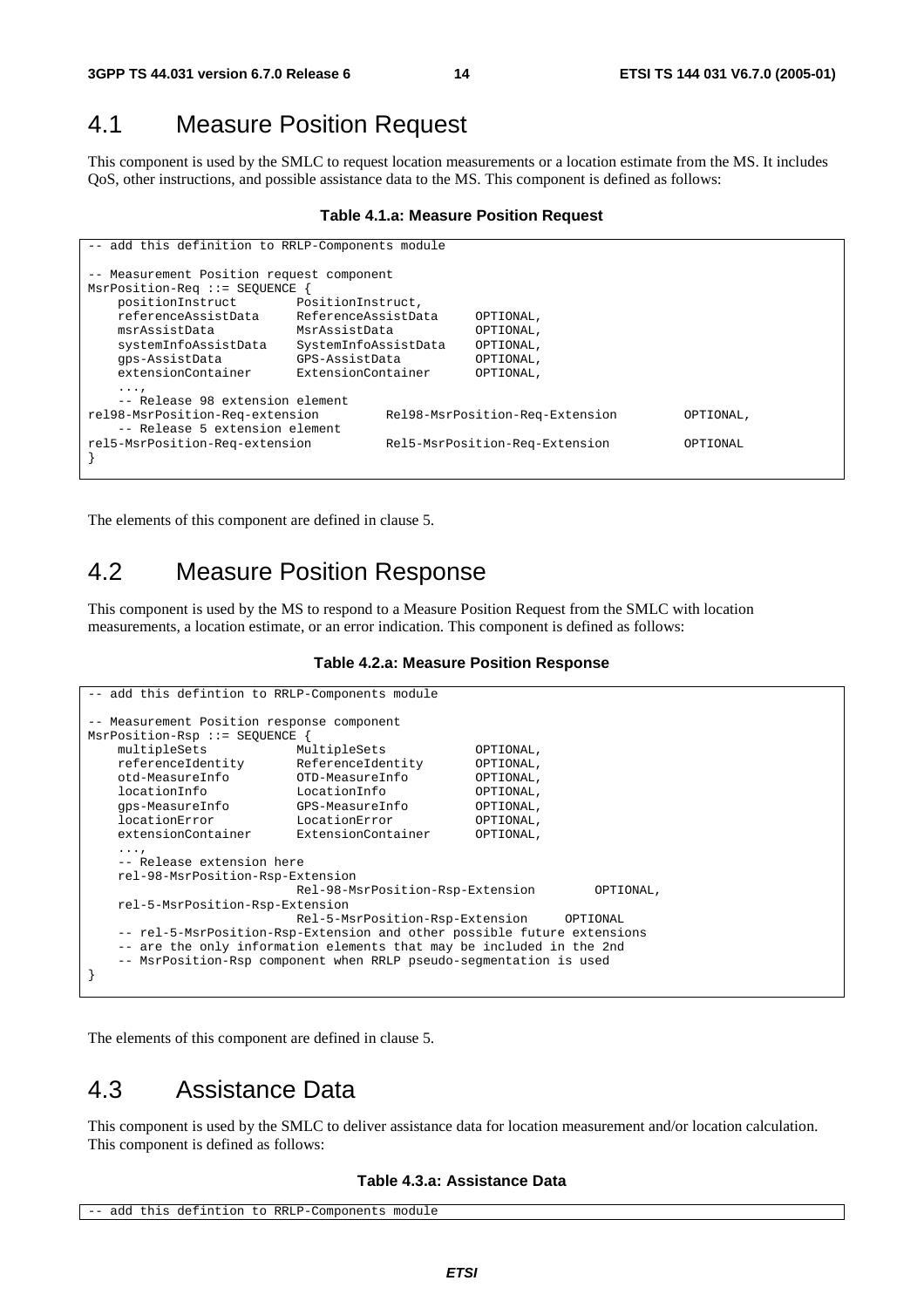## 4.1 Measure Position Request

This component is used by the SMLC to request location measurements or a location estimate from the MS. It includes QoS, other instructions, and possible assistance data to the MS. This component is defined as follows:

**Table 4.1.a: Measure Position Request**

```
-- add this definition to RRLP-Components module

-- Measurement Position request component
MsrPosition-Req ::= SEQUENCE {
    positionInstruct        PositionInstruct,
    referenceAssistData     ReferenceAssistData     OPTIONAL,
    msrAssistData           MsrAssistData           OPTIONAL,
    systemInfoAssistData    SystemInfoAssistData    OPTIONAL,
    gps-AssistData          GPS-AssistData          OPTIONAL,
    extensionContainer      ExtensionContainer      OPTIONAL,
    ...,
    -- Release 98 extension element
rel98-MsrPosition-Req-extension         Rel98-MsrPosition-Req-Extension         OPTIONAL,
    -- Release 5 extension element
rel5-MsrPosition-Req-extension          Rel5-MsrPosition-Req-Extension          OPTIONAL
}
```

The elements of this component are defined in clause 5.

## 4.2 Measure Position Response

This component is used by the MS to respond to a Measure Position Request from the SMLC with location measurements, a location estimate, or an error indication. This component is defined as follows:

**Table 4.2.a: Measure Position Response**

```
-- add this defintion to RRLP-Components module

-- Measurement Position response component
MsrPosition-Rsp ::= SEQUENCE {
    multipleSets            MultipleSets            OPTIONAL,
    referenceIdentity       ReferenceIdentity       OPTIONAL,
    otd-MeasureInfo         OTD-MeasureInfo         OPTIONAL,
    locationInfo            LocationInfo            OPTIONAL,
    gps-MeasureInfo         GPS-MeasureInfo         OPTIONAL,
    locationError           LocationError           OPTIONAL,
    extensionContainer      ExtensionContainer      OPTIONAL,
    ...,
    -- Release extension here
    rel-98-MsrPosition-Rsp-Extension
                            Rel-98-MsrPosition-Rsp-Extension        OPTIONAL,
    rel-5-MsrPosition-Rsp-Extension
                            Rel-5-MsrPosition-Rsp-Extension     OPTIONAL
    -- rel-5-MsrPosition-Rsp-Extension and other possible future extensions
    -- are the only information elements that may be included in the 2nd
    -- MsrPosition-Rsp component when RRLP pseudo-segmentation is used
}
```

The elements of this component are defined in clause 5.

## 4.3 Assistance Data

This component is used by the SMLC to deliver assistance data for location measurement and/or location calculation. This component is defined as follows:

**Table 4.3.a: Assistance Data**

```
-- add this defintion to RRLP-Components module
```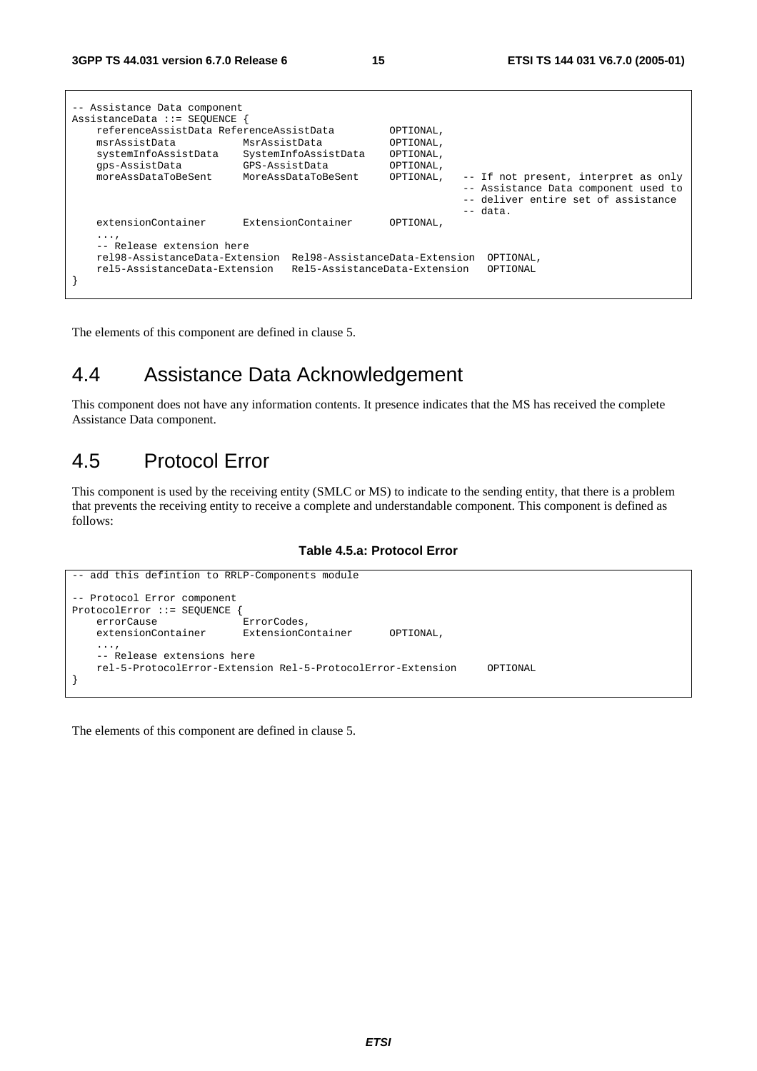```
-- Assistance Data component
AssistanceData ::= SEQUENCE {
    referenceAssistData ReferenceAssistData         OPTIONAL,
    msrAssistData           MsrAssistData           OPTIONAL,
    systemInfoAssistData    SystemInfoAssistData    OPTIONAL,
    gps-AssistData          GPS-AssistData          OPTIONAL,
    moreAssDataToBeSent     MoreAssDataToBeSent     OPTIONAL,   -- If not present, interpret as only
                                                                -- Assistance Data component used to
                                                                -- deliver entire set of assistance
                                                                -- data.
    extensionContainer      ExtensionContainer      OPTIONAL,
    ...,
    -- Release extension here
    rel98-AssistanceData-Extension  Rel98-AssistanceData-Extension  OPTIONAL,
    rel5-AssistanceData-Extension   Rel5-AssistanceData-Extension   OPTIONAL
}
```

The elements of this component are defined in clause 5.

## 4.4 Assistance Data Acknowledgement

This component does not have any information contents. It presence indicates that the MS has received the complete Assistance Data component.

## 4.5 Protocol Error

This component is used by the receiving entity (SMLC or MS) to indicate to the sending entity, that there is a problem that prevents the receiving entity to receive a complete and understandable component. This component is defined as follows:

**Table 4.5.a: Protocol Error**

```
-- add this defintion to RRLP-Components module

-- Protocol Error component
ProtocolError ::= SEQUENCE {
    errorCause              ErrorCodes,
    extensionContainer      ExtensionContainer      OPTIONAL,
    ...,
    -- Release extensions here
    rel-5-ProtocolError-Extension Rel-5-ProtocolError-Extension     OPTIONAL
}
```

The elements of this component are defined in clause 5.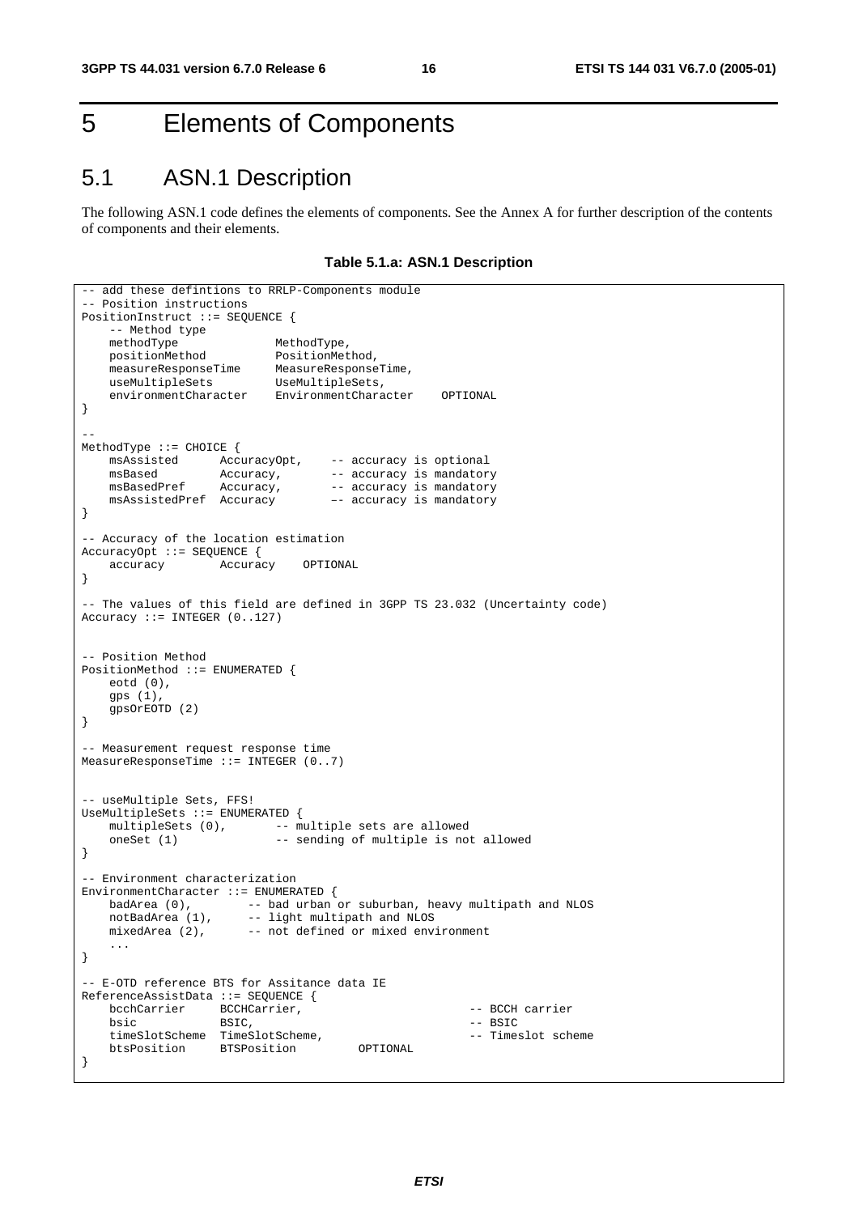# 5 Elements of Components

## 5.1 ASN.1 Description

The following ASN.1 code defines the elements of components. See the Annex A for further description of the contents of components and their elements.

**Table 5.1.a: ASN.1 Description**

```
-- add these defintions to RRLP-Components module
-- Position instructions
PositionInstruct ::= SEQUENCE {
    -- Method type
    methodType              MethodType,
    positionMethod          PositionMethod,
    measureResponseTime     MeasureResponseTime,
    useMultipleSets         UseMultipleSets,
    environmentCharacter    EnvironmentCharacter    OPTIONAL
}

--
MethodType ::= CHOICE {
    msAssisted      AccuracyOpt,    -- accuracy is optional
    msBased         Accuracy,       -- accuracy is mandatory
    msBasedPref     Accuracy,       -- accuracy is mandatory
    msAssistedPref  Accuracy        –- accuracy is mandatory
}

-- Accuracy of the location estimation
AccuracyOpt ::= SEQUENCE {
    accuracy        Accuracy    OPTIONAL
}

-- The values of this field are defined in 3GPP TS 23.032 (Uncertainty code)
Accuracy ::= INTEGER (0..127)


-- Position Method
PositionMethod ::= ENUMERATED {
    eotd (0),
    gps (1),
    gpsOrEOTD (2)
}

-- Measurement request response time
MeasureResponseTime ::= INTEGER (0..7)


-- useMultiple Sets, FFS!
UseMultipleSets ::= ENUMERATED {
    multipleSets (0),       -- multiple sets are allowed
    oneSet (1)              -- sending of multiple is not allowed
}

-- Environment characterization
EnvironmentCharacter ::= ENUMERATED {
    badArea (0),        -- bad urban or suburban, heavy multipath and NLOS
    notBadArea (1),     -- light multipath and NLOS
    mixedArea (2),      -- not defined or mixed environment
    ...
}

-- E-OTD reference BTS for Assitance data IE
ReferenceAssistData ::= SEQUENCE {
    bcchCarrier     BCCHCarrier,                        -- BCCH carrier
    bsic            BSIC,                               -- BSIC
    timeSlotScheme  TimeSlotScheme,                     -- Timeslot scheme
    btsPosition     BTSPosition         OPTIONAL
}
```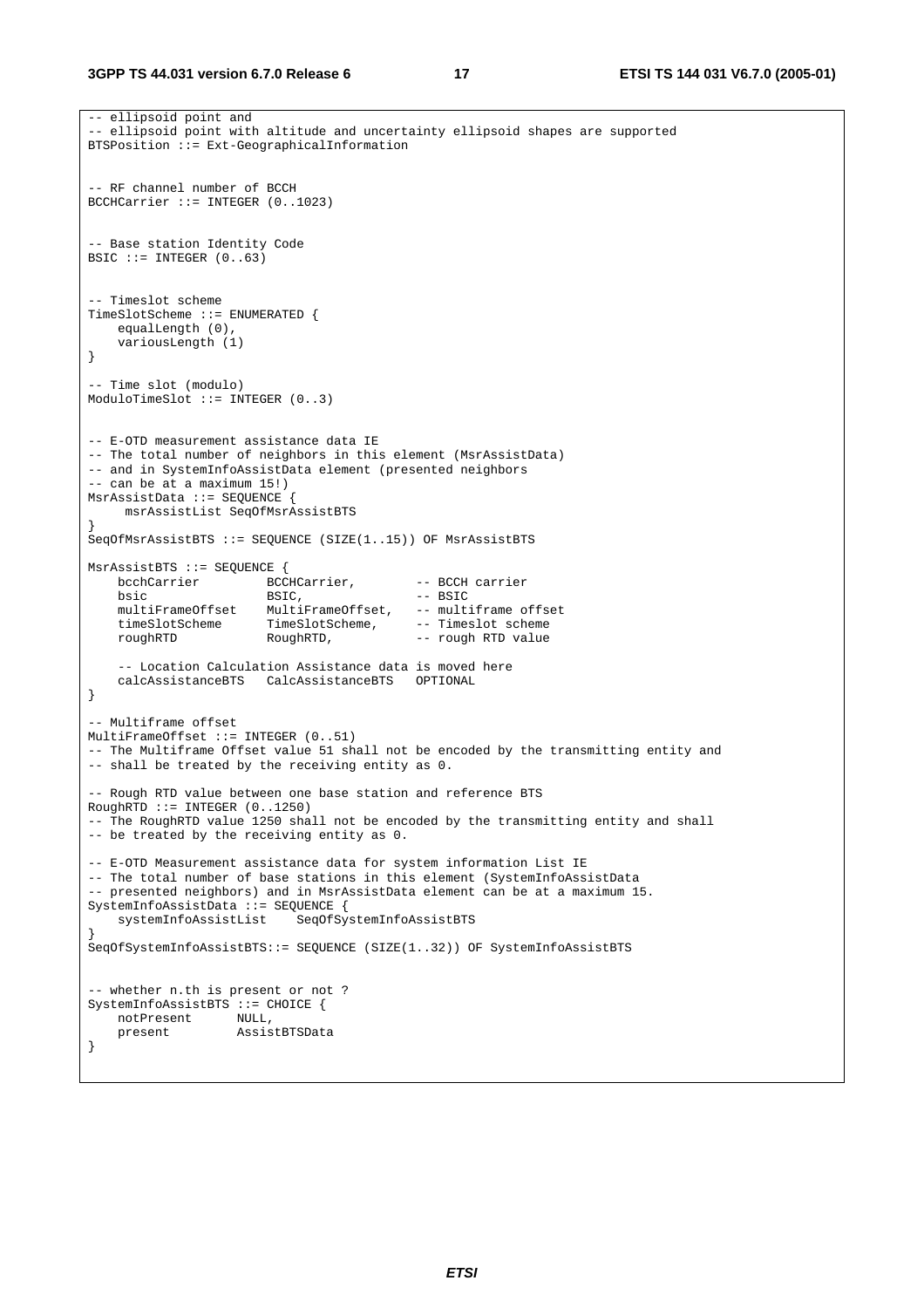```
-- ellipsoid point and
-- ellipsoid point with altitude and uncertainty ellipsoid shapes are supported
BTSPosition ::= Ext-GeographicalInformation


-- RF channel number of BCCH
BCCHCarrier ::= INTEGER (0..1023)


-- Base station Identity Code
BSIC ::= INTEGER (0..63)


-- Timeslot scheme
TimeSlotScheme ::= ENUMERATED {
    equalLength (0),
    variousLength (1)
}

-- Time slot (modulo)
ModuloTimeSlot ::= INTEGER (0..3)


-- E-OTD measurement assistance data IE
-- The total number of neighbors in this element (MsrAssistData)
-- and in SystemInfoAssistData element (presented neighbors
-- can be at a maximum 15!)
MsrAssistData ::= SEQUENCE {
     msrAssistList SeqOfMsrAssistBTS
}
SeqOfMsrAssistBTS ::= SEQUENCE (SIZE(1..15)) OF MsrAssistBTS

MsrAssistBTS ::= SEQUENCE {
    bcchCarrier         BCCHCarrier,        -- BCCH carrier
    bsic                BSIC,               -- BSIC
    multiFrameOffset    MultiFrameOffset,   -- multiframe offset
    timeSlotScheme      TimeSlotScheme,     -- Timeslot scheme
    roughRTD            RoughRTD,           -- rough RTD value

    -- Location Calculation Assistance data is moved here
    calcAssistanceBTS   CalcAssistanceBTS   OPTIONAL
}

-- Multiframe offset
MultiFrameOffset ::= INTEGER (0..51)
-- The Multiframe Offset value 51 shall not be encoded by the transmitting entity and
-- shall be treated by the receiving entity as 0.

-- Rough RTD value between one base station and reference BTS
RoughRTD ::= INTEGER (0..1250)
-- The RoughRTD value 1250 shall not be encoded by the transmitting entity and shall
-- be treated by the receiving entity as 0.

-- E-OTD Measurement assistance data for system information List IE
-- The total number of base stations in this element (SystemInfoAssistData
-- presented neighbors) and in MsrAssistData element can be at a maximum 15.
SystemInfoAssistData ::= SEQUENCE {
    systemInfoAssistList    SeqOfSystemInfoAssistBTS
}
SeqOfSystemInfoAssistBTS::= SEQUENCE (SIZE(1..32)) OF SystemInfoAssistBTS


-- whether n.th is present or not ?
SystemInfoAssistBTS ::= CHOICE {
    notPresent      NULL,
    present         AssistBTSData
}
```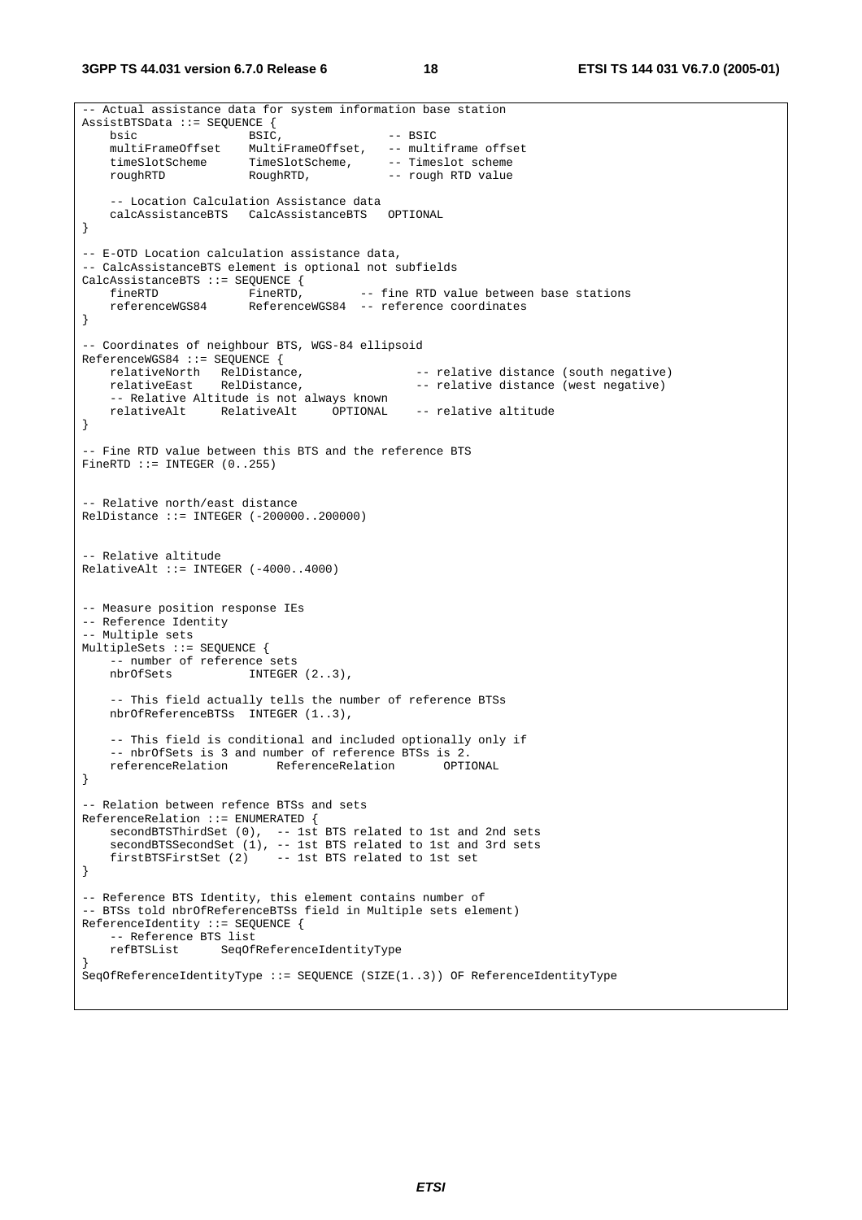```
-- Actual assistance data for system information base station
AssistBTSData ::= SEQUENCE {
    bsic                BSIC,               -- BSIC
    multiFrameOffset    MultiFrameOffset,   -- multiframe offset
    timeSlotScheme      TimeSlotScheme,     -- Timeslot scheme
    roughRTD            RoughRTD,           -- rough RTD value

    -- Location Calculation Assistance data
    calcAssistanceBTS   CalcAssistanceBTS   OPTIONAL
}

-- E-OTD Location calculation assistance data,
-- CalcAssistanceBTS element is optional not subfields
CalcAssistanceBTS ::= SEQUENCE {
    fineRTD             FineRTD,        -- fine RTD value between base stations
    referenceWGS84      ReferenceWGS84  -- reference coordinates
}

-- Coordinates of neighbour BTS, WGS-84 ellipsoid
ReferenceWGS84 ::= SEQUENCE {
    relativeNorth   RelDistance,                -- relative distance (south negative)
    relativeEast    RelDistance,                -- relative distance (west negative)
    -- Relative Altitude is not always known
    relativeAlt     RelativeAlt     OPTIONAL    -- relative altitude
}

-- Fine RTD value between this BTS and the reference BTS
FineRTD ::= INTEGER (0..255)


-- Relative north/east distance
RelDistance ::= INTEGER (-200000..200000)


-- Relative altitude
RelativeAlt ::= INTEGER (-4000..4000)


-- Measure position response IEs
-- Reference Identity
-- Multiple sets
MultipleSets ::= SEQUENCE {
    -- number of reference sets
    nbrOfSets           INTEGER (2..3),

    -- This field actually tells the number of reference BTSs
    nbrOfReferenceBTSs  INTEGER (1..3),

    -- This field is conditional and included optionally only if
    -- nbrOfSets is 3 and number of reference BTSs is 2.
    referenceRelation       ReferenceRelation       OPTIONAL
}

-- Relation between refence BTSs and sets
ReferenceRelation ::= ENUMERATED {
    secondBTSThirdSet (0),  -- 1st BTS related to 1st and 2nd sets
    secondBTSSecondSet (1), -- 1st BTS related to 1st and 3rd sets
    firstBTSFirstSet (2)    -- 1st BTS related to 1st set
}

-- Reference BTS Identity, this element contains number of
-- BTSs told nbrOfReferenceBTSs field in Multiple sets element)
ReferenceIdentity ::= SEQUENCE {
    -- Reference BTS list
    refBTSList      SeqOfReferenceIdentityType
}
SeqOfReferenceIdentityType ::= SEQUENCE (SIZE(1..3)) OF ReferenceIdentityType
```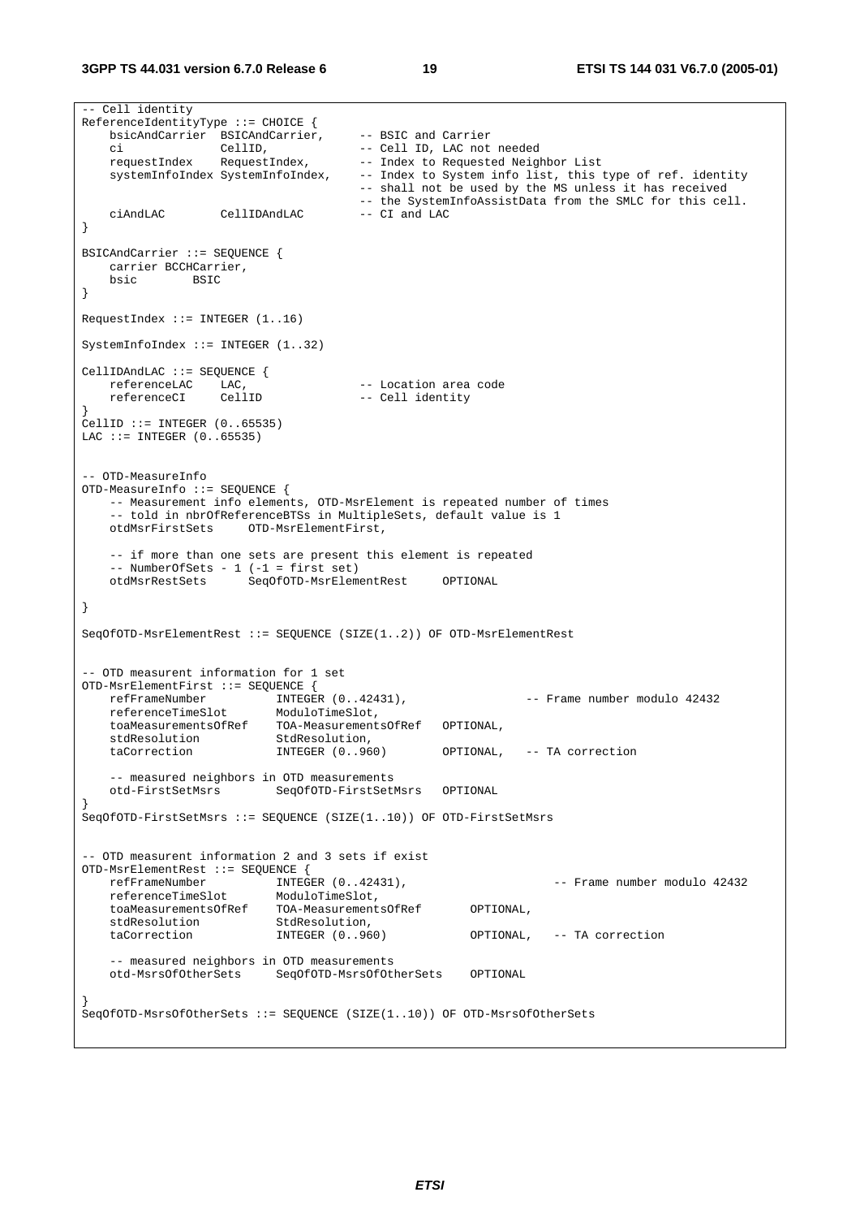```
-- Cell identity
ReferenceIdentityType ::= CHOICE {
    bsicAndCarrier  BSICAndCarrier,     -- BSIC and Carrier
    ci              CellID,             -- Cell ID, LAC not needed
    requestIndex    RequestIndex,       -- Index to Requested Neighbor List
    systemInfoIndex SystemInfoIndex,    -- Index to System info list, this type of ref. identity
                                        -- shall not be used by the MS unless it has received
                                        -- the SystemInfoAssistData from the SMLC for this cell.
    ciAndLAC        CellIDAndLAC        -- CI and LAC
}

BSICAndCarrier ::= SEQUENCE {
    carrier BCCHCarrier,
    bsic        BSIC
}

RequestIndex ::= INTEGER (1..16)

SystemInfoIndex ::= INTEGER (1..32)

CellIDAndLAC ::= SEQUENCE {
    referenceLAC    LAC,                -- Location area code
    referenceCI     CellID              -- Cell identity
}
CellID ::= INTEGER (0..65535)
LAC ::= INTEGER (0..65535)


-- OTD-MeasureInfo
OTD-MeasureInfo ::= SEQUENCE {
    -- Measurement info elements, OTD-MsrElement is repeated number of times
    -- told in nbrOfReferenceBTSs in MultipleSets, default value is 1
    otdMsrFirstSets     OTD-MsrElementFirst,

    -- if more than one sets are present this element is repeated
    -- NumberOfSets - 1 (-1 = first set)
    otdMsrRestSets      SeqOfOTD-MsrElementRest     OPTIONAL

}

SeqOfOTD-MsrElementRest ::= SEQUENCE (SIZE(1..2)) OF OTD-MsrElementRest


-- OTD measurent information for 1 set
OTD-MsrElementFirst ::= SEQUENCE {
    refFrameNumber          INTEGER (0..42431),                 -- Frame number modulo 42432
    referenceTimeSlot       ModuloTimeSlot,
    toaMeasurementsOfRef    TOA-MeasurementsOfRef   OPTIONAL,
    stdResolution           StdResolution,
    taCorrection            INTEGER (0..960)        OPTIONAL,   -- TA correction

    -- measured neighbors in OTD measurements
    otd-FirstSetMsrs        SeqOfOTD-FirstSetMsrs   OPTIONAL
}
SeqOfOTD-FirstSetMsrs ::= SEQUENCE (SIZE(1..10)) OF OTD-FirstSetMsrs


-- OTD measurent information 2 and 3 sets if exist
OTD-MsrElementRest ::= SEQUENCE {
    refFrameNumber          INTEGER (0..42431),                     -- Frame number modulo 42432
    referenceTimeSlot       ModuloTimeSlot,
    toaMeasurementsOfRef    TOA-MeasurementsOfRef       OPTIONAL,
    stdResolution           StdResolution,
    taCorrection            INTEGER (0..960)            OPTIONAL,   -- TA correction

    -- measured neighbors in OTD measurements
    otd-MsrsOfOtherSets     SeqOfOTD-MsrsOfOtherSets    OPTIONAL

}
SeqOfOTD-MsrsOfOtherSets ::= SEQUENCE (SIZE(1..10)) OF OTD-MsrsOfOtherSets
```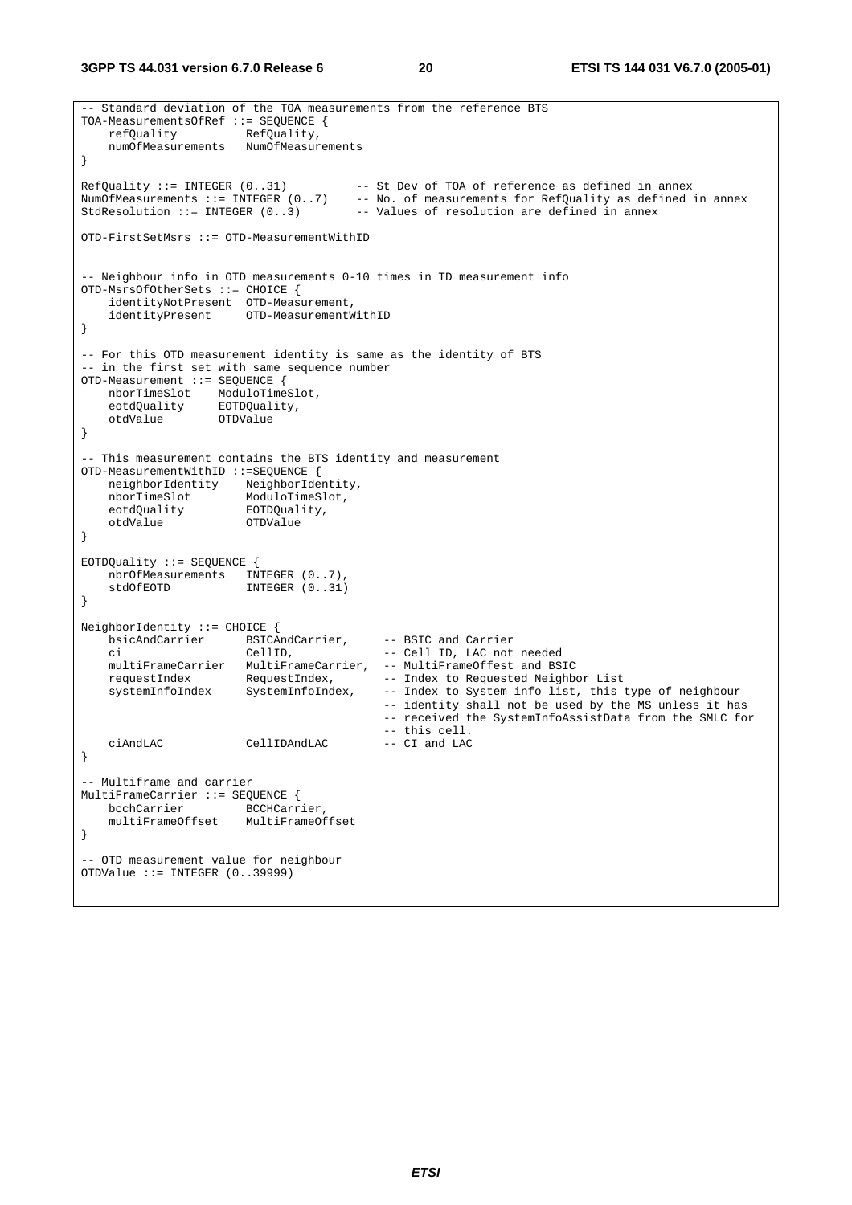```
-- Standard deviation of the TOA measurements from the reference BTS
TOA-MeasurementsOfRef ::= SEQUENCE {
    refQuality          RefQuality,
    numOfMeasurements   NumOfMeasurements
}

RefQuality ::= INTEGER (0..31)          -- St Dev of TOA of reference as defined in annex
NumOfMeasurements ::= INTEGER (0..7)    -- No. of measurements for RefQuality as defined in annex
StdResolution ::= INTEGER (0..3)        -- Values of resolution are defined in annex

OTD-FirstSetMsrs ::= OTD-MeasurementWithID


-- Neighbour info in OTD measurements 0-10 times in TD measurement info
OTD-MsrsOfOtherSets ::= CHOICE {
    identityNotPresent  OTD-Measurement,
    identityPresent     OTD-MeasurementWithID
}

-- For this OTD measurement identity is same as the identity of BTS
-- in the first set with same sequence number
OTD-Measurement ::= SEQUENCE {
    nborTimeSlot    ModuloTimeSlot,
    eotdQuality     EOTDQuality,
    otdValue        OTDValue
}

-- This measurement contains the BTS identity and measurement
OTD-MeasurementWithID ::=SEQUENCE {
    neighborIdentity    NeighborIdentity,
    nborTimeSlot        ModuloTimeSlot,
    eotdQuality         EOTDQuality,
    otdValue            OTDValue
}

EOTDQuality ::= SEQUENCE {
    nbrOfMeasurements   INTEGER (0..7),
    stdOfEOTD           INTEGER (0..31)
}

NeighborIdentity ::= CHOICE {
    bsicAndCarrier      BSICAndCarrier,     -- BSIC and Carrier
    ci                  CellID,             -- Cell ID, LAC not needed
    multiFrameCarrier   MultiFrameCarrier,  -- MultiFrameOffest and BSIC
    requestIndex        RequestIndex,       -- Index to Requested Neighbor List
    systemInfoIndex     SystemInfoIndex,    -- Index to System info list, this type of neighbour
                                            -- identity shall not be used by the MS unless it has
                                            -- received the SystemInfoAssistData from the SMLC for
                                            -- this cell.
    ciAndLAC            CellIDAndLAC        -- CI and LAC
}

-- Multiframe and carrier
MultiFrameCarrier ::= SEQUENCE {
    bcchCarrier         BCCHCarrier,
    multiFrameOffset    MultiFrameOffset
}

-- OTD measurement value for neighbour
OTDValue ::= INTEGER (0..39999)
```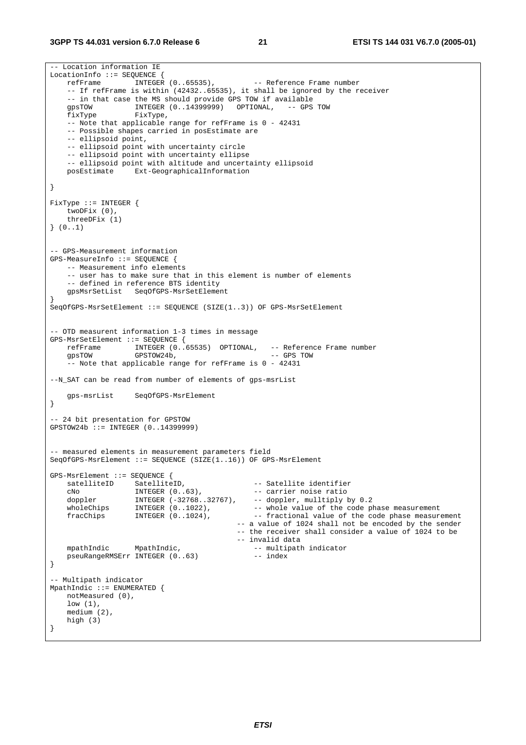```
-- Location information IE
LocationInfo ::= SEQUENCE {
    refFrame        INTEGER (0..65535),         -- Reference Frame number
    -- If refFrame is within (42432..65535), it shall be ignored by the receiver
    -- in that case the MS should provide GPS TOW if available
    gpsTOW          INTEGER (0..14399999)   OPTIONAL,   -- GPS TOW
    fixType         FixType,
    -- Note that applicable range for refFrame is 0 - 42431
    -- Possible shapes carried in posEstimate are
    -- ellipsoid point,
    -- ellipsoid point with uncertainty circle
    -- ellipsoid point with uncertainty ellipse
    -- ellipsoid point with altitude and uncertainty ellipsoid
    posEstimate     Ext-GeographicalInformation

}

FixType ::= INTEGER {
    twoDFix (0),
    threeDFix (1)
} (0..1)


-- GPS-Measurement information
GPS-MeasureInfo ::= SEQUENCE {
    -- Measurement info elements
    -- user has to make sure that in this element is number of elements
    -- defined in reference BTS identity
    gpsMsrSetList   SeqOfGPS-MsrSetElement
}
SeqOfGPS-MsrSetElement ::= SEQUENCE (SIZE(1..3)) OF GPS-MsrSetElement


-- OTD measurent information 1-3 times in message
GPS-MsrSetElement ::= SEQUENCE {
    refFrame        INTEGER (0..65535)  OPTIONAL,   -- Reference Frame number
    gpsTOW          GPSTOW24b,                      -- GPS TOW
    -- Note that applicable range for refFrame is 0 - 42431

--N_SAT can be read from number of elements of gps-msrList

    gps-msrList     SeqOfGPS-MsrElement
}

-- 24 bit presentation for GPSTOW
GPSTOW24b ::= INTEGER (0..14399999)


-- measured elements in measurement parameters field
SeqOfGPS-MsrElement ::= SEQUENCE (SIZE(1..16)) OF GPS-MsrElement

GPS-MsrElement ::= SEQUENCE {
    satelliteID     SatelliteID,                -- Satellite identifier
    cNo             INTEGER (0..63),            -- carrier noise ratio
    doppler         INTEGER (-32768..32767),    -- doppler, mulltiply by 0.2
    wholeChips      INTEGER (0..1022),          -- whole value of the code phase measurement
    fracChips       INTEGER (0..1024),          -- fractional value of the code phase measurement
                                        -- a value of 1024 shall not be encoded by the sender
                                        -- the receiver shall consider a value of 1024 to be
                                        -- invalid data
    mpathIndic      MpathIndic,                 -- multipath indicator
    pseuRangeRMSErr INTEGER (0..63)             -- index
}

-- Multipath indicator
MpathIndic ::= ENUMERATED {
    notMeasured (0),
    low (1),
    medium (2),
    high (3)
}
```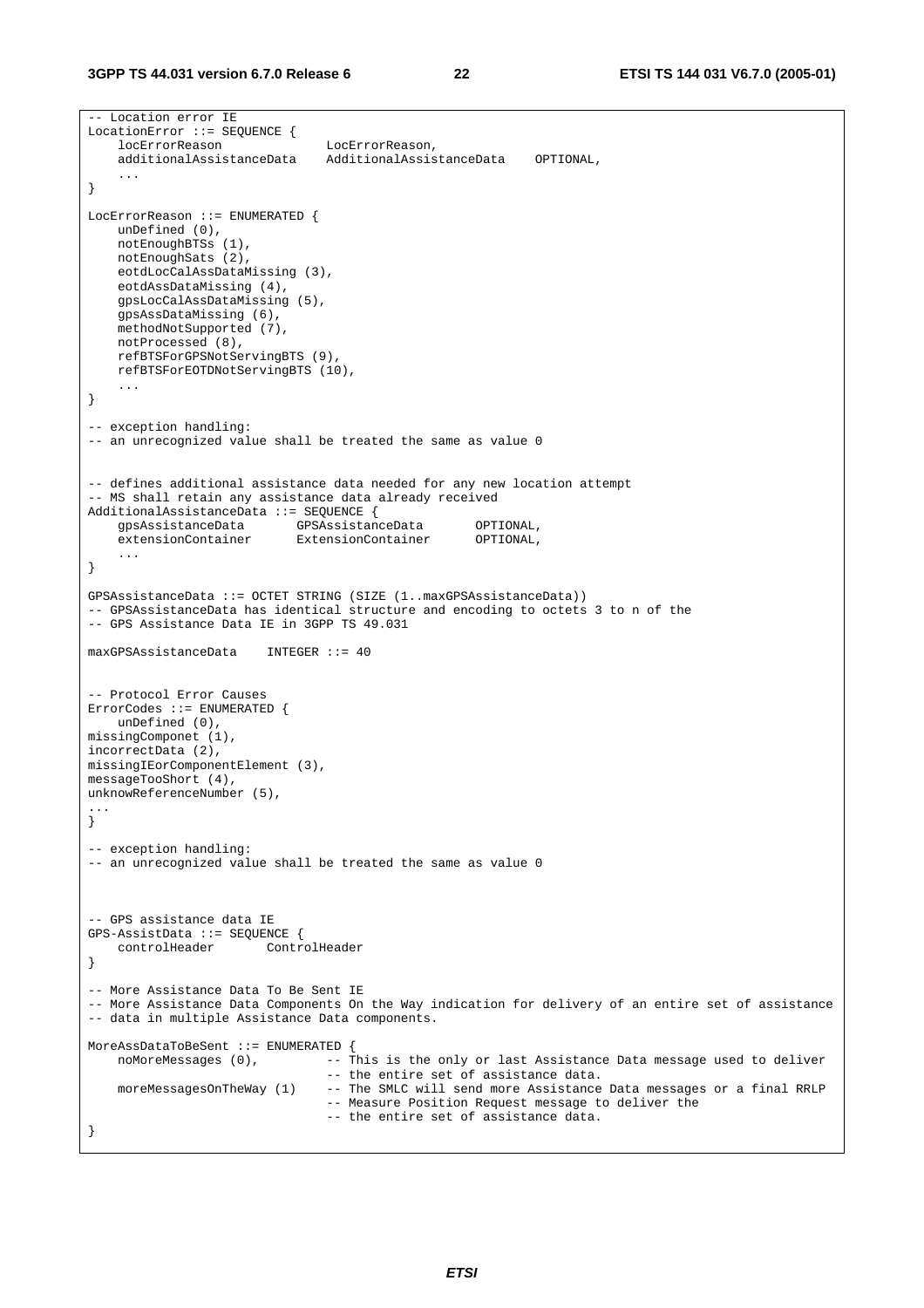```
-- Location error IE
LocationError ::= SEQUENCE {
    locErrorReason              LocErrorReason,
    additionalAssistanceData    AdditionalAssistanceData    OPTIONAL,
    ...
}

LocErrorReason ::= ENUMERATED {
    unDefined (0),
    notEnoughBTSs (1),
    notEnoughSats (2),
    eotdLocCalAssDataMissing (3),
    eotdAssDataMissing (4),
    gpsLocCalAssDataMissing (5),
    gpsAssDataMissing (6),
    methodNotSupported (7),
    notProcessed (8),
    refBTSForGPSNotServingBTS (9),
    refBTSForEOTDNotServingBTS (10),
    ...
}

-- exception handling:
-- an unrecognized value shall be treated the same as value 0


-- defines additional assistance data needed for any new location attempt
-- MS shall retain any assistance data already received
AdditionalAssistanceData ::= SEQUENCE {
    gpsAssistanceData       GPSAssistanceData       OPTIONAL,
    extensionContainer      ExtensionContainer      OPTIONAL,
    ...
}

GPSAssistanceData ::= OCTET STRING (SIZE (1..maxGPSAssistanceData))
-- GPSAssistanceData has identical structure and encoding to octets 3 to n of the
-- GPS Assistance Data IE in 3GPP TS 49.031

maxGPSAssistanceData    INTEGER ::= 40


-- Protocol Error Causes
ErrorCodes ::= ENUMERATED {
    unDefined (0),
missingComponet (1),
incorrectData (2),
missingIEorComponentElement (3),
messageTooShort (4),
unknowReferenceNumber (5),
...
}

-- exception handling:
-- an unrecognized value shall be treated the same as value 0



-- GPS assistance data IE
GPS-AssistData ::= SEQUENCE {
    controlHeader       ControlHeader
}

-- More Assistance Data To Be Sent IE
-- More Assistance Data Components On the Way indication for delivery of an entire set of assistance
-- data in multiple Assistance Data components.

MoreAssDataToBeSent ::= ENUMERATED {
    noMoreMessages (0),         -- This is the only or last Assistance Data message used to deliver
                                -- the entire set of assistance data.
    moreMessagesOnTheWay (1)    -- The SMLC will send more Assistance Data messages or a final RRLP
                                -- Measure Position Request message to deliver the
                                -- the entire set of assistance data.
}
```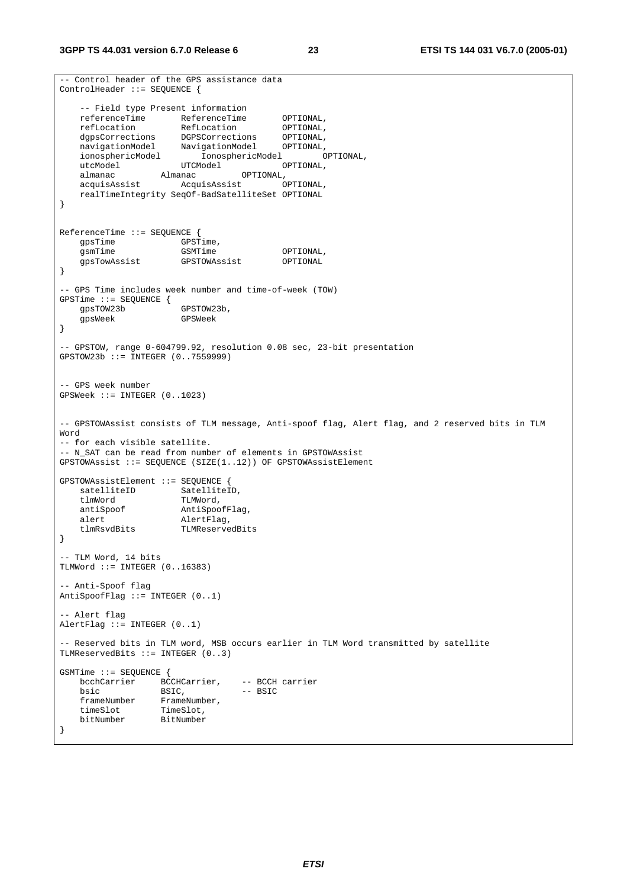```
-- Control header of the GPS assistance data
ControlHeader ::= SEQUENCE {

    -- Field type Present information
    referenceTime       ReferenceTime       OPTIONAL,
    refLocation         RefLocation         OPTIONAL,
    dgpsCorrections     DGPSCorrections     OPTIONAL,
    navigationModel     NavigationModel     OPTIONAL,
    ionosphericModel        IonosphericModel        OPTIONAL,
    utcModel            UTCModel            OPTIONAL,
    almanac         Almanac         OPTIONAL,
    acquisAssist        AcquisAssist        OPTIONAL,
    realTimeIntegrity SeqOf-BadSatelliteSet OPTIONAL
}


ReferenceTime ::= SEQUENCE {
    gpsTime             GPSTime,
    gsmTime             GSMTime             OPTIONAL,
    gpsTowAssist        GPSTOWAssist        OPTIONAL
}

-- GPS Time includes week number and time-of-week (TOW)
GPSTime ::= SEQUENCE {
    gpsTOW23b           GPSTOW23b,
    gpsWeek             GPSWeek
}

-- GPSTOW, range 0-604799.92, resolution 0.08 sec, 23-bit presentation
GPSTOW23b ::= INTEGER (0..7559999)


-- GPS week number
GPSWeek ::= INTEGER (0..1023)


-- GPSTOWAssist consists of TLM message, Anti-spoof flag, Alert flag, and 2 reserved bits in TLM
Word
-- for each visible satellite.
-- N_SAT can be read from number of elements in GPSTOWAssist
GPSTOWAssist ::= SEQUENCE (SIZE(1..12)) OF GPSTOWAssistElement

GPSTOWAssistElement ::= SEQUENCE {
    satelliteID         SatelliteID,
    tlmWord             TLMWord,
    antiSpoof           AntiSpoofFlag,
    alert               AlertFlag,
    tlmRsvdBits         TLMReservedBits
}

-- TLM Word, 14 bits
TLMWord ::= INTEGER (0..16383)

-- Anti-Spoof flag
AntiSpoofFlag ::= INTEGER (0..1)

-- Alert flag
AlertFlag ::= INTEGER (0..1)

-- Reserved bits in TLM word, MSB occurs earlier in TLM Word transmitted by satellite
TLMReservedBits ::= INTEGER (0..3)

GSMTime ::= SEQUENCE {
    bcchCarrier     BCCHCarrier,    -- BCCH carrier
    bsic            BSIC,           -- BSIC
    frameNumber     FrameNumber,
    timeSlot        TimeSlot,
    bitNumber       BitNumber
}
```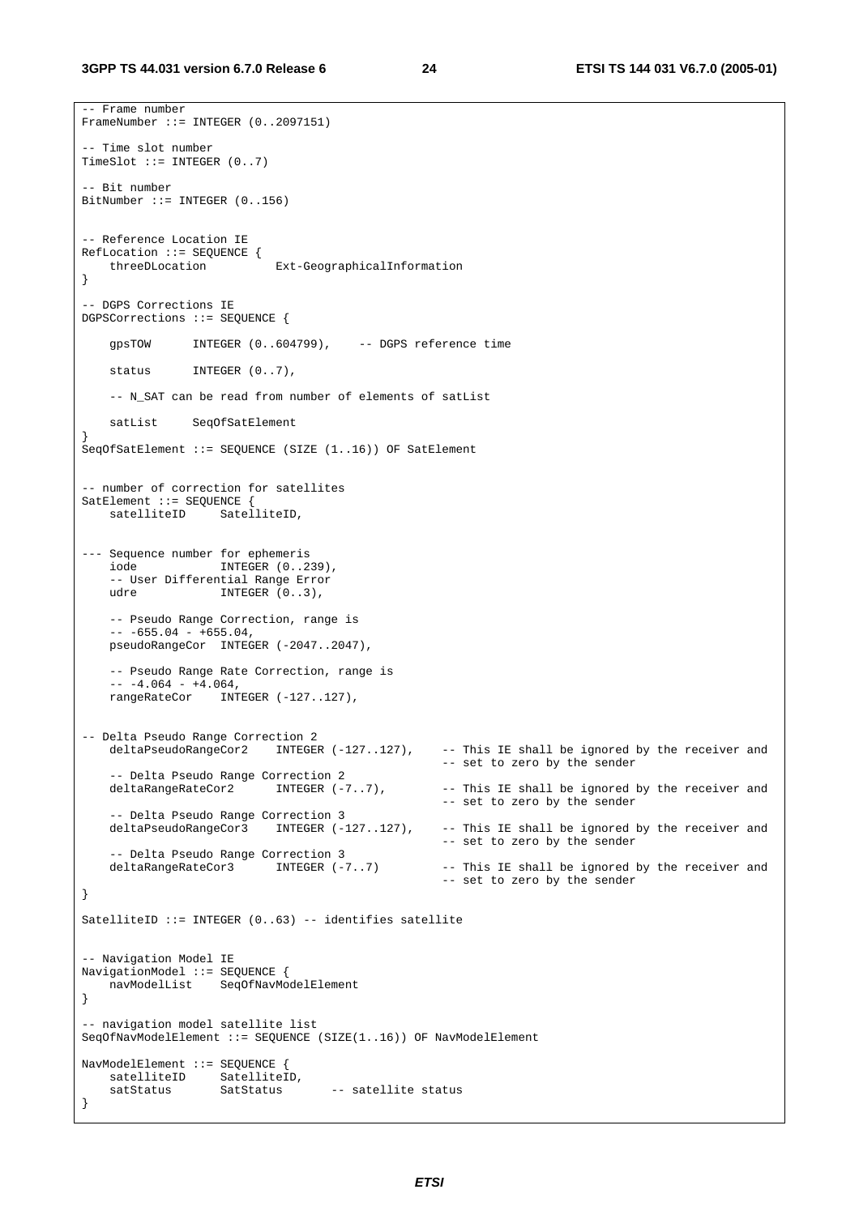```
-- Frame number
FrameNumber ::= INTEGER (0..2097151)

-- Time slot number
TimeSlot ::= INTEGER (0..7)

-- Bit number
BitNumber ::= INTEGER (0..156)


-- Reference Location IE
RefLocation ::= SEQUENCE {
    threeDLocation          Ext-GeographicalInformation
}

-- DGPS Corrections IE
DGPSCorrections ::= SEQUENCE {

    gpsTOW      INTEGER (0..604799),    -- DGPS reference time

    status      INTEGER (0..7),

    -- N_SAT can be read from number of elements of satList

    satList     SeqOfSatElement
}
SeqOfSatElement ::= SEQUENCE (SIZE (1..16)) OF SatElement


-- number of correction for satellites
SatElement ::= SEQUENCE {
    satelliteID     SatelliteID,


--- Sequence number for ephemeris
    iode            INTEGER (0..239),
    -- User Differential Range Error
    udre            INTEGER (0..3),

    -- Pseudo Range Correction, range is
    -- -655.04 - +655.04,
    pseudoRangeCor  INTEGER (-2047..2047),

    -- Pseudo Range Rate Correction, range is
    -- -4.064 - +4.064,
    rangeRateCor    INTEGER (-127..127),


-- Delta Pseudo Range Correction 2
    deltaPseudoRangeCor2    INTEGER (-127..127),    -- This IE shall be ignored by the receiver and
                                                    -- set to zero by the sender
    -- Delta Pseudo Range Correction 2
    deltaRangeRateCor2      INTEGER (-7..7),        -- This IE shall be ignored by the receiver and
                                                    -- set to zero by the sender
    -- Delta Pseudo Range Correction 3
    deltaPseudoRangeCor3    INTEGER (-127..127),    -- This IE shall be ignored by the receiver and
                                                    -- set to zero by the sender
    -- Delta Pseudo Range Correction 3
    deltaRangeRateCor3      INTEGER (-7..7)         -- This IE shall be ignored by the receiver and
                                                    -- set to zero by the sender
}

SatelliteID ::= INTEGER (0..63) -- identifies satellite


-- Navigation Model IE
NavigationModel ::= SEQUENCE {
    navModelList    SeqOfNavModelElement
}

-- navigation model satellite list
SeqOfNavModelElement ::= SEQUENCE (SIZE(1..16)) OF NavModelElement

NavModelElement ::= SEQUENCE {
    satelliteID     SatelliteID,
    satStatus       SatStatus       -- satellite status
}
```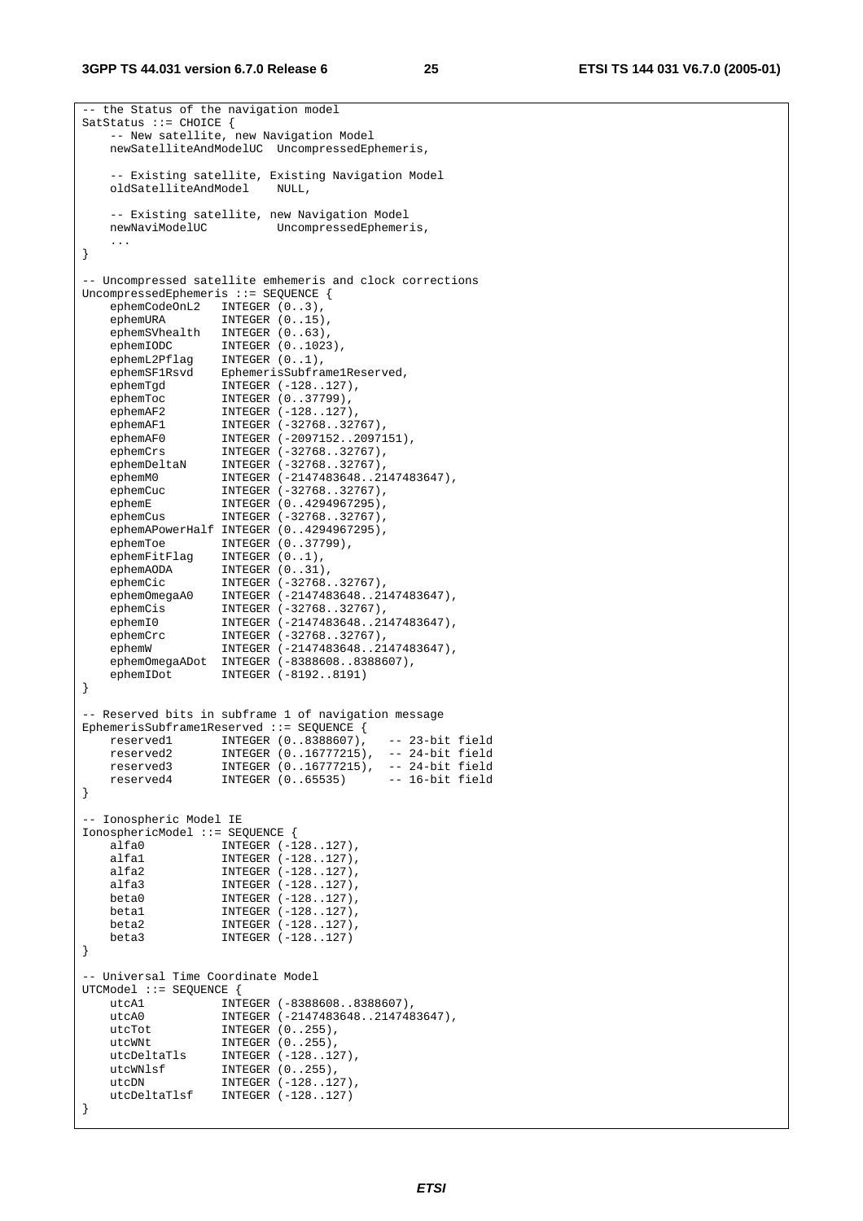```
-- the Status of the navigation model
SatStatus ::= CHOICE {
    -- New satellite, new Navigation Model
    newSatelliteAndModelUC  UncompressedEphemeris,

    -- Existing satellite, Existing Navigation Model
    oldSatelliteAndModel    NULL,

    -- Existing satellite, new Navigation Model
    newNaviModelUC          UncompressedEphemeris,
    ...
}

-- Uncompressed satellite emhemeris and clock corrections
UncompressedEphemeris ::= SEQUENCE {
    ephemCodeOnL2   INTEGER (0..3),
    ephemURA        INTEGER (0..15),
    ephemSVhealth   INTEGER (0..63),
    ephemIODC       INTEGER (0..1023),
    ephemL2Pflag    INTEGER (0..1),
    ephemSF1Rsvd    EphemerisSubframe1Reserved,
    ephemTgd        INTEGER (-128..127),
    ephemToc        INTEGER (0..37799),
    ephemAF2        INTEGER (-128..127),
    ephemAF1        INTEGER (-32768..32767),
    ephemAF0        INTEGER (-2097152..2097151),
    ephemCrs        INTEGER (-32768..32767),
    ephemDeltaN     INTEGER (-32768..32767),
    ephemM0         INTEGER (-2147483648..2147483647),
    ephemCuc        INTEGER (-32768..32767),
    ephemE          INTEGER (0..4294967295),
    ephemCus        INTEGER (-32768..32767),
    ephemAPowerHalf INTEGER (0..4294967295),
    ephemToe        INTEGER (0..37799),
    ephemFitFlag    INTEGER (0..1),
    ephemAODA       INTEGER (0..31),
    ephemCic        INTEGER (-32768..32767),
    ephemOmegaA0    INTEGER (-2147483648..2147483647),
    ephemCis        INTEGER (-32768..32767),
    ephemI0         INTEGER (-2147483648..2147483647),
    ephemCrc        INTEGER (-32768..32767),
    ephemW          INTEGER (-2147483648..2147483647),
    ephemOmegaADot  INTEGER (-8388608..8388607),
    ephemIDot       INTEGER (-8192..8191)
}

-- Reserved bits in subframe 1 of navigation message
EphemerisSubframe1Reserved ::= SEQUENCE {
    reserved1       INTEGER (0..8388607),   -- 23-bit field
    reserved2       INTEGER (0..16777215),  -- 24-bit field
    reserved3       INTEGER (0..16777215),  -- 24-bit field
    reserved4       INTEGER (0..65535)      -- 16-bit field
}

-- Ionospheric Model IE
IonosphericModel ::= SEQUENCE {
    alfa0           INTEGER (-128..127),
    alfa1           INTEGER (-128..127),
    alfa2           INTEGER (-128..127),
    alfa3           INTEGER (-128..127),
    beta0           INTEGER (-128..127),
    beta1           INTEGER (-128..127),
    beta2           INTEGER (-128..127),
    beta3           INTEGER (-128..127)
}

-- Universal Time Coordinate Model
UTCModel ::= SEQUENCE {
    utcA1           INTEGER (-8388608..8388607),
    utcA0           INTEGER (-2147483648..2147483647),
    utcTot          INTEGER (0..255),
    utcWNt          INTEGER (0..255),
    utcDeltaTls     INTEGER (-128..127),
    utcWNlsf        INTEGER (0..255),
    utcDN           INTEGER (-128..127),
    utcDeltaTlsf    INTEGER (-128..127)
}
```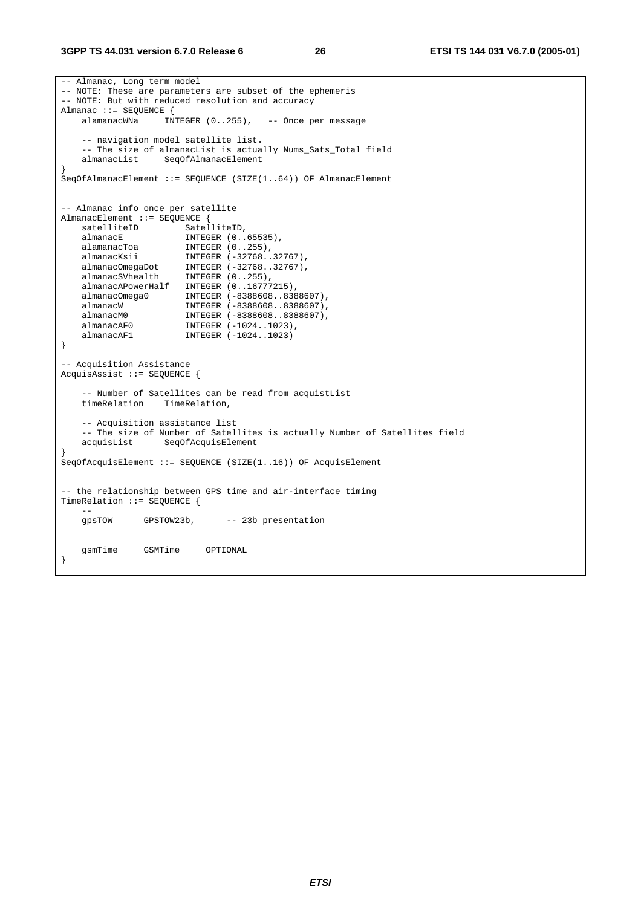```
-- Almanac, Long term model
-- NOTE: These are parameters are subset of the ephemeris
-- NOTE: But with reduced resolution and accuracy
Almanac ::= SEQUENCE {
    alamanacWNa      INTEGER (0..255),   -- Once per message

    -- navigation model satellite list.
    -- The size of almanacList is actually Nums_Sats_Total field
    almanacList      SeqOfAlmanacElement
}
SeqOfAlmanacElement ::= SEQUENCE (SIZE(1..64)) OF AlmanacElement


-- Almanac info once per satellite
AlmanacElement ::= SEQUENCE {
    satelliteID          SatelliteID,
    almanacE             INTEGER (0..65535),
    alamanacToa          INTEGER (0..255),
    almanacKsii          INTEGER (-32768..32767),
    almanacOmegaDot      INTEGER (-32768..32767),
    almanacSVhealth      INTEGER (0..255),
    almanacAPowerHalf    INTEGER (0..16777215),
    almanacOmega0        INTEGER (-8388608..8388607),
    almanacW             INTEGER (-8388608..8388607),
    almanacM0            INTEGER (-8388608..8388607),
    almanacAF0           INTEGER (-1024..1023),
    almanacAF1           INTEGER (-1024..1023)
}

-- Acquisition Assistance
AcquisAssist ::= SEQUENCE {

    -- Number of Satellites can be read from acquistList
    timeRelation     TimeRelation,

    -- Acquisition assistance list
    -- The size of Number of Satellites is actually Number of Satellites field
    acquisList       SeqOfAcquisElement
}
SeqOfAcquisElement ::= SEQUENCE (SIZE(1..16)) OF AcquisElement


-- the relationship between GPS time and air-interface timing
TimeRelation ::= SEQUENCE {
    --
    gpsTOW      GPSTOW23b,       -- 23b presentation


    gsmTime     GSMTime      OPTIONAL
}
```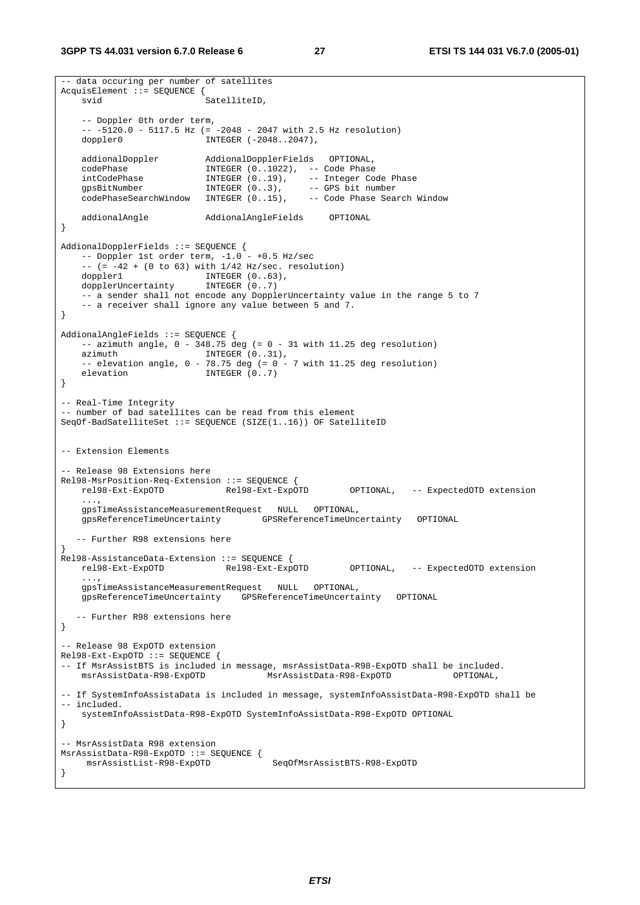```
-- data occuring per number of satellites
AcquisElement ::= SEQUENCE {
    svid                    SatelliteID,

    -- Doppler 0th order term,
    -- -5120.0 - 5117.5 Hz (= -2048 - 2047 with 2.5 Hz resolution)
    doppler0                INTEGER (-2048..2047),

    addionalDoppler         AddionalDopplerFields   OPTIONAL,
    codePhase               INTEGER (0..1022),  -- Code Phase
    intCodePhase            INTEGER (0..19),    -- Integer Code Phase
    gpsBitNumber            INTEGER (0..3),     -- GPS bit number
    codePhaseSearchWindow   INTEGER (0..15),    -- Code Phase Search Window

    addionalAngle           AddionalAngleFields     OPTIONAL
}

AddionalDopplerFields ::= SEQUENCE {
    -- Doppler 1st order term, -1.0 - +0.5 Hz/sec
    -- (= -42 + (0 to 63) with 1/42 Hz/sec. resolution)
    doppler1                INTEGER (0..63),
    dopplerUncertainty      INTEGER (0..7)
    -- a sender shall not encode any DopplerUncertainty value in the range 5 to 7
    -- a receiver shall ignore any value between 5 and 7.
}

AddionalAngleFields ::= SEQUENCE {
    -- azimuth angle, 0 - 348.75 deg (= 0 - 31 with 11.25 deg resolution)
    azimuth                 INTEGER (0..31),
    -- elevation angle, 0 - 78.75 deg (= 0 - 7 with 11.25 deg resolution)
    elevation               INTEGER (0..7)
}

-- Real-Time Integrity
-- number of bad satellites can be read from this element
SeqOf-BadSatelliteSet ::= SEQUENCE (SIZE(1..16)) OF SatelliteID


-- Extension Elements

-- Release 98 Extensions here
Rel98-MsrPosition-Req-Extension ::= SEQUENCE {
    rel98-Ext-ExpOTD            Rel98-Ext-ExpOTD        OPTIONAL,   -- ExpectedOTD extension
    ...,
    gpsTimeAssistanceMeasurementRequest   NULL   OPTIONAL,
    gpsReferenceTimeUncertainty        GPSReferenceTimeUncertainty   OPTIONAL

   -- Further R98 extensions here
}
Rel98-AssistanceData-Extension ::= SEQUENCE {
    rel98-Ext-ExpOTD            Rel98-Ext-ExpOTD        OPTIONAL,   -- ExpectedOTD extension
    ...,
    gpsTimeAssistanceMeasurementRequest   NULL   OPTIONAL,
    gpsReferenceTimeUncertainty    GPSReferenceTimeUncertainty   OPTIONAL

   -- Further R98 extensions here
}

-- Release 98 ExpOTD extension
Rel98-Ext-ExpOTD ::= SEQUENCE {
-- If MsrAssistBTS is included in message, msrAssistData-R98-ExpOTD shall be included.
    msrAssistData-R98-ExpOTD            MsrAssistData-R98-ExpOTD            OPTIONAL,

-- If SystemInfoAssistaData is included in message, systemInfoAssistData-R98-ExpOTD shall be
-- included.
    systemInfoAssistData-R98-ExpOTD SystemInfoAssistData-R98-ExpOTD OPTIONAL
}

-- MsrAssistData R98 extension
MsrAssistData-R98-ExpOTD ::= SEQUENCE {
     msrAssistList-R98-ExpOTD            SeqOfMsrAssistBTS-R98-ExpOTD
}
```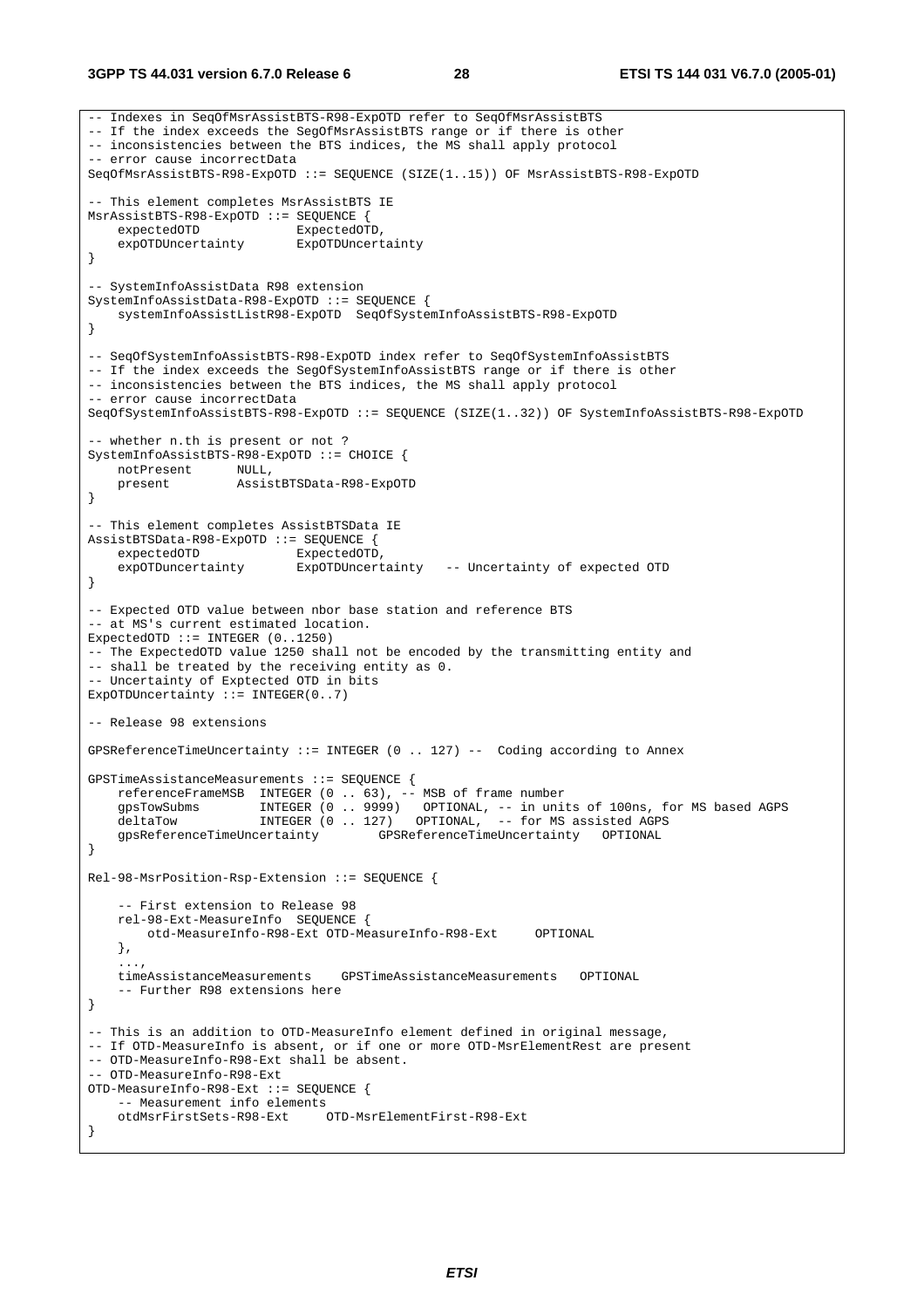```
-- Indexes in SeqOfMsrAssistBTS-R98-ExpOTD refer to SeqOfMsrAssistBTS
-- If the index exceeds the SegOfMsrAssistBTS range or if there is other
-- inconsistencies between the BTS indices, the MS shall apply protocol
-- error cause incorrectData
SeqOfMsrAssistBTS-R98-ExpOTD ::= SEQUENCE (SIZE(1..15)) OF MsrAssistBTS-R98-ExpOTD

-- This element completes MsrAssistBTS IE
MsrAssistBTS-R98-ExpOTD ::= SEQUENCE {
    expectedOTD             ExpectedOTD,
    expOTDUncertainty       ExpOTDUncertainty
}

-- SystemInfoAssistData R98 extension
SystemInfoAssistData-R98-ExpOTD ::= SEQUENCE {
    systemInfoAssistListR98-ExpOTD  SeqOfSystemInfoAssistBTS-R98-ExpOTD
}

-- SeqOfSystemInfoAssistBTS-R98-ExpOTD index refer to SeqOfSystemInfoAssistBTS
-- If the index exceeds the SegOfSystemInfoAssistBTS range or if there is other
-- inconsistencies between the BTS indices, the MS shall apply protocol
-- error cause incorrectData
SeqOfSystemInfoAssistBTS-R98-ExpOTD ::= SEQUENCE (SIZE(1..32)) OF SystemInfoAssistBTS-R98-ExpOTD

-- whether n.th is present or not ?
SystemInfoAssistBTS-R98-ExpOTD ::= CHOICE {
    notPresent      NULL,
    present         AssistBTSData-R98-ExpOTD
}

-- This element completes AssistBTSData IE
AssistBTSData-R98-ExpOTD ::= SEQUENCE {
    expectedOTD             ExpectedOTD,
    expOTDuncertainty       ExpOTDUncertainty   -- Uncertainty of expected OTD
}

-- Expected OTD value between nbor base station and reference BTS
-- at MS's current estimated location.
ExpectedOTD ::= INTEGER (0..1250)
-- The ExpectedOTD value 1250 shall not be encoded by the transmitting entity and
-- shall be treated by the receiving entity as 0.
-- Uncertainty of Exptected OTD in bits
ExpOTDUncertainty ::= INTEGER(0..7)

-- Release 98 extensions

GPSReferenceTimeUncertainty ::= INTEGER (0 .. 127) --  Coding according to Annex

GPSTimeAssistanceMeasurements ::= SEQUENCE {
    referenceFrameMSB  INTEGER (0 .. 63), -- MSB of frame number
    gpsTowSubms        INTEGER (0 .. 9999)   OPTIONAL, -- in units of 100ns, for MS based AGPS
    deltaTow           INTEGER (0 .. 127)   OPTIONAL, -- for MS assisted AGPS
    gpsReferenceTimeUncertainty        GPSReferenceTimeUncertainty   OPTIONAL
}

Rel-98-MsrPosition-Rsp-Extension ::= SEQUENCE {

    -- First extension to Release 98
    rel-98-Ext-MeasureInfo  SEQUENCE {
        otd-MeasureInfo-R98-Ext OTD-MeasureInfo-R98-Ext     OPTIONAL
    },
    ...,
    timeAssistanceMeasurements    GPSTimeAssistanceMeasurements   OPTIONAL
    -- Further R98 extensions here
}

-- This is an addition to OTD-MeasureInfo element defined in original message,
-- If OTD-MeasureInfo is absent, or if one or more OTD-MsrElementRest are present
-- OTD-MeasureInfo-R98-Ext shall be absent.
-- OTD-MeasureInfo-R98-Ext
OTD-MeasureInfo-R98-Ext ::= SEQUENCE {
    -- Measurement info elements
    otdMsrFirstSets-R98-Ext     OTD-MsrElementFirst-R98-Ext
}
```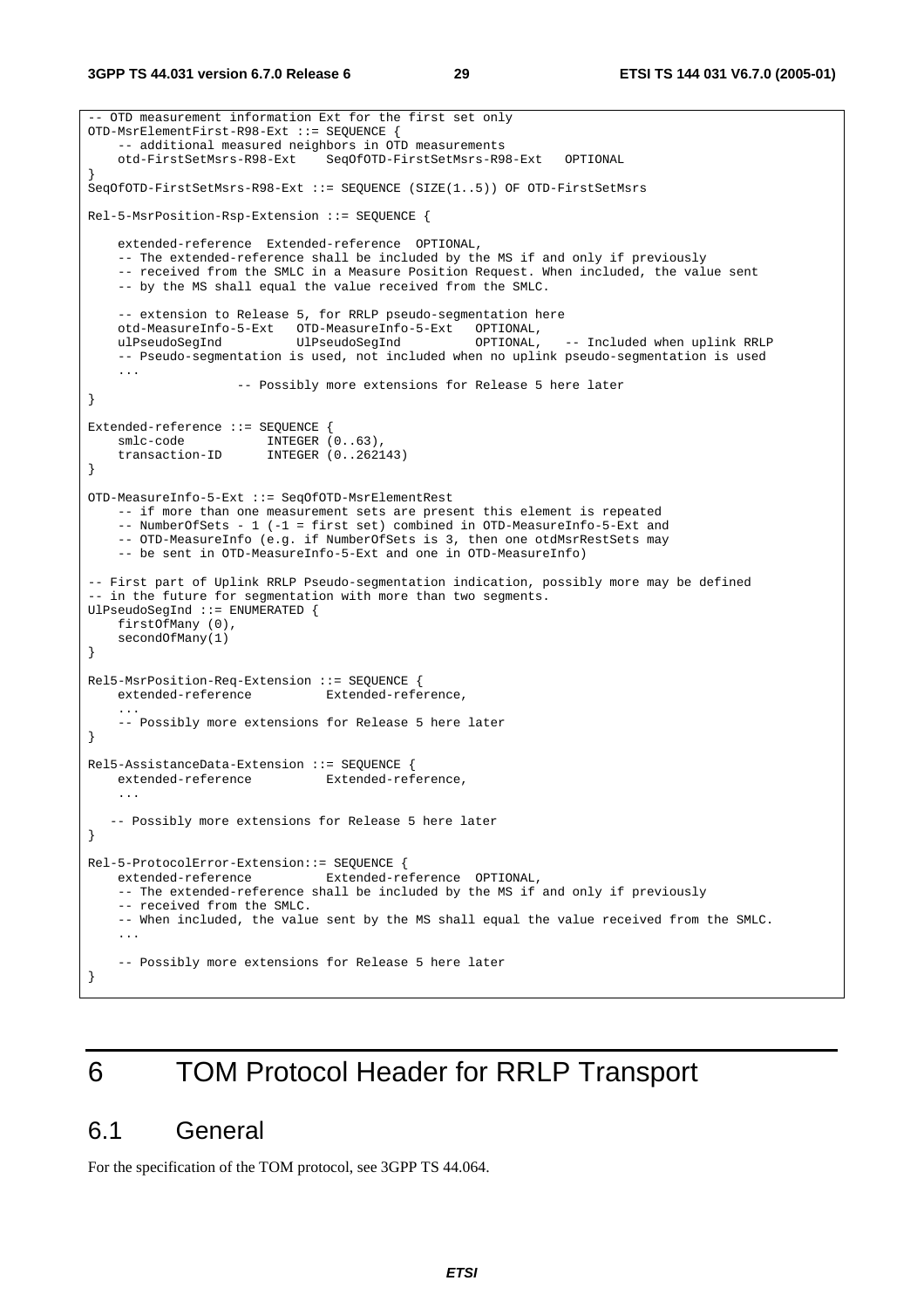```
-- OTD measurement information Ext for the first set only
OTD-MsrElementFirst-R98-Ext ::= SEQUENCE {
    -- additional measured neighbors in OTD measurements
    otd-FirstSetMsrs-R98-Ext    SeqOfOTD-FirstSetMsrs-R98-Ext   OPTIONAL
}
SeqOfOTD-FirstSetMsrs-R98-Ext ::= SEQUENCE (SIZE(1..5)) OF OTD-FirstSetMsrs

Rel-5-MsrPosition-Rsp-Extension ::= SEQUENCE {

    extended-reference  Extended-reference  OPTIONAL,
    -- The extended-reference shall be included by the MS if and only if previously
    -- received from the SMLC in a Measure Position Request. When included, the value sent
    -- by the MS shall equal the value received from the SMLC.

    -- extension to Release 5, for RRLP pseudo-segmentation here
    otd-MeasureInfo-5-Ext   OTD-MeasureInfo-5-Ext   OPTIONAL,
    ulPseudoSegInd          UlPseudoSegInd          OPTIONAL,   -- Included when uplink RRLP
    -- Pseudo-segmentation is used, not included when no uplink pseudo-segmentation is used
    ...
                    -- Possibly more extensions for Release 5 here later
}

Extended-reference ::= SEQUENCE {
    smlc-code           INTEGER (0..63),
    transaction-ID      INTEGER (0..262143)
}

OTD-MeasureInfo-5-Ext ::= SeqOfOTD-MsrElementRest
    -- if more than one measurement sets are present this element is repeated
    -- NumberOfSets - 1 (-1 = first set) combined in OTD-MeasureInfo-5-Ext and
    -- OTD-MeasureInfo (e.g. if NumberOfSets is 3, then one otdMsrRestSets may
    -- be sent in OTD-MeasureInfo-5-Ext and one in OTD-MeasureInfo)

-- First part of Uplink RRLP Pseudo-segmentation indication, possibly more may be defined
-- in the future for segmentation with more than two segments.
UlPseudoSegInd ::= ENUMERATED {
    firstOfMany (0),
    secondOfMany(1)
}

Rel5-MsrPosition-Req-Extension ::= SEQUENCE {
    extended-reference          Extended-reference,
    ...
    -- Possibly more extensions for Release 5 here later
}

Rel5-AssistanceData-Extension ::= SEQUENCE {
    extended-reference          Extended-reference,
    ...

   -- Possibly more extensions for Release 5 here later
}

Rel-5-ProtocolError-Extension::= SEQUENCE {
    extended-reference          Extended-reference  OPTIONAL,
    -- The extended-reference shall be included by the MS if and only if previously
    -- received from the SMLC.
    -- When included, the value sent by the MS shall equal the value received from the SMLC.
    ...

    -- Possibly more extensions for Release 5 here later
}
```

# 6 TOM Protocol Header for RRLP Transport

## 6.1 General

For the specification of the TOM protocol, see 3GPP TS 44.064.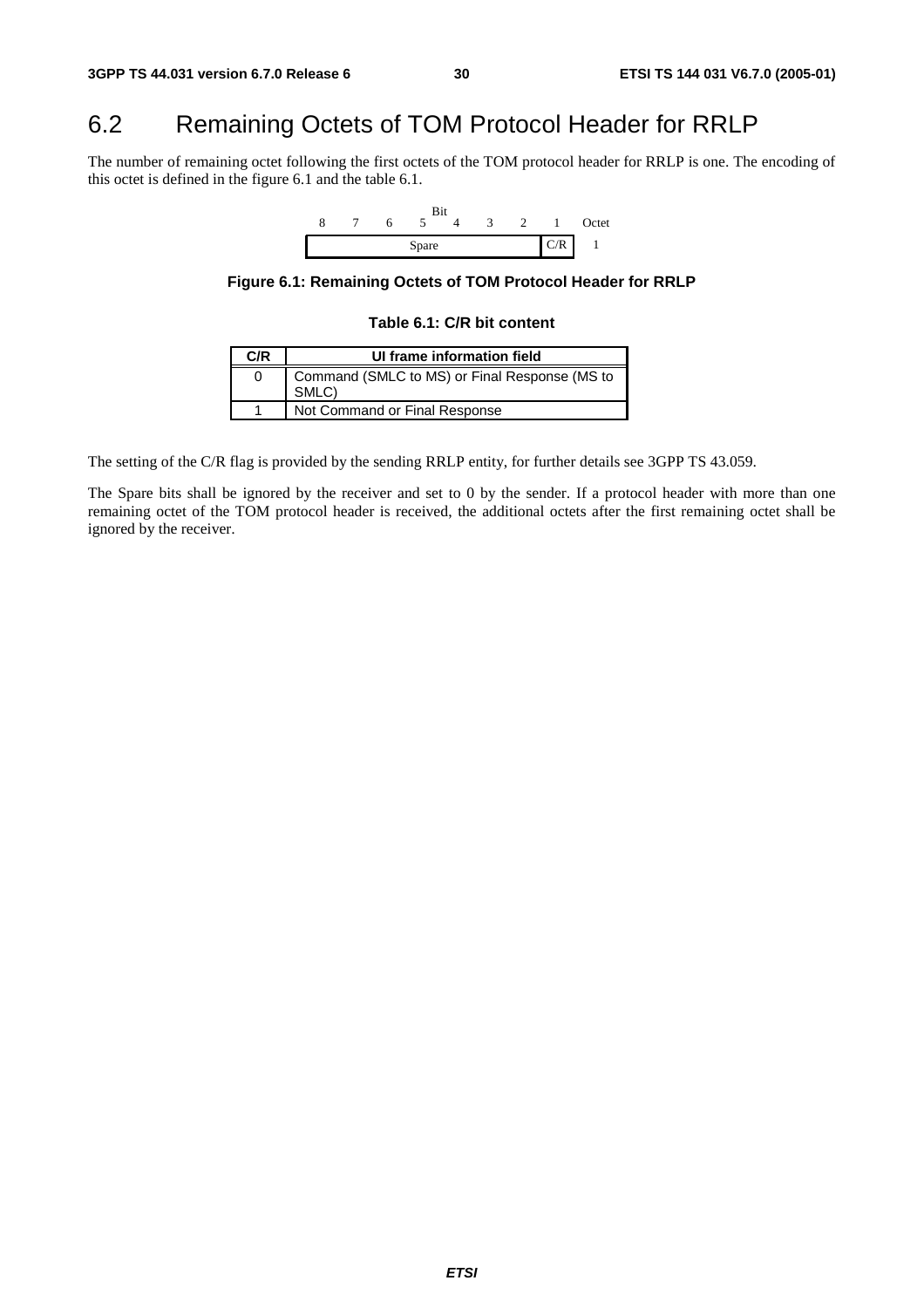## 6.2 Remaining Octets of TOM Protocol Header for RRLP

The number of remaining octet following the first octets of the TOM protocol header for RRLP is one. The encoding of this octet is defined in the figure 6.1 and the table 6.1.

| Bit 8 | 7 | 6 | 5 | 4 | 3 | 2 | 1 | Octet |
|---|---|---|---|---|---|---|---|---|
| Spare | | | | | | | C/R | 1 |

**Figure 6.1: Remaining Octets of TOM Protocol Header for RRLP**

**Table 6.1: C/R bit content**

| C/R | UI frame information field |
|---|---|
| 0 | Command (SMLC to MS) or Final Response (MS to SMLC) |
| 1 | Not Command or Final Response |

The setting of the C/R flag is provided by the sending RRLP entity, for further details see 3GPP TS 43.059.

The Spare bits shall be ignored by the receiver and set to 0 by the sender. If a protocol header with more than one remaining octet of the TOM protocol header is received, the additional octets after the first remaining octet shall be ignored by the receiver.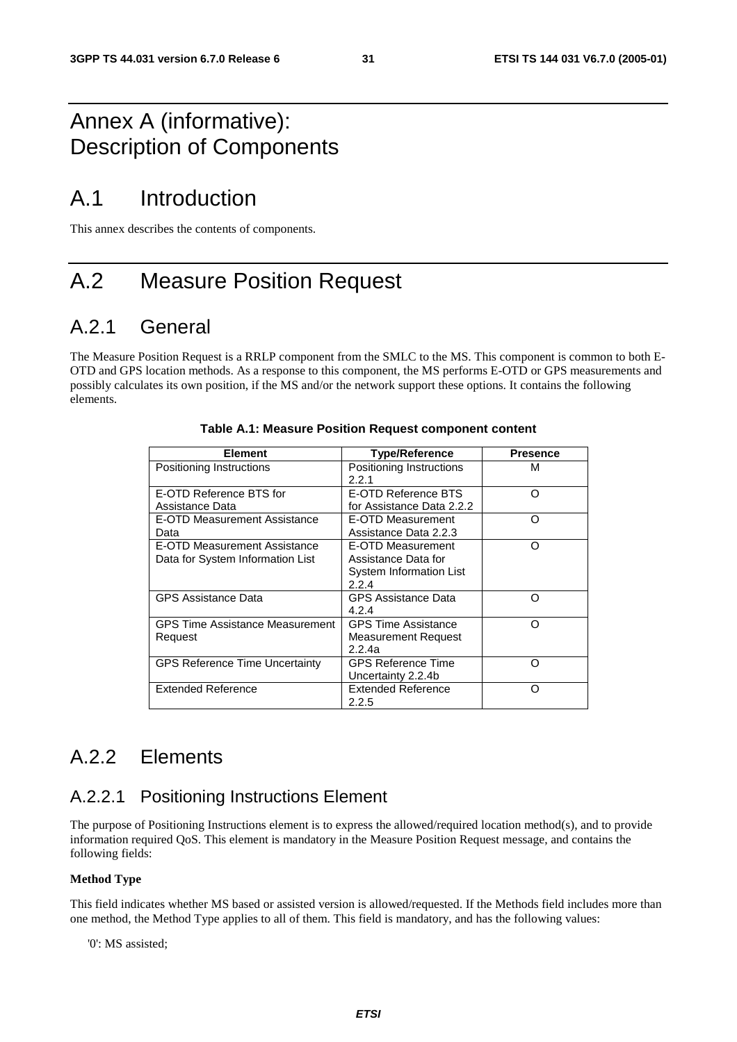# Annex A (informative): Description of Components

# A.1 Introduction

This annex describes the contents of components.

# A.2 Measure Position Request

## A.2.1 General

The Measure Position Request is a RRLP component from the SMLC to the MS. This component is common to both E-OTD and GPS location methods. As a response to this component, the MS performs E-OTD or GPS measurements and possibly calculates its own position, if the MS and/or the network support these options. It contains the following elements.

**Table A.1: Measure Position Request component content**

| Element | Type/Reference | Presence |
|---|---|---|
| Positioning Instructions | Positioning Instructions 2.2.1 | M |
| E-OTD Reference BTS for Assistance Data | E-OTD Reference BTS for Assistance Data 2.2.2 | O |
| E-OTD Measurement Assistance Data | E-OTD Measurement Assistance Data 2.2.3 | O |
| E-OTD Measurement Assistance Data for System Information List | E-OTD Measurement Assistance Data for System Information List 2.2.4 | O |
| GPS Assistance Data | GPS Assistance Data 4.2.4 | O |
| GPS Time Assistance Measurement Request | GPS Time Assistance Measurement Request 2.2.4a | O |
| GPS Reference Time Uncertainty | GPS Reference Time Uncertainty 2.2.4b | O |
| Extended Reference | Extended Reference 2.2.5 | O |

## A.2.2 Elements

### A.2.2.1 Positioning Instructions Element

The purpose of Positioning Instructions element is to express the allowed/required location method(s), and to provide information required QoS. This element is mandatory in the Measure Position Request message, and contains the following fields:

**Method Type**

This field indicates whether MS based or assisted version is allowed/requested. If the Methods field includes more than one method, the Method Type applies to all of them. This field is mandatory, and has the following values:

'0': MS assisted;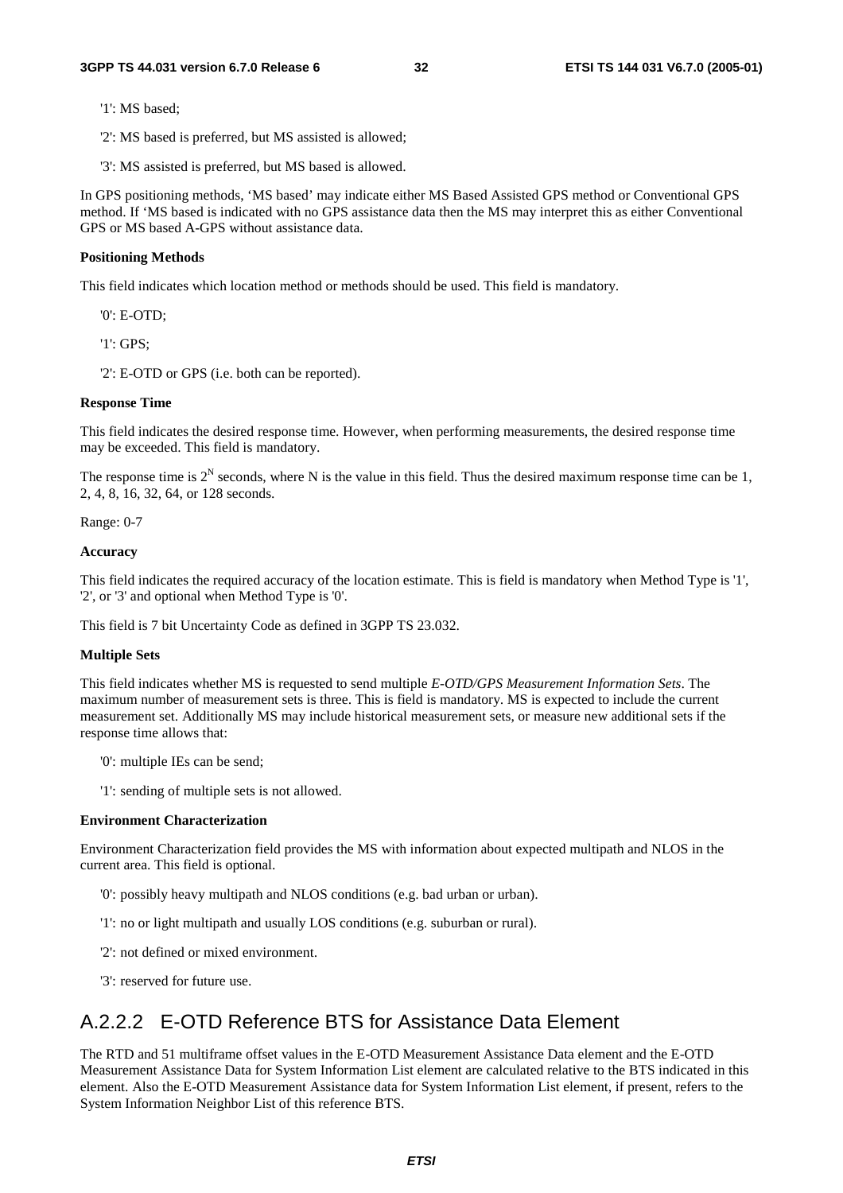'1': MS based;

'2': MS based is preferred, but MS assisted is allowed;

'3': MS assisted is preferred, but MS based is allowed.

In GPS positioning methods, 'MS based' may indicate either MS Based Assisted GPS method or Conventional GPS method. If 'MS based is indicated with no GPS assistance data then the MS may interpret this as either Conventional GPS or MS based A-GPS without assistance data.

**Positioning Methods**

This field indicates which location method or methods should be used. This field is mandatory.

'0': E-OTD;

'1': GPS;

'2': E-OTD or GPS (i.e. both can be reported).

**Response Time**

This field indicates the desired response time. However, when performing measurements, the desired response time may be exceeded. This field is mandatory.

The response time is $2^N$ seconds, where N is the value in this field. Thus the desired maximum response time can be 1, 2, 4, 8, 16, 32, 64, or 128 seconds.

Range: 0-7

**Accuracy**

This field indicates the required accuracy of the location estimate. This is field is mandatory when Method Type is '1', '2', or '3' and optional when Method Type is '0'.

This field is 7 bit Uncertainty Code as defined in 3GPP TS 23.032.

**Multiple Sets**

This field indicates whether MS is requested to send multiple *E-OTD/GPS Measurement Information Sets*. The maximum number of measurement sets is three. This is field is mandatory. MS is expected to include the current measurement set. Additionally MS may include historical measurement sets, or measure new additional sets if the response time allows that:

'0': multiple IEs can be send;

'1': sending of multiple sets is not allowed.

**Environment Characterization**

Environment Characterization field provides the MS with information about expected multipath and NLOS in the current area. This field is optional.

'0': possibly heavy multipath and NLOS conditions (e.g. bad urban or urban).

'1': no or light multipath and usually LOS conditions (e.g. suburban or rural).

'2': not defined or mixed environment.

'3': reserved for future use.

## A.2.2.2 E-OTD Reference BTS for Assistance Data Element

The RTD and 51 multiframe offset values in the E-OTD Measurement Assistance Data element and the E-OTD Measurement Assistance Data for System Information List element are calculated relative to the BTS indicated in this element. Also the E-OTD Measurement Assistance data for System Information List element, if present, refers to the System Information Neighbor List of this reference BTS.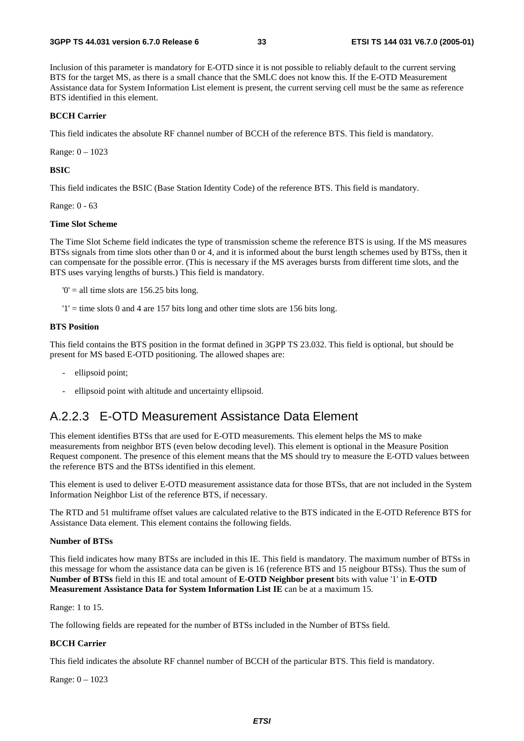Inclusion of this parameter is mandatory for E-OTD since it is not possible to reliably default to the current serving BTS for the target MS, as there is a small chance that the SMLC does not know this. If the E-OTD Measurement Assistance data for System Information List element is present, the current serving cell must be the same as reference BTS identified in this element.

**BCCH Carrier**

This field indicates the absolute RF channel number of BCCH of the reference BTS. This field is mandatory.

Range: 0 – 1023

**BSIC**

This field indicates the BSIC (Base Station Identity Code) of the reference BTS. This field is mandatory.

Range: 0 - 63

**Time Slot Scheme**

The Time Slot Scheme field indicates the type of transmission scheme the reference BTS is using. If the MS measures BTSs signals from time slots other than 0 or 4, and it is informed about the burst length schemes used by BTSs, then it can compensate for the possible error. (This is necessary if the MS averages bursts from different time slots, and the BTS uses varying lengths of bursts.) This field is mandatory.

'0' = all time slots are 156.25 bits long.

'1' = time slots 0 and 4 are 157 bits long and other time slots are 156 bits long.

**BTS Position**

This field contains the BTS position in the format defined in 3GPP TS 23.032. This field is optional, but should be present for MS based E-OTD positioning. The allowed shapes are:

- ellipsoid point;
- ellipsoid point with altitude and uncertainty ellipsoid.

### A.2.2.3 E-OTD Measurement Assistance Data Element

This element identifies BTSs that are used for E-OTD measurements. This element helps the MS to make measurements from neighbor BTS (even below decoding level). This element is optional in the Measure Position Request component. The presence of this element means that the MS should try to measure the E-OTD values between the reference BTS and the BTSs identified in this element.

This element is used to deliver E-OTD measurement assistance data for those BTSs, that are not included in the System Information Neighbor List of the reference BTS, if necessary.

The RTD and 51 multiframe offset values are calculated relative to the BTS indicated in the E-OTD Reference BTS for Assistance Data element. This element contains the following fields.

**Number of BTSs**

This field indicates how many BTSs are included in this IE. This field is mandatory. The maximum number of BTSs in this message for whom the assistance data can be given is 16 (reference BTS and 15 neigbour BTSs). Thus the sum of **Number of BTSs** field in this IE and total amount of **E-OTD Neighbor present** bits with value '1' in **E-OTD Measurement Assistance Data for System Information List IE** can be at a maximum 15.

Range: 1 to 15.

The following fields are repeated for the number of BTSs included in the Number of BTSs field.

**BCCH Carrier**

This field indicates the absolute RF channel number of BCCH of the particular BTS. This field is mandatory.

Range: 0 – 1023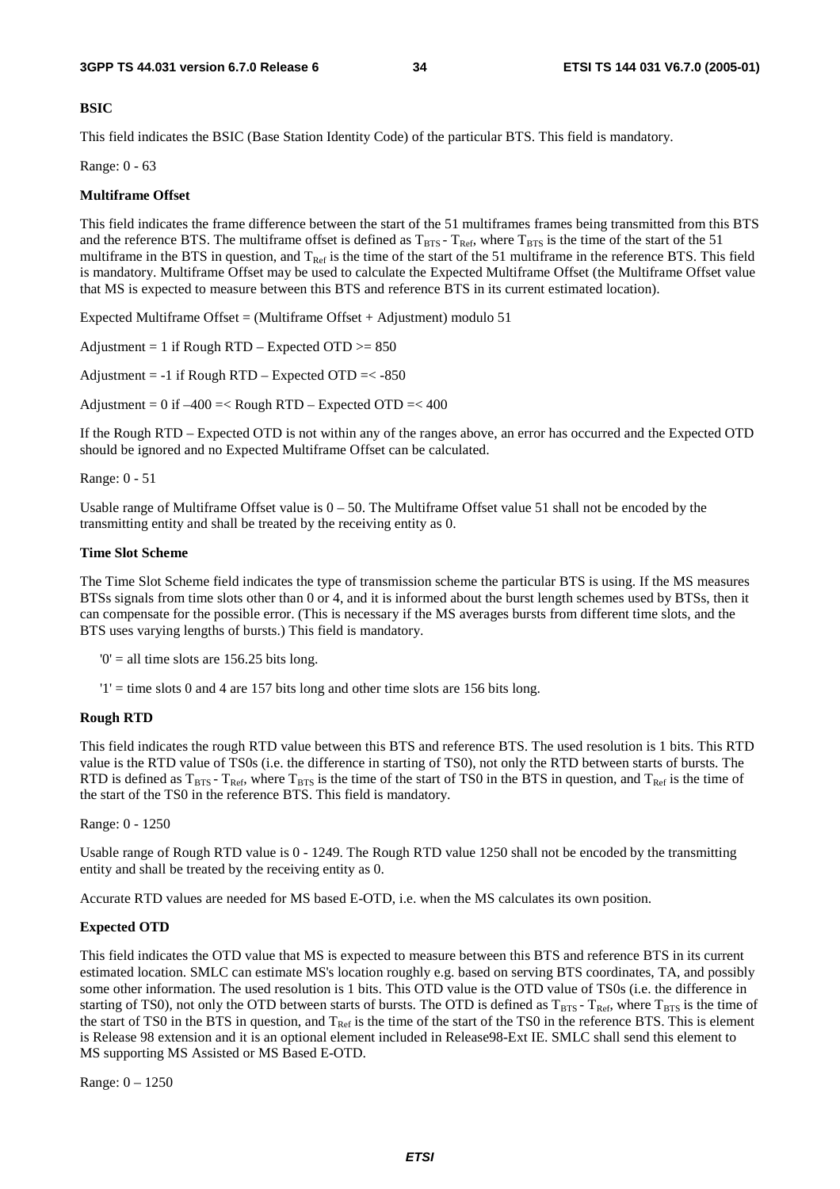**BSIC**

This field indicates the BSIC (Base Station Identity Code) of the particular BTS. This field is mandatory.

Range: 0 - 63

**Multiframe Offset**

This field indicates the frame difference between the start of the 51 multiframes frames being transmitted from this BTS and the reference BTS. The multiframe offset is defined as $T_{BTS}$ - $T_{Ref}$, where $T_{BTS}$ is the time of the start of the 51 multiframe in the BTS in question, and $T_{Ref}$ is the time of the start of the 51 multiframe in the reference BTS. This field is mandatory. Multiframe Offset may be used to calculate the Expected Multiframe Offset (the Multiframe Offset value that MS is expected to measure between this BTS and reference BTS in its current estimated location).

Expected Multiframe Offset = (Multiframe Offset + Adjustment) modulo 51

Adjustment = 1 if Rough RTD – Expected OTD >= 850

Adjustment = -1 if Rough RTD – Expected OTD =< -850

Adjustment = 0 if –400 =< Rough RTD – Expected OTD =< 400

If the Rough RTD – Expected OTD is not within any of the ranges above, an error has occurred and the Expected OTD should be ignored and no Expected Multiframe Offset can be calculated.

Range: 0 - 51

Usable range of Multiframe Offset value is 0 – 50. The Multiframe Offset value 51 shall not be encoded by the transmitting entity and shall be treated by the receiving entity as 0.

**Time Slot Scheme**

The Time Slot Scheme field indicates the type of transmission scheme the particular BTS is using. If the MS measures BTSs signals from time slots other than 0 or 4, and it is informed about the burst length schemes used by BTSs, then it can compensate for the possible error. (This is necessary if the MS averages bursts from different time slots, and the BTS uses varying lengths of bursts.) This field is mandatory.

'0' = all time slots are 156.25 bits long.

'1' = time slots 0 and 4 are 157 bits long and other time slots are 156 bits long.

**Rough RTD**

This field indicates the rough RTD value between this BTS and reference BTS. The used resolution is 1 bits. This RTD value is the RTD value of TS0s (i.e. the difference in starting of TS0), not only the RTD between starts of bursts. The RTD is defined as $T_{BTS}$ - $T_{Ref}$, where $T_{BTS}$ is the time of the start of TS0 in the BTS in question, and $T_{Ref}$ is the time of the start of the TS0 in the reference BTS. This field is mandatory.

Range: 0 - 1250

Usable range of Rough RTD value is 0 - 1249. The Rough RTD value 1250 shall not be encoded by the transmitting entity and shall be treated by the receiving entity as 0.

Accurate RTD values are needed for MS based E-OTD, i.e. when the MS calculates its own position.

**Expected OTD**

This field indicates the OTD value that MS is expected to measure between this BTS and reference BTS in its current estimated location. SMLC can estimate MS's location roughly e.g. based on serving BTS coordinates, TA, and possibly some other information. The used resolution is 1 bits. This OTD value is the OTD value of TS0s (i.e. the difference in starting of TS0), not only the OTD between starts of bursts. The OTD is defined as $T_{BTS}$ - $T_{Ref}$, where $T_{BTS}$ is the time of the start of TS0 in the BTS in question, and $T_{Ref}$ is the time of the start of the TS0 in the reference BTS. This is element is Release 98 extension and it is an optional element included in Release98-Ext IE. SMLC shall send this element to MS supporting MS Assisted or MS Based E-OTD.

Range: 0 – 1250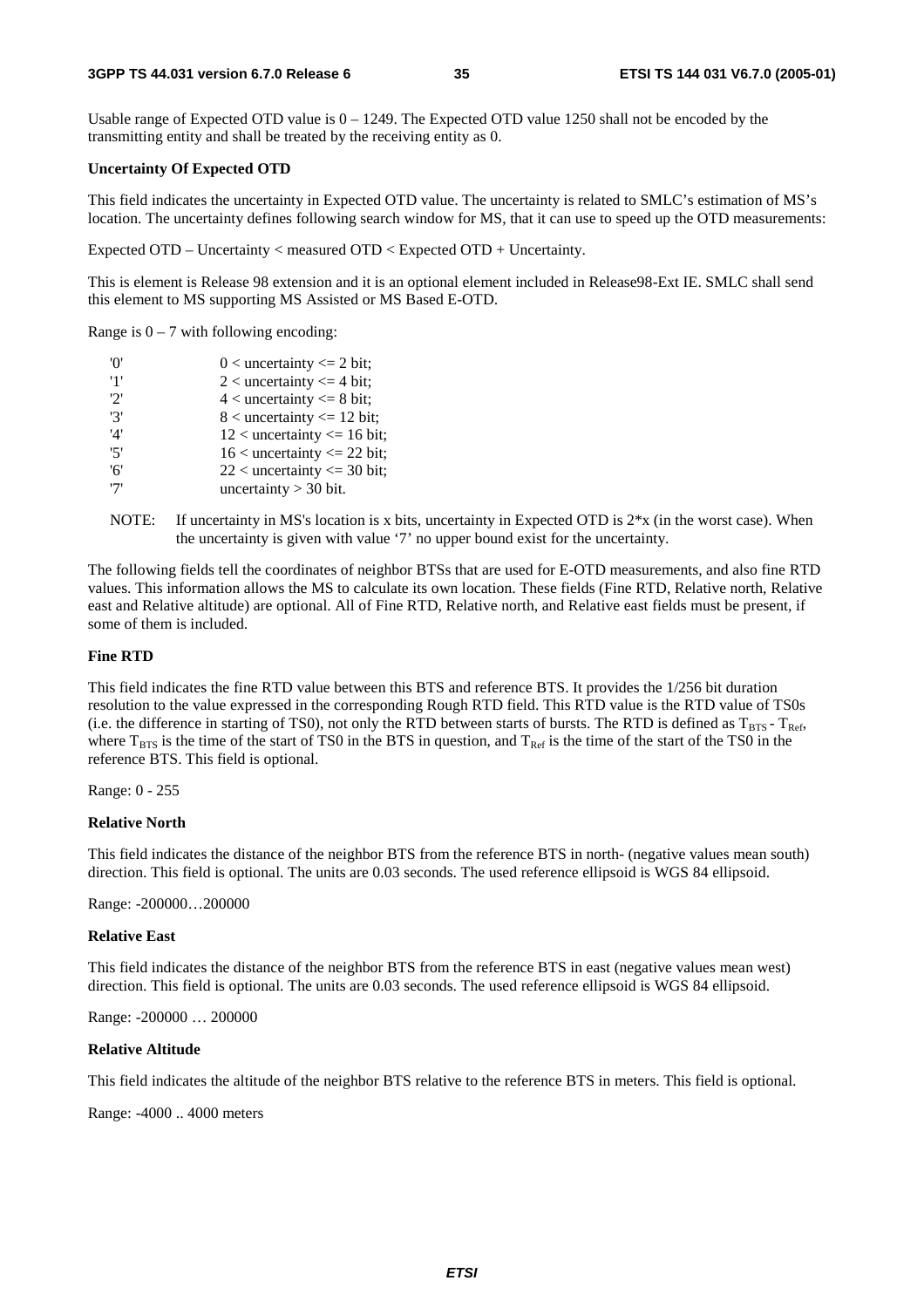Usable range of Expected OTD value is 0 – 1249. The Expected OTD value 1250 shall not be encoded by the transmitting entity and shall be treated by the receiving entity as 0.

**Uncertainty Of Expected OTD**

This field indicates the uncertainty in Expected OTD value. The uncertainty is related to SMLC's estimation of MS's location. The uncertainty defines following search window for MS, that it can use to speed up the OTD measurements:

Expected OTD – Uncertainty < measured OTD < Expected OTD + Uncertainty.

This is element is Release 98 extension and it is an optional element included in Release98-Ext IE. SMLC shall send this element to MS supporting MS Assisted or MS Based E-OTD.

Range is 0 – 7 with following encoding:

| | |
|---|---|
| '0' | 0 < uncertainty <= 2 bit; |
| '1' | 2 < uncertainty <= 4 bit; |
| '2' | 4 < uncertainty <= 8 bit; |
| '3' | 8 < uncertainty <= 12 bit; |
| '4' | 12 < uncertainty <= 16 bit; |
| '5' | 16 < uncertainty <= 22 bit; |
| '6' | 22 < uncertainty <= 30 bit; |
| '7' | uncertainty > 30 bit. |

NOTE: If uncertainty in MS's location is x bits, uncertainty in Expected OTD is 2*x (in the worst case). When the uncertainty is given with value '7' no upper bound exist for the uncertainty.

The following fields tell the coordinates of neighbor BTSs that are used for E-OTD measurements, and also fine RTD values. This information allows the MS to calculate its own location. These fields (Fine RTD, Relative north, Relative east and Relative altitude) are optional. All of Fine RTD, Relative north, and Relative east fields must be present, if some of them is included.

**Fine RTD**

This field indicates the fine RTD value between this BTS and reference BTS. It provides the 1/256 bit duration resolution to the value expressed in the corresponding Rough RTD field. This RTD value is the RTD value of TS0s (i.e. the difference in starting of TS0), not only the RTD between starts of bursts. The RTD is defined as $T_{BTS} - T_{Ref}$, where $T_{BTS}$ is the time of the start of TS0 in the BTS in question, and $T_{Ref}$ is the time of the start of the TS0 in the reference BTS. This field is optional.

Range: 0 - 255

**Relative North**

This field indicates the distance of the neighbor BTS from the reference BTS in north- (negative values mean south) direction. This field is optional. The units are 0.03 seconds. The used reference ellipsoid is WGS 84 ellipsoid.

Range: -200000…200000

**Relative East**

This field indicates the distance of the neighbor BTS from the reference BTS in east (negative values mean west) direction. This field is optional. The units are 0.03 seconds. The used reference ellipsoid is WGS 84 ellipsoid.

Range: -200000 … 200000

**Relative Altitude**

This field indicates the altitude of the neighbor BTS relative to the reference BTS in meters. This field is optional.

Range: -4000 .. 4000 meters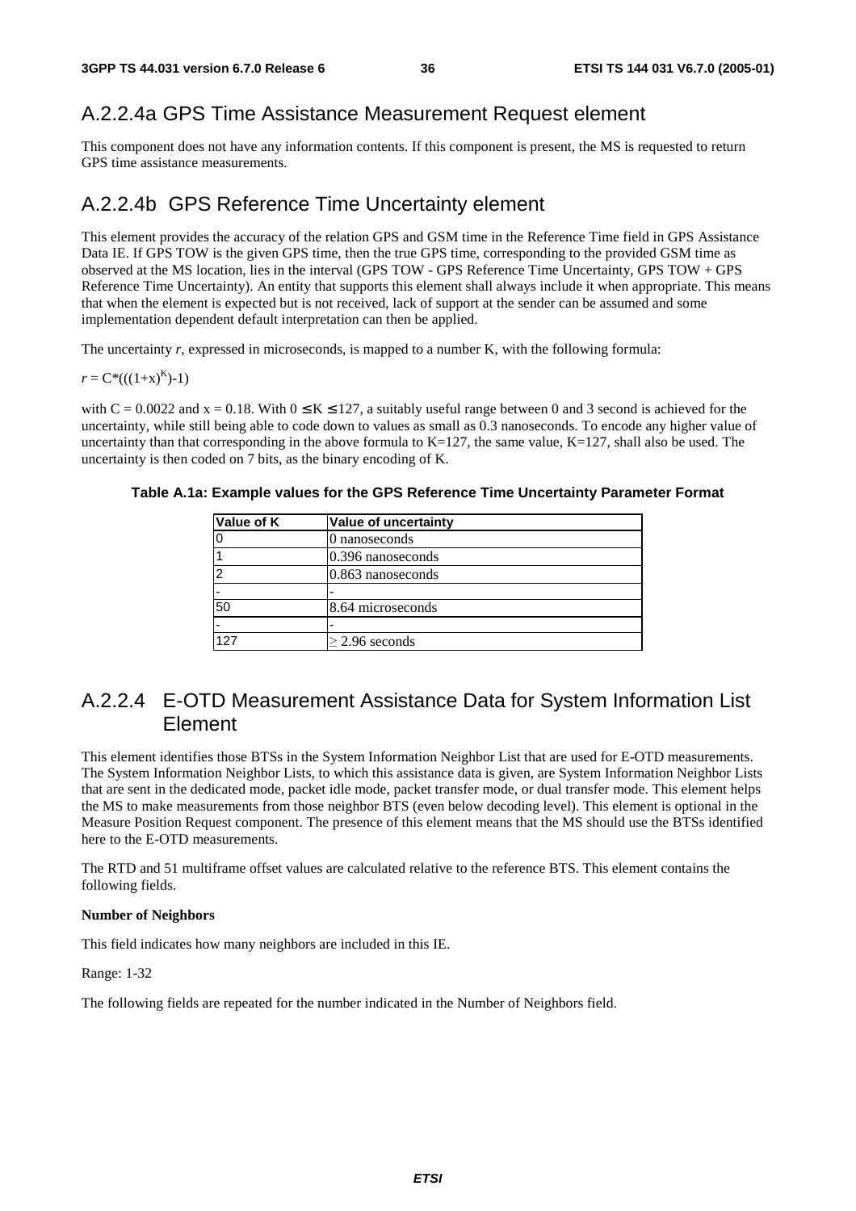## A.2.2.4a GPS Time Assistance Measurement Request element

This component does not have any information contents. If this component is present, the MS is requested to return GPS time assistance measurements.

## A.2.2.4b GPS Reference Time Uncertainty element

This element provides the accuracy of the relation GPS and GSM time in the Reference Time field in GPS Assistance Data IE. If GPS TOW is the given GPS time, then the true GPS time, corresponding to the provided GSM time as observed at the MS location, lies in the interval (GPS TOW - GPS Reference Time Uncertainty, GPS TOW + GPS Reference Time Uncertainty). An entity that supports this element shall always include it when appropriate. This means that when the element is expected but is not received, lack of support at the sender can be assumed and some implementation dependent default interpretation can then be applied.

The uncertainty *r*, expressed in microseconds, is mapped to a number K, with the following formula:

$r = C*(((1+x)^K)-1)$

with C = 0.0022 and x = 0.18. With $0 \leq K \leq 127$, a suitably useful range between 0 and 3 second is achieved for the uncertainty, while still being able to code down to values as small as 0.3 nanoseconds. To encode any higher value of uncertainty than that corresponding in the above formula to K=127, the same value, K=127, shall also be used. The uncertainty is then coded on 7 bits, as the binary encoding of K.

**Table A.1a: Example values for the GPS Reference Time Uncertainty Parameter Format**

| Value of K | Value of uncertainty |
|---|---|
| 0 | 0 nanoseconds |
| 1 | 0.396 nanoseconds |
| 2 | 0.863 nanoseconds |
| - | - |
| 50 | 8.64 microseconds |
| - | - |
| 127 | $\geq$ 2.96 seconds |

## A.2.2.4 E-OTD Measurement Assistance Data for System Information List Element

This element identifies those BTSs in the System Information Neighbor List that are used for E-OTD measurements. The System Information Neighbor Lists, to which this assistance data is given, are System Information Neighbor Lists that are sent in the dedicated mode, packet idle mode, packet transfer mode, or dual transfer mode. This element helps the MS to make measurements from those neighbor BTS (even below decoding level). This element is optional in the Measure Position Request component. The presence of this element means that the MS should use the BTSs identified here to the E-OTD measurements.

The RTD and 51 multiframe offset values are calculated relative to the reference BTS. This element contains the following fields.

**Number of Neighbors**

This field indicates how many neighbors are included in this IE.

Range: 1-32

The following fields are repeated for the number indicated in the Number of Neighbors field.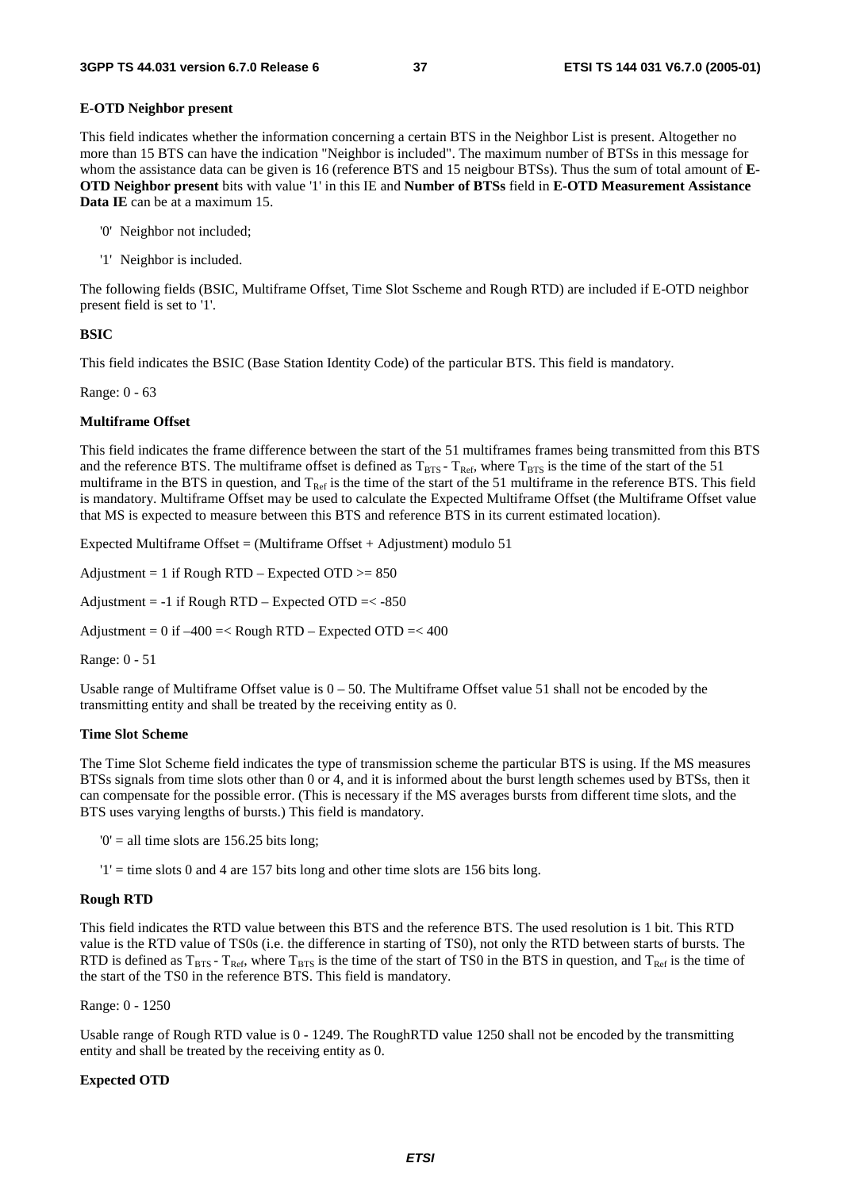**E-OTD Neighbor present**

This field indicates whether the information concerning a certain BTS in the Neighbor List is present. Altogether no more than 15 BTS can have the indication "Neighbor is included". The maximum number of BTSs in this message for whom the assistance data can be given is 16 (reference BTS and 15 neigbour BTSs). Thus the sum of total amount of **E-OTD Neighbor present** bits with value '1' in this IE and **Number of BTSs** field in **E-OTD Measurement Assistance Data IE** can be at a maximum 15.

- '0' Neighbor not included;
- '1' Neighbor is included.

The following fields (BSIC, Multiframe Offset, Time Slot Sscheme and Rough RTD) are included if E-OTD neighbor present field is set to '1'.

**BSIC**

This field indicates the BSIC (Base Station Identity Code) of the particular BTS. This field is mandatory.

Range: 0 - 63

**Multiframe Offset**

This field indicates the frame difference between the start of the 51 multiframes frames being transmitted from this BTS and the reference BTS. The multiframe offset is defined as $T_{BTS} - T_{Ref}$, where $T_{BTS}$ is the time of the start of the 51 multiframe in the BTS in question, and $T_{Ref}$ is the time of the start of the 51 multiframe in the reference BTS. This field is mandatory. Multiframe Offset may be used to calculate the Expected Multiframe Offset (the Multiframe Offset value that MS is expected to measure between this BTS and reference BTS in its current estimated location).

Expected Multiframe Offset = (Multiframe Offset + Adjustment) modulo 51

Adjustment = 1 if Rough RTD – Expected OTD >= 850

Adjustment = -1 if Rough RTD – Expected OTD =< -850

Adjustment = 0 if –400 =< Rough RTD – Expected OTD =< 400

Range: 0 - 51

Usable range of Multiframe Offset value is 0 – 50. The Multiframe Offset value 51 shall not be encoded by the transmitting entity and shall be treated by the receiving entity as 0.

**Time Slot Scheme**

The Time Slot Scheme field indicates the type of transmission scheme the particular BTS is using. If the MS measures BTSs signals from time slots other than 0 or 4, and it is informed about the burst length schemes used by BTSs, then it can compensate for the possible error. (This is necessary if the MS averages bursts from different time slots, and the BTS uses varying lengths of bursts.) This field is mandatory.

- '0' = all time slots are 156.25 bits long;
- '1' = time slots 0 and 4 are 157 bits long and other time slots are 156 bits long.

**Rough RTD**

This field indicates the RTD value between this BTS and the reference BTS. The used resolution is 1 bit. This RTD value is the RTD value of TS0s (i.e. the difference in starting of TS0), not only the RTD between starts of bursts. The RTD is defined as $T_{BTS} - T_{Ref}$, where $T_{BTS}$ is the time of the start of TS0 in the BTS in question, and $T_{Ref}$ is the time of the start of the TS0 in the reference BTS. This field is mandatory.

Range: 0 - 1250

Usable range of Rough RTD value is 0 - 1249. The RoughRTD value 1250 shall not be encoded by the transmitting entity and shall be treated by the receiving entity as 0.

**Expected OTD**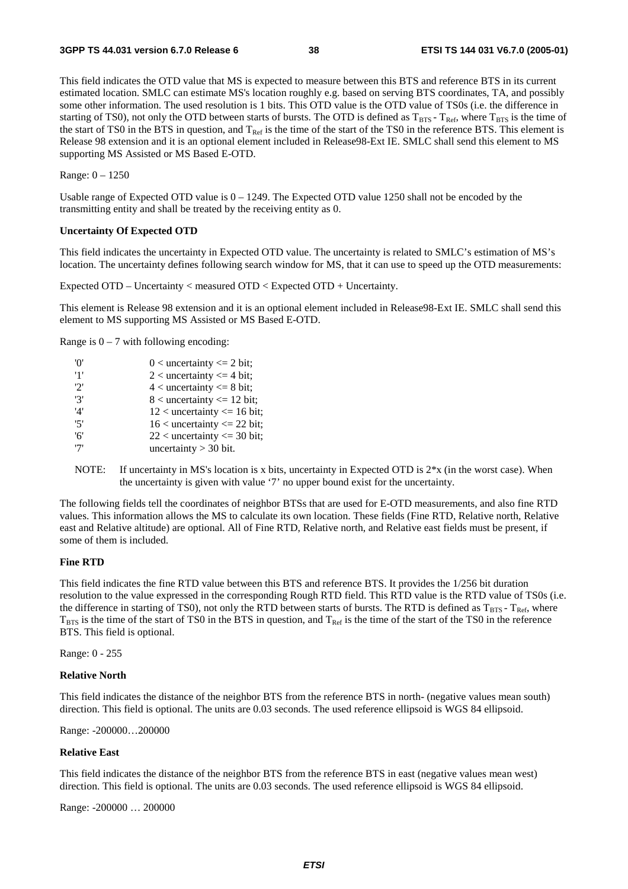This field indicates the OTD value that MS is expected to measure between this BTS and reference BTS in its current estimated location. SMLC can estimate MS's location roughly e.g. based on serving BTS coordinates, TA, and possibly some other information. The used resolution is 1 bits. This OTD value is the OTD value of TS0s (i.e. the difference in starting of TS0), not only the OTD between starts of bursts. The OTD is defined as $T_{BTS}$ - $T_{Ref}$, where $T_{BTS}$ is the time of the start of TS0 in the BTS in question, and $T_{Ref}$ is the time of the start of the TS0 in the reference BTS. This element is Release 98 extension and it is an optional element included in Release98-Ext IE. SMLC shall send this element to MS supporting MS Assisted or MS Based E-OTD.

Range: 0 – 1250

Usable range of Expected OTD value is 0 – 1249. The Expected OTD value 1250 shall not be encoded by the transmitting entity and shall be treated by the receiving entity as 0.

**Uncertainty Of Expected OTD**

This field indicates the uncertainty in Expected OTD value. The uncertainty is related to SMLC's estimation of MS's location. The uncertainty defines following search window for MS, that it can use to speed up the OTD measurements:

Expected OTD – Uncertainty < measured OTD < Expected OTD + Uncertainty.

This element is Release 98 extension and it is an optional element included in Release98-Ext IE. SMLC shall send this element to MS supporting MS Assisted or MS Based E-OTD.

Range is 0 – 7 with following encoding:

| | |
|---|---|
| '0' | 0 < uncertainty <= 2 bit; |
| '1' | 2 < uncertainty <= 4 bit; |
| '2' | 4 < uncertainty <= 8 bit; |
| '3' | 8 < uncertainty <= 12 bit; |
| '4' | 12 < uncertainty <= 16 bit; |
| '5' | 16 < uncertainty <= 22 bit; |
| '6' | 22 < uncertainty <= 30 bit; |
| '7' | uncertainty > 30 bit. |

NOTE: If uncertainty in MS's location is x bits, uncertainty in Expected OTD is 2*x (in the worst case). When the uncertainty is given with value '7' no upper bound exist for the uncertainty.

The following fields tell the coordinates of neighbor BTSs that are used for E-OTD measurements, and also fine RTD values. This information allows the MS to calculate its own location. These fields (Fine RTD, Relative north, Relative east and Relative altitude) are optional. All of Fine RTD, Relative north, and Relative east fields must be present, if some of them is included.

**Fine RTD**

This field indicates the fine RTD value between this BTS and reference BTS. It provides the 1/256 bit duration resolution to the value expressed in the corresponding Rough RTD field. This RTD value is the RTD value of TS0s (i.e. the difference in starting of TS0), not only the RTD between starts of bursts. The RTD is defined as $T_{BTS}$ - $T_{Ref}$, where $T_{BTS}$ is the time of the start of TS0 in the BTS in question, and $T_{Ref}$ is the time of the start of the TS0 in the reference BTS. This field is optional.

Range: 0 - 255

**Relative North**

This field indicates the distance of the neighbor BTS from the reference BTS in north- (negative values mean south) direction. This field is optional. The units are 0.03 seconds. The used reference ellipsoid is WGS 84 ellipsoid.

Range: -200000…200000

**Relative East**

This field indicates the distance of the neighbor BTS from the reference BTS in east (negative values mean west) direction. This field is optional. The units are 0.03 seconds. The used reference ellipsoid is WGS 84 ellipsoid.

Range: -200000 … 200000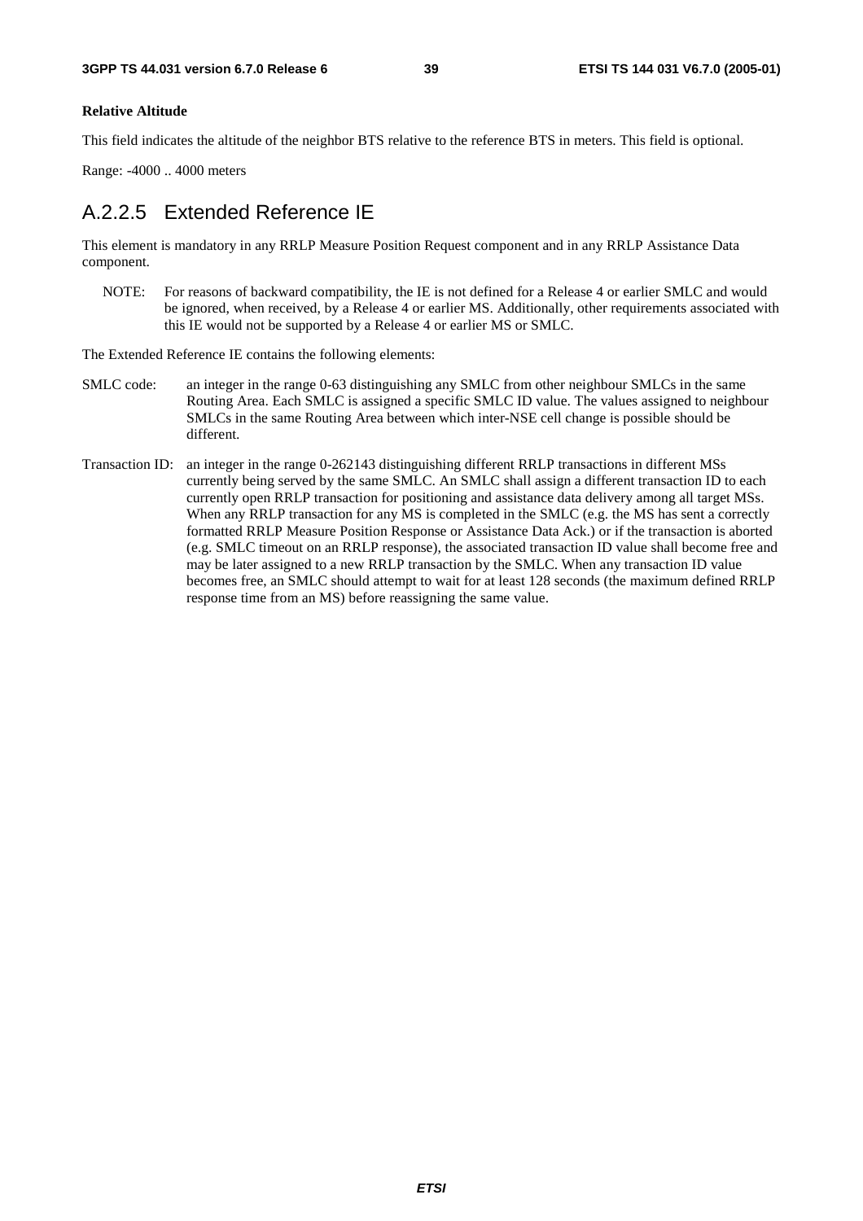**Relative Altitude**

This field indicates the altitude of the neighbor BTS relative to the reference BTS in meters. This field is optional.

Range: -4000 .. 4000 meters

### A.2.2.5 Extended Reference IE

This element is mandatory in any RRLP Measure Position Request component and in any RRLP Assistance Data component.

NOTE: For reasons of backward compatibility, the IE is not defined for a Release 4 or earlier SMLC and would be ignored, when received, by a Release 4 or earlier MS. Additionally, other requirements associated with this IE would not be supported by a Release 4 or earlier MS or SMLC.

The Extended Reference IE contains the following elements:

SMLC code: an integer in the range 0-63 distinguishing any SMLC from other neighbour SMLCs in the same Routing Area. Each SMLC is assigned a specific SMLC ID value. The values assigned to neighbour SMLCs in the same Routing Area between which inter-NSE cell change is possible should be different.

Transaction ID: an integer in the range 0-262143 distinguishing different RRLP transactions in different MSs currently being served by the same SMLC. An SMLC shall assign a different transaction ID to each currently open RRLP transaction for positioning and assistance data delivery among all target MSs. When any RRLP transaction for any MS is completed in the SMLC (e.g. the MS has sent a correctly formatted RRLP Measure Position Response or Assistance Data Ack.) or if the transaction is aborted (e.g. SMLC timeout on an RRLP response), the associated transaction ID value shall become free and may be later assigned to a new RRLP transaction by the SMLC. When any transaction ID value becomes free, an SMLC should attempt to wait for at least 128 seconds (the maximum defined RRLP response time from an MS) before reassigning the same value.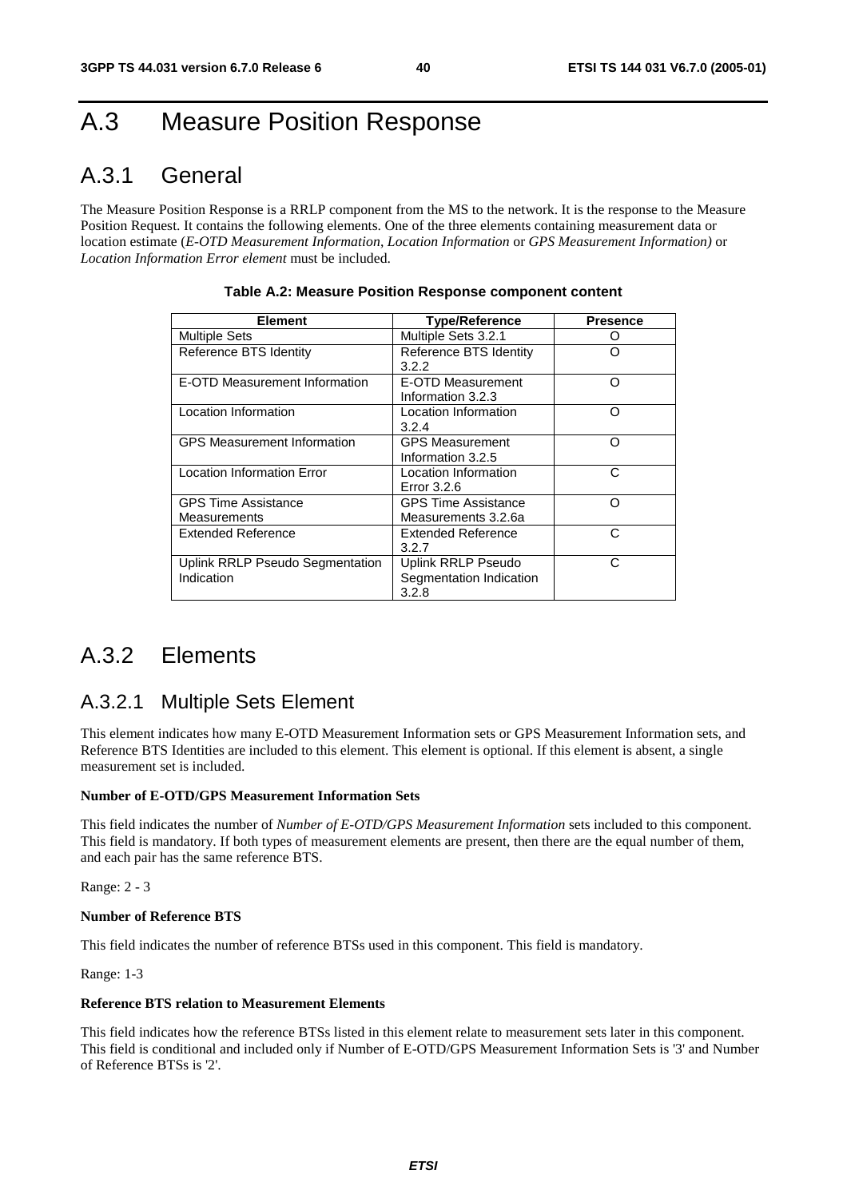# A.3 Measure Position Response

## A.3.1 General

The Measure Position Response is a RRLP component from the MS to the network. It is the response to the Measure Position Request. It contains the following elements. One of the three elements containing measurement data or location estimate (*E-OTD Measurement Information*, *Location Information* or *GPS Measurement Information)* or *Location Information Error element* must be included.

**Table A.2: Measure Position Response component content**

| Element | Type/Reference | Presence |
|---|---|---|
| Multiple Sets | Multiple Sets 3.2.1 | O |
| Reference BTS Identity | Reference BTS Identity 3.2.2 | O |
| E-OTD Measurement Information | E-OTD Measurement Information 3.2.3 | O |
| Location Information | Location Information 3.2.4 | O |
| GPS Measurement Information | GPS Measurement Information 3.2.5 | O |
| Location Information Error | Location Information Error 3.2.6 | C |
| GPS Time Assistance Measurements | GPS Time Assistance Measurements 3.2.6a | O |
| Extended Reference | Extended Reference 3.2.7 | C |
| Uplink RRLP Pseudo Segmentation Indication | Uplink RRLP Pseudo Segmentation Indication 3.2.8 | C |

## A.3.2 Elements

### A.3.2.1 Multiple Sets Element

This element indicates how many E-OTD Measurement Information sets or GPS Measurement Information sets, and Reference BTS Identities are included to this element. This element is optional. If this element is absent, a single measurement set is included.

**Number of E-OTD/GPS Measurement Information Sets**

This field indicates the number of *Number of E-OTD/GPS Measurement Information* sets included to this component. This field is mandatory. If both types of measurement elements are present, then there are the equal number of them, and each pair has the same reference BTS.

Range: 2 - 3

**Number of Reference BTS**

This field indicates the number of reference BTSs used in this component. This field is mandatory.

Range: 1-3

**Reference BTS relation to Measurement Elements**

This field indicates how the reference BTSs listed in this element relate to measurement sets later in this component. This field is conditional and included only if Number of E-OTD/GPS Measurement Information Sets is '3' and Number of Reference BTSs is '2'.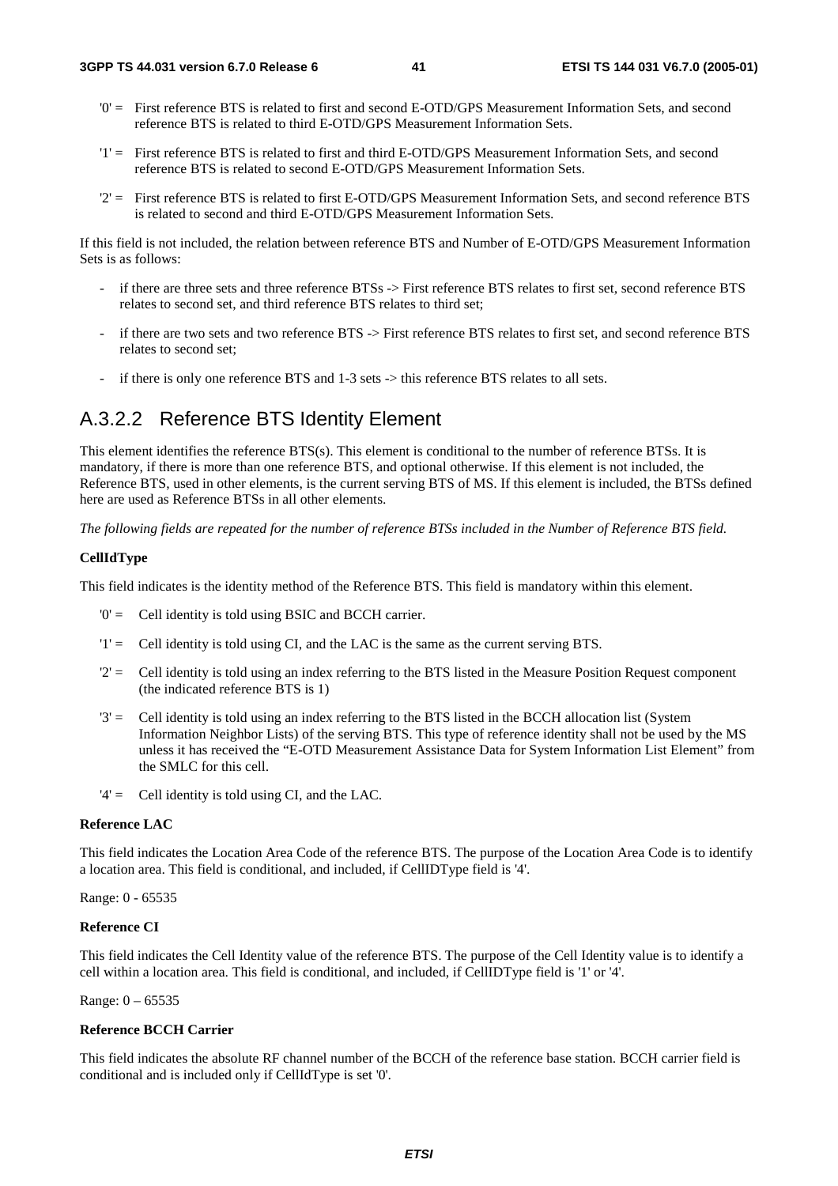- '0' = First reference BTS is related to first and second E-OTD/GPS Measurement Information Sets, and second reference BTS is related to third E-OTD/GPS Measurement Information Sets.
- '1' = First reference BTS is related to first and third E-OTD/GPS Measurement Information Sets, and second reference BTS is related to second E-OTD/GPS Measurement Information Sets.
- '2' = First reference BTS is related to first E-OTD/GPS Measurement Information Sets, and second reference BTS is related to second and third E-OTD/GPS Measurement Information Sets.

If this field is not included, the relation between reference BTS and Number of E-OTD/GPS Measurement Information Sets is as follows:

- if there are three sets and three reference BTSs -> First reference BTS relates to first set, second reference BTS relates to second set, and third reference BTS relates to third set;
- if there are two sets and two reference BTS -> First reference BTS relates to first set, and second reference BTS relates to second set;
- if there is only one reference BTS and 1-3 sets -> this reference BTS relates to all sets.

## A.3.2.2 Reference BTS Identity Element

This element identifies the reference BTS(s). This element is conditional to the number of reference BTSs. It is mandatory, if there is more than one reference BTS, and optional otherwise. If this element is not included, the Reference BTS, used in other elements, is the current serving BTS of MS. If this element is included, the BTSs defined here are used as Reference BTSs in all other elements.

*The following fields are repeated for the number of reference BTSs included in the Number of Reference BTS field.*

**CellIdType**

This field indicates is the identity method of the Reference BTS. This field is mandatory within this element.

- '0' = Cell identity is told using BSIC and BCCH carrier.
- '1' = Cell identity is told using CI, and the LAC is the same as the current serving BTS.
- '2' = Cell identity is told using an index referring to the BTS listed in the Measure Position Request component (the indicated reference BTS is 1)
- '3' = Cell identity is told using an index referring to the BTS listed in the BCCH allocation list (System Information Neighbor Lists) of the serving BTS. This type of reference identity shall not be used by the MS unless it has received the "E-OTD Measurement Assistance Data for System Information List Element" from the SMLC for this cell.
- '4' = Cell identity is told using CI, and the LAC.

**Reference LAC**

This field indicates the Location Area Code of the reference BTS. The purpose of the Location Area Code is to identify a location area. This field is conditional, and included, if CellIDType field is '4'.

Range: 0 - 65535

**Reference CI**

This field indicates the Cell Identity value of the reference BTS. The purpose of the Cell Identity value is to identify a cell within a location area. This field is conditional, and included, if CellIDType field is '1' or '4'.

Range: 0 – 65535

**Reference BCCH Carrier**

This field indicates the absolute RF channel number of the BCCH of the reference base station. BCCH carrier field is conditional and is included only if CellIdType is set '0'.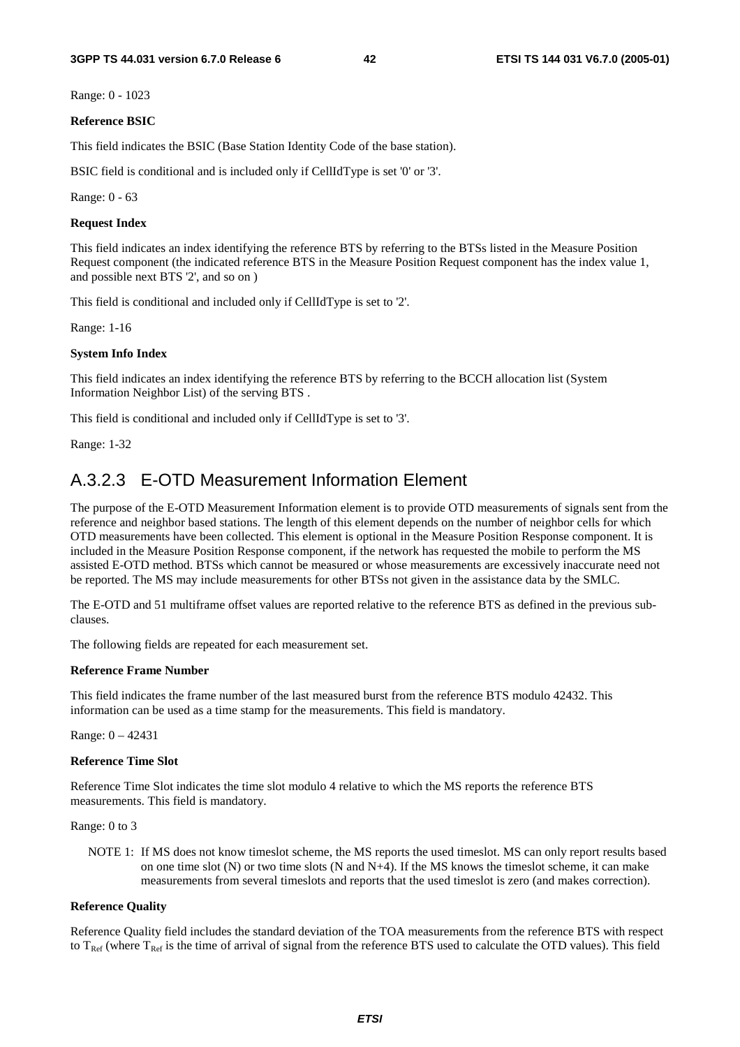Range: 0 - 1023

**Reference BSIC**

This field indicates the BSIC (Base Station Identity Code of the base station).

BSIC field is conditional and is included only if CellIdType is set '0' or '3'.

Range: 0 - 63

**Request Index**

This field indicates an index identifying the reference BTS by referring to the BTSs listed in the Measure Position Request component (the indicated reference BTS in the Measure Position Request component has the index value 1, and possible next BTS '2', and so on )

This field is conditional and included only if CellIdType is set to '2'.

Range: 1-16

**System Info Index**

This field indicates an index identifying the reference BTS by referring to the BCCH allocation list (System Information Neighbor List) of the serving BTS .

This field is conditional and included only if CellIdType is set to '3'.

Range: 1-32

### A.3.2.3 E-OTD Measurement Information Element

The purpose of the E-OTD Measurement Information element is to provide OTD measurements of signals sent from the reference and neighbor based stations. The length of this element depends on the number of neighbor cells for which OTD measurements have been collected. This element is optional in the Measure Position Response component. It is included in the Measure Position Response component, if the network has requested the mobile to perform the MS assisted E-OTD method. BTSs which cannot be measured or whose measurements are excessively inaccurate need not be reported. The MS may include measurements for other BTSs not given in the assistance data by the SMLC.

The E-OTD and 51 multiframe offset values are reported relative to the reference BTS as defined in the previous sub-clauses.

The following fields are repeated for each measurement set.

**Reference Frame Number**

This field indicates the frame number of the last measured burst from the reference BTS modulo 42432. This information can be used as a time stamp for the measurements. This field is mandatory.

Range: 0 – 42431

**Reference Time Slot**

Reference Time Slot indicates the time slot modulo 4 relative to which the MS reports the reference BTS measurements. This field is mandatory.

Range: 0 to 3

NOTE 1: If MS does not know timeslot scheme, the MS reports the used timeslot. MS can only report results based on one time slot (N) or two time slots (N and N+4). If the MS knows the timeslot scheme, it can make measurements from several timeslots and reports that the used timeslot is zero (and makes correction).

**Reference Quality**

Reference Quality field includes the standard deviation of the TOA measurements from the reference BTS with respect to $T_{Ref}$ (where $T_{Ref}$ is the time of arrival of signal from the reference BTS used to calculate the OTD values). This field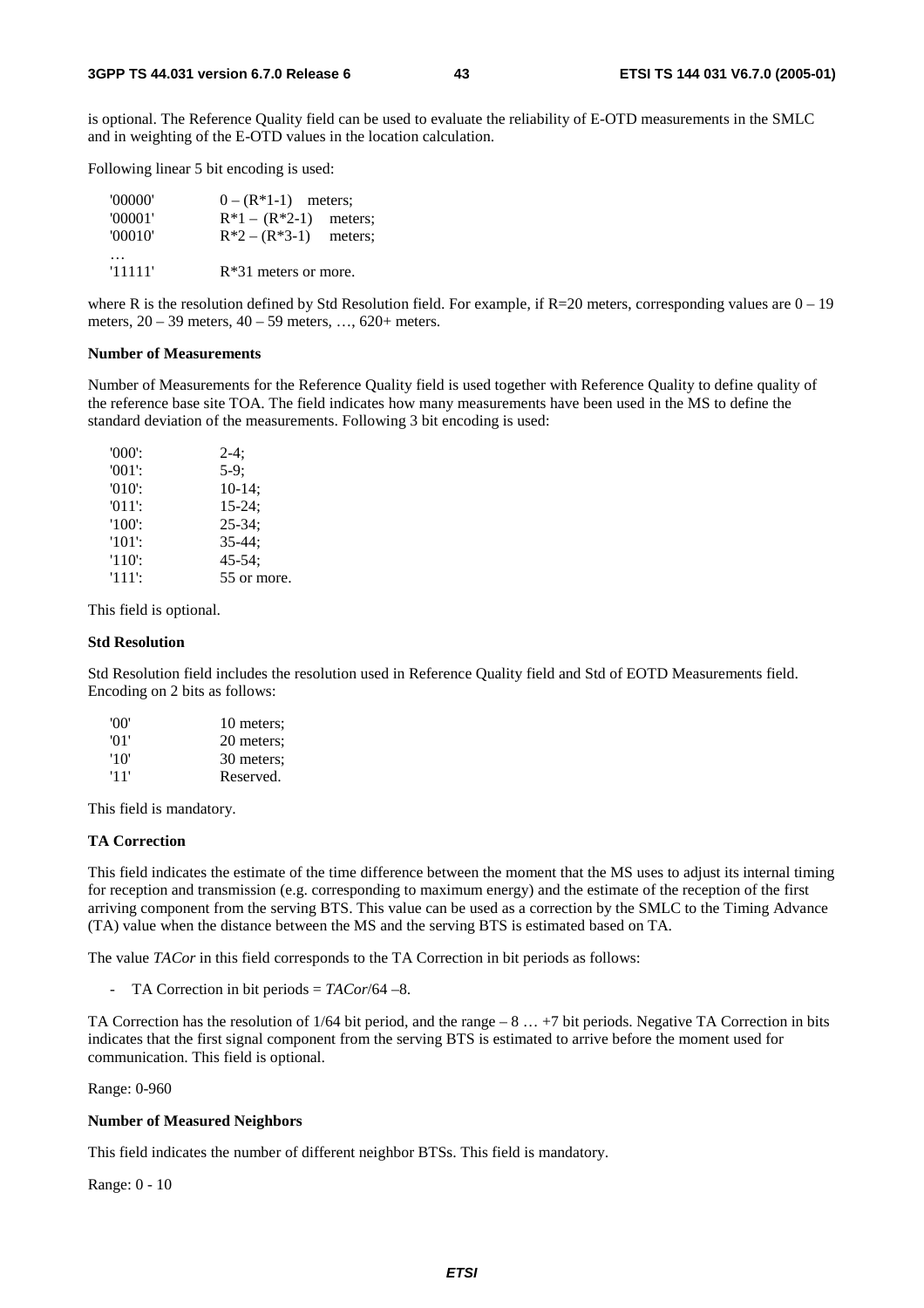is optional. The Reference Quality field can be used to evaluate the reliability of E-OTD measurements in the SMLC and in weighting of the E-OTD values in the location calculation.

Following linear 5 bit encoding is used:

| | |
|---|---|
| '00000' | 0 – (R*1-1) meters; |
| '00001' | R*1 – (R*2-1) meters; |
| '00010' | R*2 – (R*3-1) meters; |
| … | |
| '11111' | R*31 meters or more. |

where R is the resolution defined by Std Resolution field. For example, if R=20 meters, corresponding values are 0 – 19 meters, 20 – 39 meters, 40 – 59 meters, …, 620+ meters.

**Number of Measurements**

Number of Measurements for the Reference Quality field is used together with Reference Quality to define quality of the reference base site TOA. The field indicates how many measurements have been used in the MS to define the standard deviation of the measurements. Following 3 bit encoding is used:

| | |
|---|---|
| '000': | 2-4; |
| '001': | 5-9; |
| '010': | 10-14; |
| '011': | 15-24; |
| '100': | 25-34; |
| '101': | 35-44; |
| '110': | 45-54; |
| '111': | 55 or more. |

This field is optional.

**Std Resolution**

Std Resolution field includes the resolution used in Reference Quality field and Std of EOTD Measurements field. Encoding on 2 bits as follows:

| | |
|---|---|
| '00' | 10 meters; |
| '01' | 20 meters; |
| '10' | 30 meters; |
| '11' | Reserved. |

This field is mandatory.

**TA Correction**

This field indicates the estimate of the time difference between the moment that the MS uses to adjust its internal timing for reception and transmission (e.g. corresponding to maximum energy) and the estimate of the reception of the first arriving component from the serving BTS. This value can be used as a correction by the SMLC to the Timing Advance (TA) value when the distance between the MS and the serving BTS is estimated based on TA.

The value *TACor* in this field corresponds to the TA Correction in bit periods as follows:

- TA Correction in bit periods = *TACor*/64 –8.

TA Correction has the resolution of 1/64 bit period, and the range – 8 … +7 bit periods. Negative TA Correction in bits indicates that the first signal component from the serving BTS is estimated to arrive before the moment used for communication. This field is optional.

Range: 0-960

**Number of Measured Neighbors**

This field indicates the number of different neighbor BTSs. This field is mandatory.

Range: 0 - 10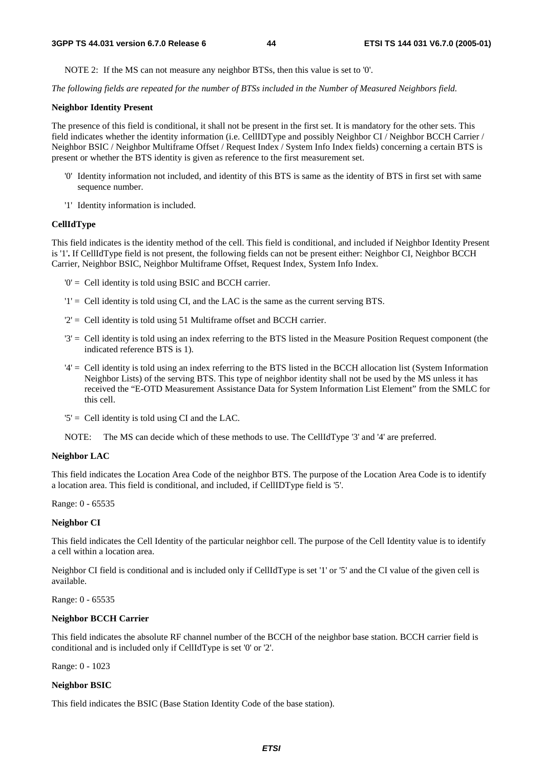NOTE 2: If the MS can not measure any neighbor BTSs, then this value is set to '0'.

*The following fields are repeated for the number of BTSs included in the Number of Measured Neighbors field.*

**Neighbor Identity Present**

The presence of this field is conditional, it shall not be present in the first set. It is mandatory for the other sets. This field indicates whether the identity information (i.e. CellIDType and possibly Neighbor CI / Neighbor BCCH Carrier / Neighbor BSIC / Neighbor Multiframe Offset / Request Index / System Info Index fields) concerning a certain BTS is present or whether the BTS identity is given as reference to the first measurement set.

- '0' Identity information not included, and identity of this BTS is same as the identity of BTS in first set with same sequence number.
- '1' Identity information is included.

**CellIdType**

This field indicates is the identity method of the cell. This field is conditional, and included if Neighbor Identity Present is '1'**.** If CellIdType field is not present, the following fields can not be present either: Neighbor CI, Neighbor BCCH Carrier, Neighbor BSIC, Neighbor Multiframe Offset, Request Index, System Info Index.

- '0' = Cell identity is told using BSIC and BCCH carrier.
- '1' = Cell identity is told using CI, and the LAC is the same as the current serving BTS.
- '2' = Cell identity is told using 51 Multiframe offset and BCCH carrier.
- '3' = Cell identity is told using an index referring to the BTS listed in the Measure Position Request component (the indicated reference BTS is 1).
- '4' = Cell identity is told using an index referring to the BTS listed in the BCCH allocation list (System Information Neighbor Lists) of the serving BTS. This type of neighbor identity shall not be used by the MS unless it has received the "E-OTD Measurement Assistance Data for System Information List Element" from the SMLC for this cell.
- '5' = Cell identity is told using CI and the LAC.

NOTE: The MS can decide which of these methods to use. The CellIdType '3' and '4' are preferred.

**Neighbor LAC**

This field indicates the Location Area Code of the neighbor BTS. The purpose of the Location Area Code is to identify a location area. This field is conditional, and included, if CellIDType field is '5'.

Range: 0 - 65535

**Neighbor CI**

This field indicates the Cell Identity of the particular neighbor cell. The purpose of the Cell Identity value is to identify a cell within a location area.

Neighbor CI field is conditional and is included only if CellIdType is set '1' or '5' and the CI value of the given cell is available.

Range: 0 - 65535

**Neighbor BCCH Carrier**

This field indicates the absolute RF channel number of the BCCH of the neighbor base station. BCCH carrier field is conditional and is included only if CellIdType is set '0' or '2'.

Range: 0 - 1023

**Neighbor BSIC**

This field indicates the BSIC (Base Station Identity Code of the base station).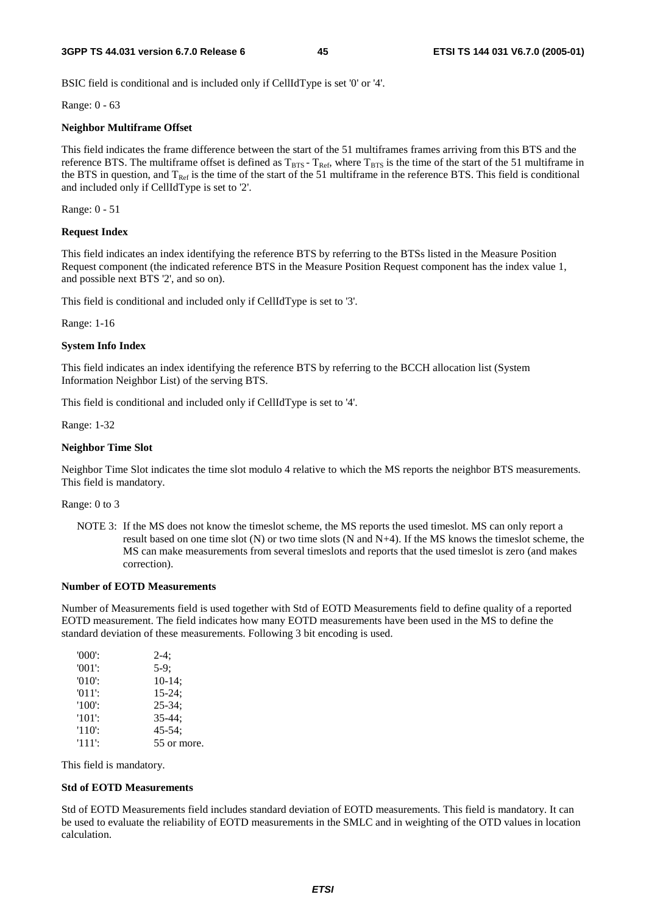BSIC field is conditional and is included only if CellIdType is set '0' or '4'.

Range: 0 - 63

**Neighbor Multiframe Offset**

This field indicates the frame difference between the start of the 51 multiframes frames arriving from this BTS and the reference BTS. The multiframe offset is defined as $T_{BTS}$ - $T_{Ref}$, where $T_{BTS}$ is the time of the start of the 51 multiframe in the BTS in question, and $T_{Ref}$ is the time of the start of the 51 multiframe in the reference BTS. This field is conditional and included only if CellIdType is set to '2'.

Range: 0 - 51

**Request Index**

This field indicates an index identifying the reference BTS by referring to the BTSs listed in the Measure Position Request component (the indicated reference BTS in the Measure Position Request component has the index value 1, and possible next BTS '2', and so on).

This field is conditional and included only if CellIdType is set to '3'.

Range: 1-16

**System Info Index**

This field indicates an index identifying the reference BTS by referring to the BCCH allocation list (System Information Neighbor List) of the serving BTS.

This field is conditional and included only if CellIdType is set to '4'.

Range: 1-32

**Neighbor Time Slot**

Neighbor Time Slot indicates the time slot modulo 4 relative to which the MS reports the neighbor BTS measurements. This field is mandatory.

Range: 0 to 3

NOTE 3: If the MS does not know the timeslot scheme, the MS reports the used timeslot. MS can only report a result based on one time slot (N) or two time slots (N and N+4). If the MS knows the timeslot scheme, the MS can make measurements from several timeslots and reports that the used timeslot is zero (and makes correction).

**Number of EOTD Measurements**

Number of Measurements field is used together with Std of EOTD Measurements field to define quality of a reported EOTD measurement. The field indicates how many EOTD measurements have been used in the MS to define the standard deviation of these measurements. Following 3 bit encoding is used.

| | |
|---|---|
| '000': | 2-4; |
| '001': | 5-9; |
| '010': | 10-14; |
| '011': | 15-24; |
| '100': | 25-34; |
| '101': | 35-44; |
| '110': | 45-54; |
| '111': | 55 or more. |

This field is mandatory.

**Std of EOTD Measurements**

Std of EOTD Measurements field includes standard deviation of EOTD measurements. This field is mandatory. It can be used to evaluate the reliability of EOTD measurements in the SMLC and in weighting of the OTD values in location calculation.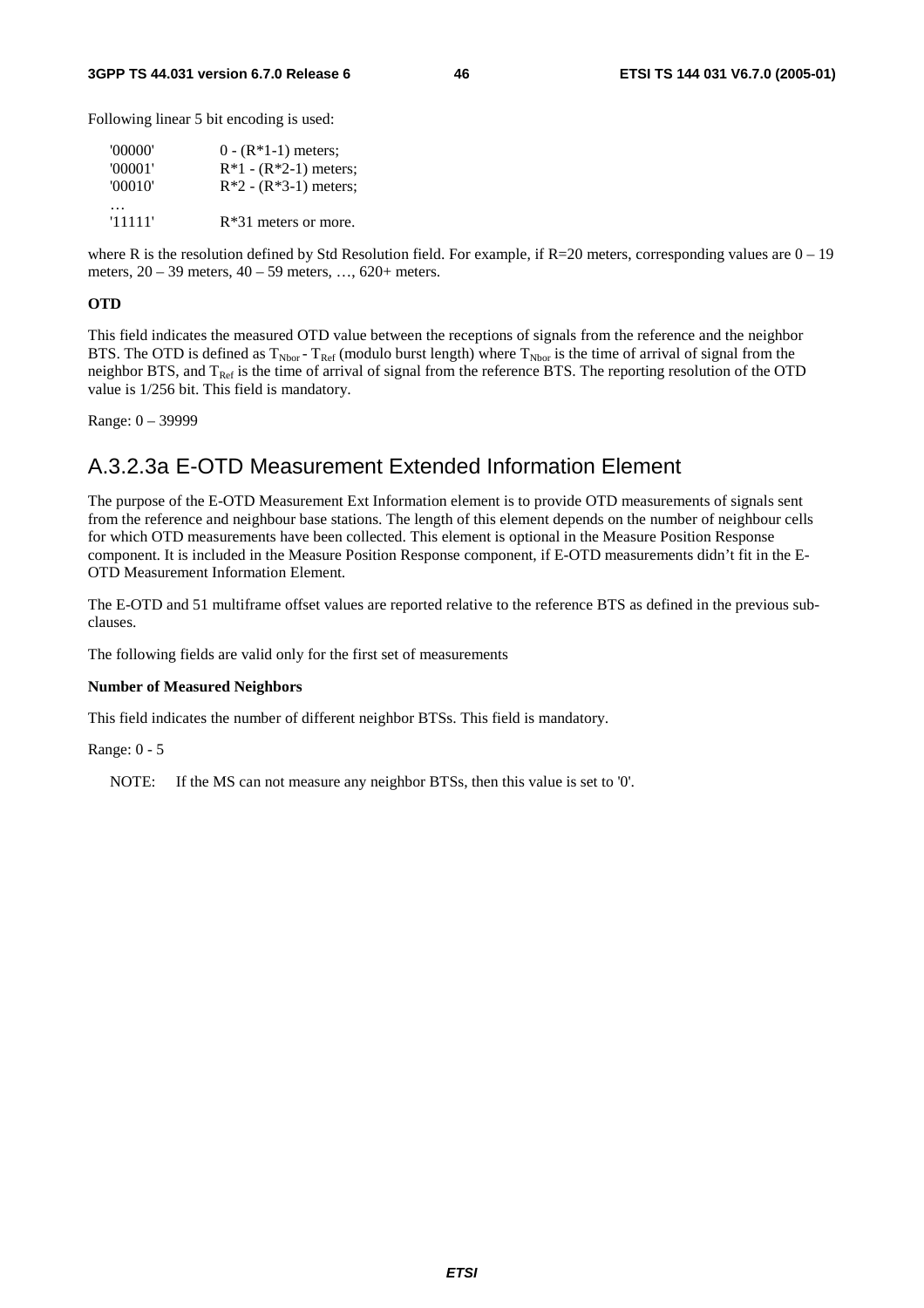Following linear 5 bit encoding is used:

| | |
|---|---|
| '00000' | 0 - (R*1-1) meters; |
| '00001' | R*1 - (R*2-1) meters; |
| '00010' | R*2 - (R*3-1) meters; |
| … | |
| '11111' | R*31 meters or more. |

where R is the resolution defined by Std Resolution field. For example, if R=20 meters, corresponding values are 0 – 19 meters, 20 – 39 meters, 40 – 59 meters, …, 620+ meters.

**OTD**

This field indicates the measured OTD value between the receptions of signals from the reference and the neighbor BTS. The OTD is defined as $T_{Nbor}$ - $T_{Ref}$ (modulo burst length) where $T_{Nbor}$ is the time of arrival of signal from the neighbor BTS, and $T_{Ref}$ is the time of arrival of signal from the reference BTS. The reporting resolution of the OTD value is 1/256 bit. This field is mandatory.

Range: 0 – 39999

## A.3.2.3a E-OTD Measurement Extended Information Element

The purpose of the E-OTD Measurement Ext Information element is to provide OTD measurements of signals sent from the reference and neighbour base stations. The length of this element depends on the number of neighbour cells for which OTD measurements have been collected. This element is optional in the Measure Position Response component. It is included in the Measure Position Response component, if E-OTD measurements didn't fit in the E-OTD Measurement Information Element.

The E-OTD and 51 multiframe offset values are reported relative to the reference BTS as defined in the previous sub-clauses.

The following fields are valid only for the first set of measurements

**Number of Measured Neighbors**

This field indicates the number of different neighbor BTSs. This field is mandatory.

Range: 0 - 5

NOTE: If the MS can not measure any neighbor BTSs, then this value is set to '0'.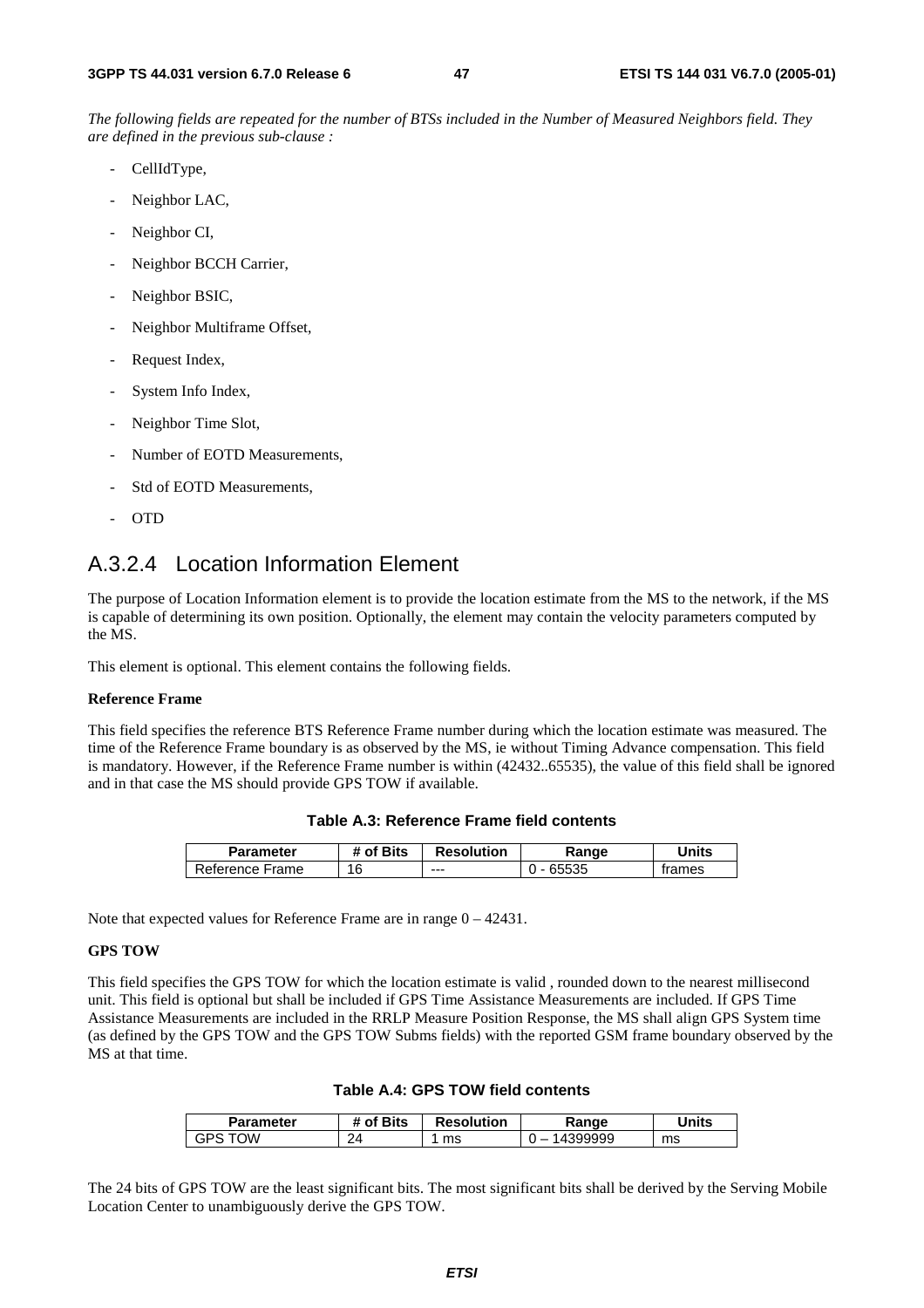*The following fields are repeated for the number of BTSs included in the Number of Measured Neighbors field. They are defined in the previous sub-clause :*

- CellIdType,
- Neighbor LAC,
- Neighbor CI,
- Neighbor BCCH Carrier,
- Neighbor BSIC,
- Neighbor Multiframe Offset,
- Request Index,
- System Info Index,
- Neighbor Time Slot,
- Number of EOTD Measurements,
- Std of EOTD Measurements,
- OTD

## A.3.2.4 Location Information Element

The purpose of Location Information element is to provide the location estimate from the MS to the network, if the MS is capable of determining its own position. Optionally, the element may contain the velocity parameters computed by the MS.

This element is optional. This element contains the following fields.

**Reference Frame**

This field specifies the reference BTS Reference Frame number during which the location estimate was measured. The time of the Reference Frame boundary is as observed by the MS, ie without Timing Advance compensation. This field is mandatory. However, if the Reference Frame number is within (42432..65535), the value of this field shall be ignored and in that case the MS should provide GPS TOW if available.

**Table A.3: Reference Frame field contents**

| Parameter | # of Bits | Resolution | Range | Units |
|---|---|---|---|---|
| Reference Frame | 16 | --- | 0 - 65535 | frames |

Note that expected values for Reference Frame are in range 0 – 42431.

**GPS TOW**

This field specifies the GPS TOW for which the location estimate is valid , rounded down to the nearest millisecond unit. This field is optional but shall be included if GPS Time Assistance Measurements are included. If GPS Time Assistance Measurements are included in the RRLP Measure Position Response, the MS shall align GPS System time (as defined by the GPS TOW and the GPS TOW Subms fields) with the reported GSM frame boundary observed by the MS at that time.

**Table A.4: GPS TOW field contents**

| Parameter | # of Bits | Resolution | Range | Units |
|---|---|---|---|---|
| GPS TOW | 24 | 1 ms | 0 – 14399999 | ms |

The 24 bits of GPS TOW are the least significant bits. The most significant bits shall be derived by the Serving Mobile Location Center to unambiguously derive the GPS TOW.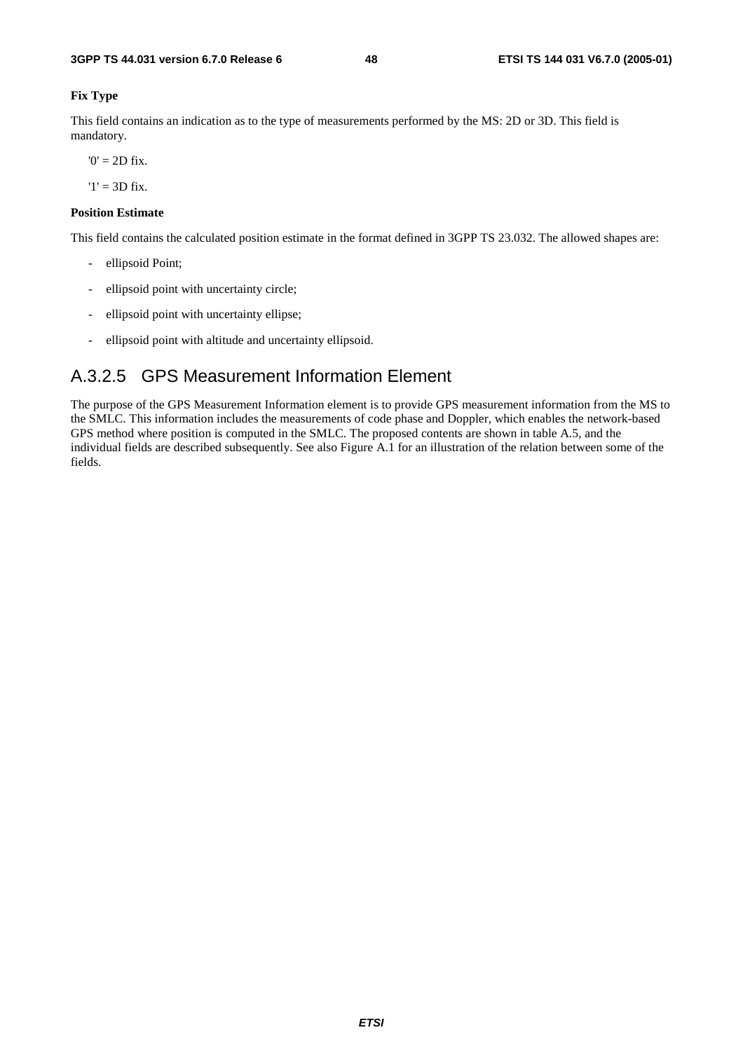**Fix Type**

This field contains an indication as to the type of measurements performed by the MS: 2D or 3D. This field is mandatory.

'0' = 2D fix.

'1' = 3D fix.

**Position Estimate**

This field contains the calculated position estimate in the format defined in 3GPP TS 23.032. The allowed shapes are:

- ellipsoid Point;
- ellipsoid point with uncertainty circle;
- ellipsoid point with uncertainty ellipse;
- ellipsoid point with altitude and uncertainty ellipsoid.

### A.3.2.5 GPS Measurement Information Element

The purpose of the GPS Measurement Information element is to provide GPS measurement information from the MS to the SMLC. This information includes the measurements of code phase and Doppler, which enables the network-based GPS method where position is computed in the SMLC. The proposed contents are shown in table A.5, and the individual fields are described subsequently. See also Figure A.1 for an illustration of the relation between some of the fields.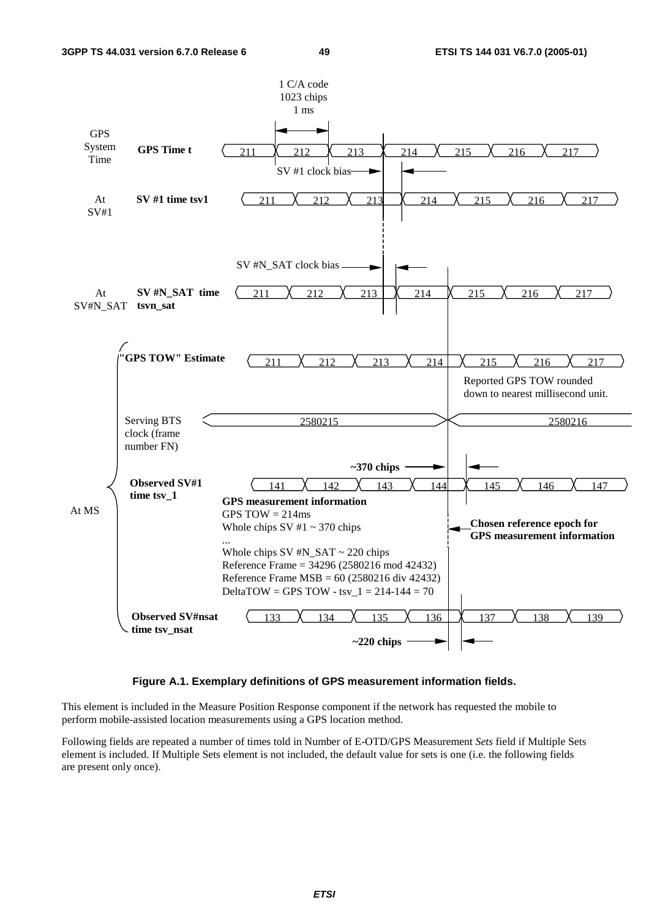1 C/A code
1023 chips
1 ms

GPS System Time — **GPS Time t**: 211, 212, 213, 214, 215, 216, 217

SV #1 clock bias

At SV#1 — **SV #1 time tsv1**: 211, 212, 213, 214, 215, 216, 217

SV #N_SAT clock bias

At SV#N_SAT — **SV #N_SAT time tsvn_sat**: 211, 212, 213, 214, 215, 216, 217

At MS:

**"GPS TOW" Estimate**: 211, 212, 213, 214, 215, 216, 217

Reported GPS TOW rounded down to nearest millisecond unit.

Serving BTS clock (frame number FN): 2580215, 2580216

**~370 chips**

**Observed SV#1 time tsv_1**: 141, 142, 143, 144, 145, 146, 147

**GPS measurement information**
GPS TOW = 214ms
Whole chips SV #1 ~ 370 chips
...
Whole chips SV #N_SAT ~ 220 chips
Reference Frame = 34296 (2580216 mod 42432)
Reference Frame MSB = 60 (2580216 div 42432)
DeltaTOW = GPS TOW - tsv_1 = 214-144 = 70

**Chosen reference epoch for GPS measurement information**

**Observed SV#nsat time tsv_nsat**: 133, 134, 135, 136, 137, 138, 139

**~220 chips**

**Figure A.1. Exemplary definitions of GPS measurement information fields.**

This element is included in the Measure Position Response component if the network has requested the mobile to perform mobile-assisted location measurements using a GPS location method.

Following fields are repeated a number of times told in Number of E-OTD/GPS Measurement *Sets* field if Multiple Sets element is included. If Multiple Sets element is not included, the default value for sets is one (i.e. the following fields are present only once).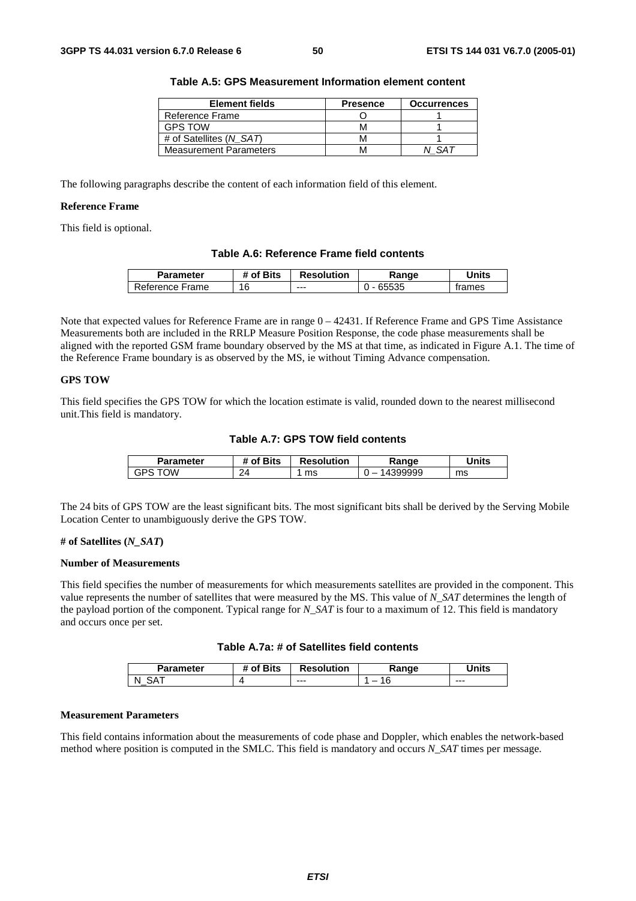**Table A.5: GPS Measurement Information element content**

| Element fields | Presence | Occurrences |
|---|---|---|
| Reference Frame | O | 1 |
| GPS TOW | M | 1 |
| # of Satellites (*N_SAT*) | M | 1 |
| Measurement Parameters | M | *N_SAT* |

The following paragraphs describe the content of each information field of this element.

**Reference Frame**

This field is optional.

**Table A.6: Reference Frame field contents**

| Parameter | # of Bits | Resolution | Range | Units |
|---|---|---|---|---|
| Reference Frame | 16 | --- | 0 - 65535 | frames |

Note that expected values for Reference Frame are in range 0 – 42431. If Reference Frame and GPS Time Assistance Measurements both are included in the RRLP Measure Position Response, the code phase measurements shall be aligned with the reported GSM frame boundary observed by the MS at that time, as indicated in Figure A.1. The time of the Reference Frame boundary is as observed by the MS, ie without Timing Advance compensation.

**GPS TOW**

This field specifies the GPS TOW for which the location estimate is valid, rounded down to the nearest millisecond unit.This field is mandatory.

**Table A.7: GPS TOW field contents**

| Parameter | # of Bits | Resolution | Range | Units |
|---|---|---|---|---|
| GPS TOW | 24 | 1 ms | 0 – 14399999 | ms |

The 24 bits of GPS TOW are the least significant bits. The most significant bits shall be derived by the Serving Mobile Location Center to unambiguously derive the GPS TOW.

**# of Satellites (*N_SAT*)**

**Number of Measurements**

This field specifies the number of measurements for which measurements satellites are provided in the component. This value represents the number of satellites that were measured by the MS. This value of *N_SAT* determines the length of the payload portion of the component. Typical range for *N_SAT* is four to a maximum of 12. This field is mandatory and occurs once per set.

**Table A.7a: # of Satellites field contents**

| Parameter | # of Bits | Resolution | Range | Units |
|---|---|---|---|---|
| N_SAT | 4 | --- | 1 – 16 | --- |

**Measurement Parameters**

This field contains information about the measurements of code phase and Doppler, which enables the network-based method where position is computed in the SMLC. This field is mandatory and occurs *N_SAT* times per message.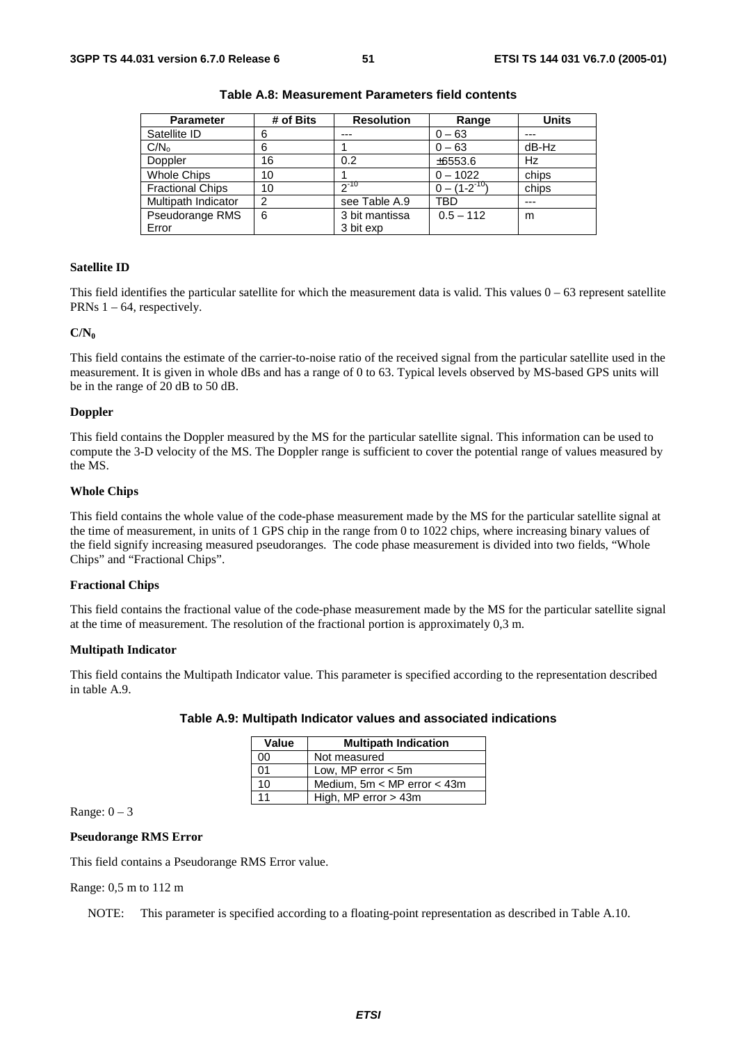**Table A.8: Measurement Parameters field contents**

| Parameter | # of Bits | Resolution | Range | Units |
|---|---|---|---|---|
| Satellite ID | 6 | --- | 0 – 63 | --- |
| $C/N_o$ | 6 | 1 | 0 – 63 | dB-Hz |
| Doppler | 16 | 0.2 | ±6553.6 | Hz |
| Whole Chips | 10 | 1 | 0 – 1022 | chips |
| Fractional Chips | 10 | $2^{-10}$ | $0 – (1-2^{-10})$ | chips |
| Multipath Indicator | 2 | see Table A.9 | TBD | --- |
| Pseudorange RMS Error | 6 | 3 bit mantissa 3 bit exp | 0.5 – 112 | m |

**Satellite ID**

This field identifies the particular satellite for which the measurement data is valid. This values 0 – 63 represent satellite PRNs 1 – 64, respectively.

**$C/N_0$**

This field contains the estimate of the carrier-to-noise ratio of the received signal from the particular satellite used in the measurement. It is given in whole dBs and has a range of 0 to 63. Typical levels observed by MS-based GPS units will be in the range of 20 dB to 50 dB.

**Doppler**

This field contains the Doppler measured by the MS for the particular satellite signal. This information can be used to compute the 3-D velocity of the MS. The Doppler range is sufficient to cover the potential range of values measured by the MS.

**Whole Chips**

This field contains the whole value of the code-phase measurement made by the MS for the particular satellite signal at the time of measurement, in units of 1 GPS chip in the range from 0 to 1022 chips, where increasing binary values of the field signify increasing measured pseudoranges. The code phase measurement is divided into two fields, "Whole Chips" and "Fractional Chips".

**Fractional Chips**

This field contains the fractional value of the code-phase measurement made by the MS for the particular satellite signal at the time of measurement. The resolution of the fractional portion is approximately 0,3 m.

**Multipath Indicator**

This field contains the Multipath Indicator value. This parameter is specified according to the representation described in table A.9.

**Table A.9: Multipath Indicator values and associated indications**

| Value | Multipath Indication |
|---|---|
| 00 | Not measured |
| 01 | Low, MP error < 5m |
| 10 | Medium, 5m < MP error < 43m |
| 11 | High, MP error > 43m |

Range: 0 – 3

**Pseudorange RMS Error**

This field contains a Pseudorange RMS Error value.

Range: 0,5 m to 112 m

NOTE: This parameter is specified according to a floating-point representation as described in Table A.10.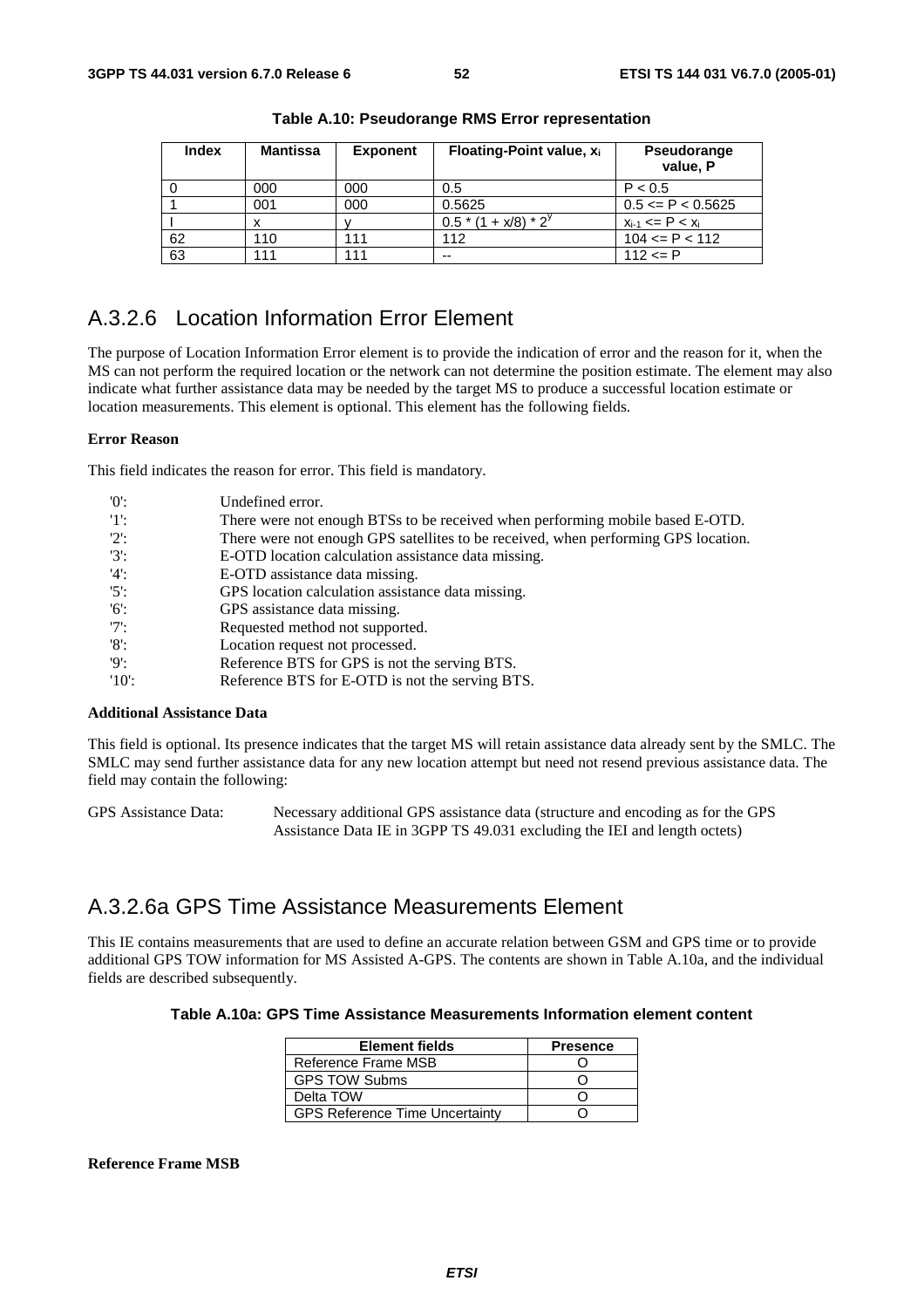**Table A.10: Pseudorange RMS Error representation**

| Index | Mantissa | Exponent | Floating-Point value, $x_i$ | Pseudorange value, P |
|---|---|---|---|---|
| 0 | 000 | 000 | 0.5 | P < 0.5 |
| 1 | 001 | 000 | 0.5625 | 0.5 <= P < 0.5625 |
| I | x | y | $0.5 * (1 + x/8) * 2^y$ | $x_{i-1} <= P < x_i$ |
| 62 | 110 | 111 | 112 | 104 <= P < 112 |
| 63 | 111 | 111 | -- | 112 <= P |

## A.3.2.6 Location Information Error Element

The purpose of Location Information Error element is to provide the indication of error and the reason for it, when the MS can not perform the required location or the network can not determine the position estimate. The element may also indicate what further assistance data may be needed by the target MS to produce a successful location estimate or location measurements. This element is optional. This element has the following fields.

**Error Reason**

This field indicates the reason for error. This field is mandatory.

'0': Undefined error.
'1': There were not enough BTSs to be received when performing mobile based E-OTD.
'2': There were not enough GPS satellites to be received, when performing GPS location.
'3': E-OTD location calculation assistance data missing.
'4': E-OTD assistance data missing.
'5': GPS location calculation assistance data missing.
'6': GPS assistance data missing.
'7': Requested method not supported.
'8': Location request not processed.
'9': Reference BTS for GPS is not the serving BTS.
'10': Reference BTS for E-OTD is not the serving BTS.

**Additional Assistance Data**

This field is optional. Its presence indicates that the target MS will retain assistance data already sent by the SMLC. The SMLC may send further assistance data for any new location attempt but need not resend previous assistance data. The field may contain the following:

GPS Assistance Data: Necessary additional GPS assistance data (structure and encoding as for the GPS Assistance Data IE in 3GPP TS 49.031 excluding the IEI and length octets)

## A.3.2.6a GPS Time Assistance Measurements Element

This IE contains measurements that are used to define an accurate relation between GSM and GPS time or to provide additional GPS TOW information for MS Assisted A-GPS. The contents are shown in Table A.10a, and the individual fields are described subsequently.

**Table A.10a: GPS Time Assistance Measurements Information element content**

| Element fields | Presence |
|---|---|
| Reference Frame MSB | O |
| GPS TOW Subms | O |
| Delta TOW | O |
| GPS Reference Time Uncertainty | O |

**Reference Frame MSB**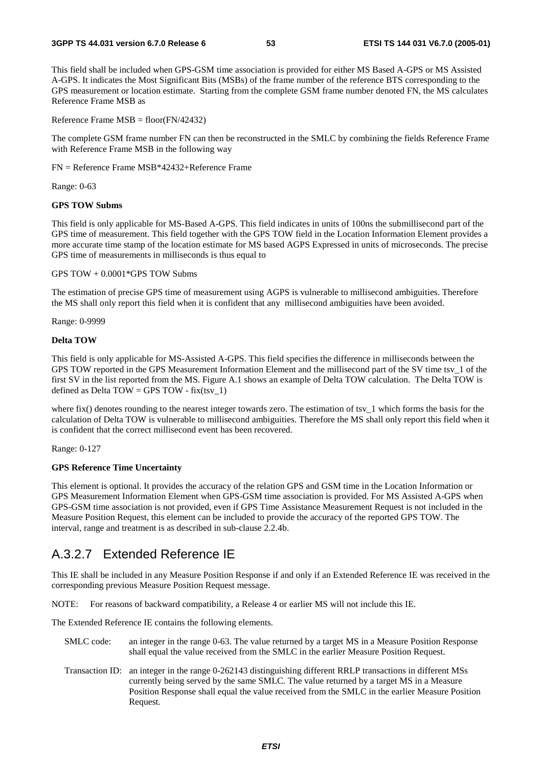This field shall be included when GPS-GSM time association is provided for either MS Based A-GPS or MS Assisted A-GPS. It indicates the Most Significant Bits (MSBs) of the frame number of the reference BTS corresponding to the GPS measurement or location estimate. Starting from the complete GSM frame number denoted FN, the MS calculates Reference Frame MSB as

Reference Frame MSB = floor(FN/42432)

The complete GSM frame number FN can then be reconstructed in the SMLC by combining the fields Reference Frame with Reference Frame MSB in the following way

FN = Reference Frame MSB*42432+Reference Frame

Range: 0-63

**GPS TOW Subms**

This field is only applicable for MS-Based A-GPS. This field indicates in units of 100ns the submillisecond part of the GPS time of measurement. This field together with the GPS TOW field in the Location Information Element provides a more accurate time stamp of the location estimate for MS based AGPS Expressed in units of microseconds. The precise GPS time of measurements in milliseconds is thus equal to

GPS TOW + 0.0001*GPS TOW Subms

The estimation of precise GPS time of measurement using AGPS is vulnerable to millisecond ambiguities. Therefore the MS shall only report this field when it is confident that any millisecond ambiguities have been avoided.

Range: 0-9999

**Delta TOW**

This field is only applicable for MS-Assisted A-GPS. This field specifies the difference in milliseconds between the GPS TOW reported in the GPS Measurement Information Element and the millisecond part of the SV time tsv_1 of the first SV in the list reported from the MS. Figure A.1 shows an example of Delta TOW calculation. The Delta TOW is defined as Delta TOW = GPS TOW - fix(tsv_1)

where fix() denotes rounding to the nearest integer towards zero. The estimation of tsv_1 which forms the basis for the calculation of Delta TOW is vulnerable to millisecond ambiguities. Therefore the MS shall only report this field when it is confident that the correct millisecond event has been recovered.

Range: 0-127

**GPS Reference Time Uncertainty**

This element is optional. It provides the accuracy of the relation GPS and GSM time in the Location Information or GPS Measurement Information Element when GPS-GSM time association is provided. For MS Assisted A-GPS when GPS-GSM time association is not provided, even if GPS Time Assistance Measurement Request is not included in the Measure Position Request, this element can be included to provide the accuracy of the reported GPS TOW. The interval, range and treatment is as described in sub-clause 2.2.4b.

## A.3.2.7 Extended Reference IE

This IE shall be included in any Measure Position Response if and only if an Extended Reference IE was received in the corresponding previous Measure Position Request message.

NOTE: For reasons of backward compatibility, a Release 4 or earlier MS will not include this IE.

The Extended Reference IE contains the following elements.

SMLC code: an integer in the range 0-63. The value returned by a target MS in a Measure Position Response shall equal the value received from the SMLC in the earlier Measure Position Request.

Transaction ID: an integer in the range 0-262143 distinguishing different RRLP transactions in different MSs currently being served by the same SMLC. The value returned by a target MS in a Measure Position Response shall equal the value received from the SMLC in the earlier Measure Position Request.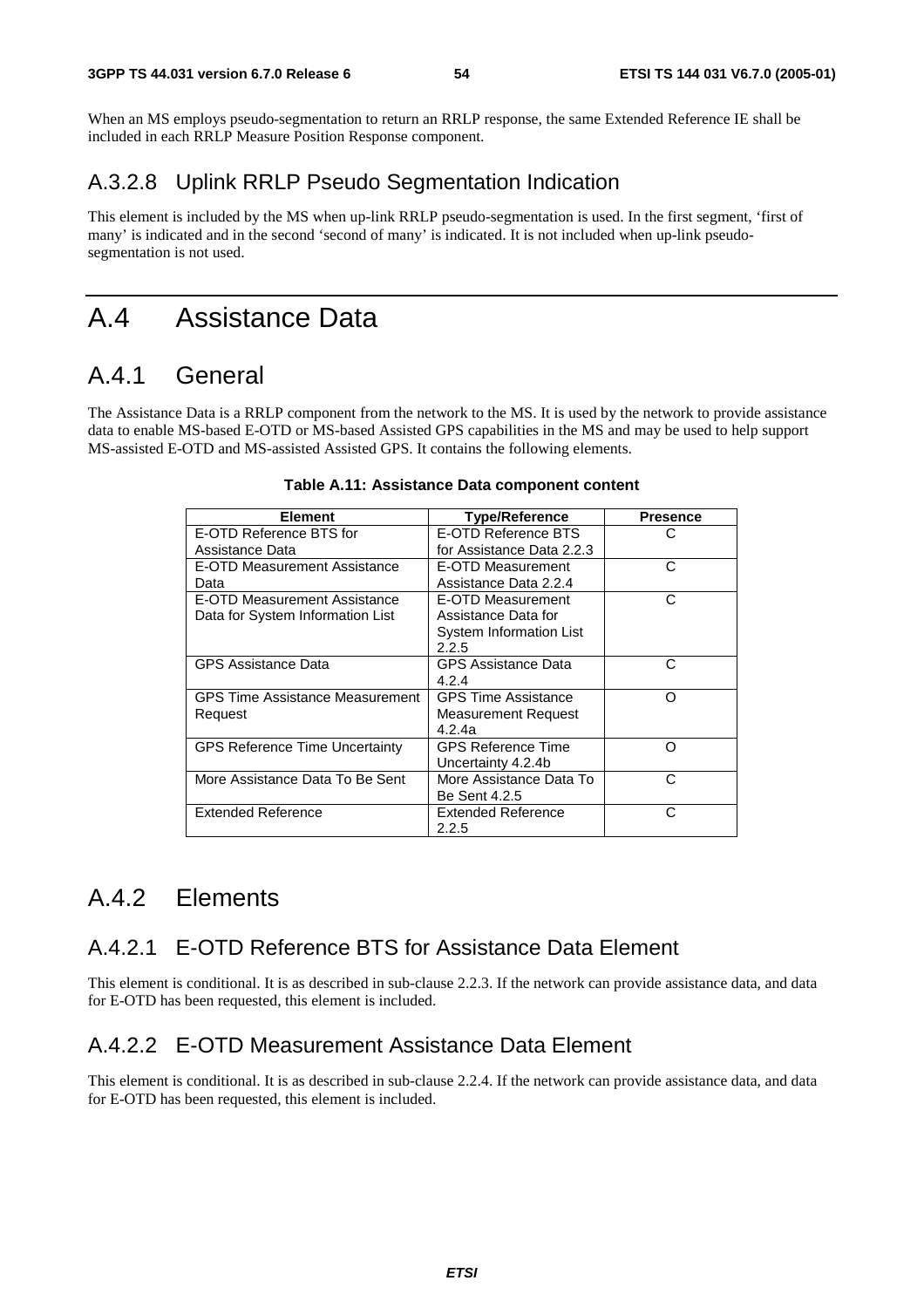When an MS employs pseudo-segmentation to return an RRLP response, the same Extended Reference IE shall be included in each RRLP Measure Position Response component.

### A.3.2.8 Uplink RRLP Pseudo Segmentation Indication

This element is included by the MS when up-link RRLP pseudo-segmentation is used. In the first segment, 'first of many' is indicated and in the second 'second of many' is indicated. It is not included when up-link pseudo-segmentation is not used.

# A.4 Assistance Data

## A.4.1 General

The Assistance Data is a RRLP component from the network to the MS. It is used by the network to provide assistance data to enable MS-based E-OTD or MS-based Assisted GPS capabilities in the MS and may be used to help support MS-assisted E-OTD and MS-assisted Assisted GPS. It contains the following elements.

**Table A.11: Assistance Data component content**

| Element | Type/Reference | Presence |
|---|---|---|
| E-OTD Reference BTS for Assistance Data | E-OTD Reference BTS for Assistance Data 2.2.3 | C |
| E-OTD Measurement Assistance Data | E-OTD Measurement Assistance Data 2.2.4 | C |
| E-OTD Measurement Assistance Data for System Information List | E-OTD Measurement Assistance Data for System Information List 2.2.5 | C |
| GPS Assistance Data | GPS Assistance Data 4.2.4 | C |
| GPS Time Assistance Measurement Request | GPS Time Assistance Measurement Request 4.2.4a | O |
| GPS Reference Time Uncertainty | GPS Reference Time Uncertainty 4.2.4b | O |
| More Assistance Data To Be Sent | More Assistance Data To Be Sent 4.2.5 | C |
| Extended Reference | Extended Reference 2.2.5 | C |

## A.4.2 Elements

### A.4.2.1 E-OTD Reference BTS for Assistance Data Element

This element is conditional. It is as described in sub-clause 2.2.3. If the network can provide assistance data, and data for E-OTD has been requested, this element is included.

### A.4.2.2 E-OTD Measurement Assistance Data Element

This element is conditional. It is as described in sub-clause 2.2.4. If the network can provide assistance data, and data for E-OTD has been requested, this element is included.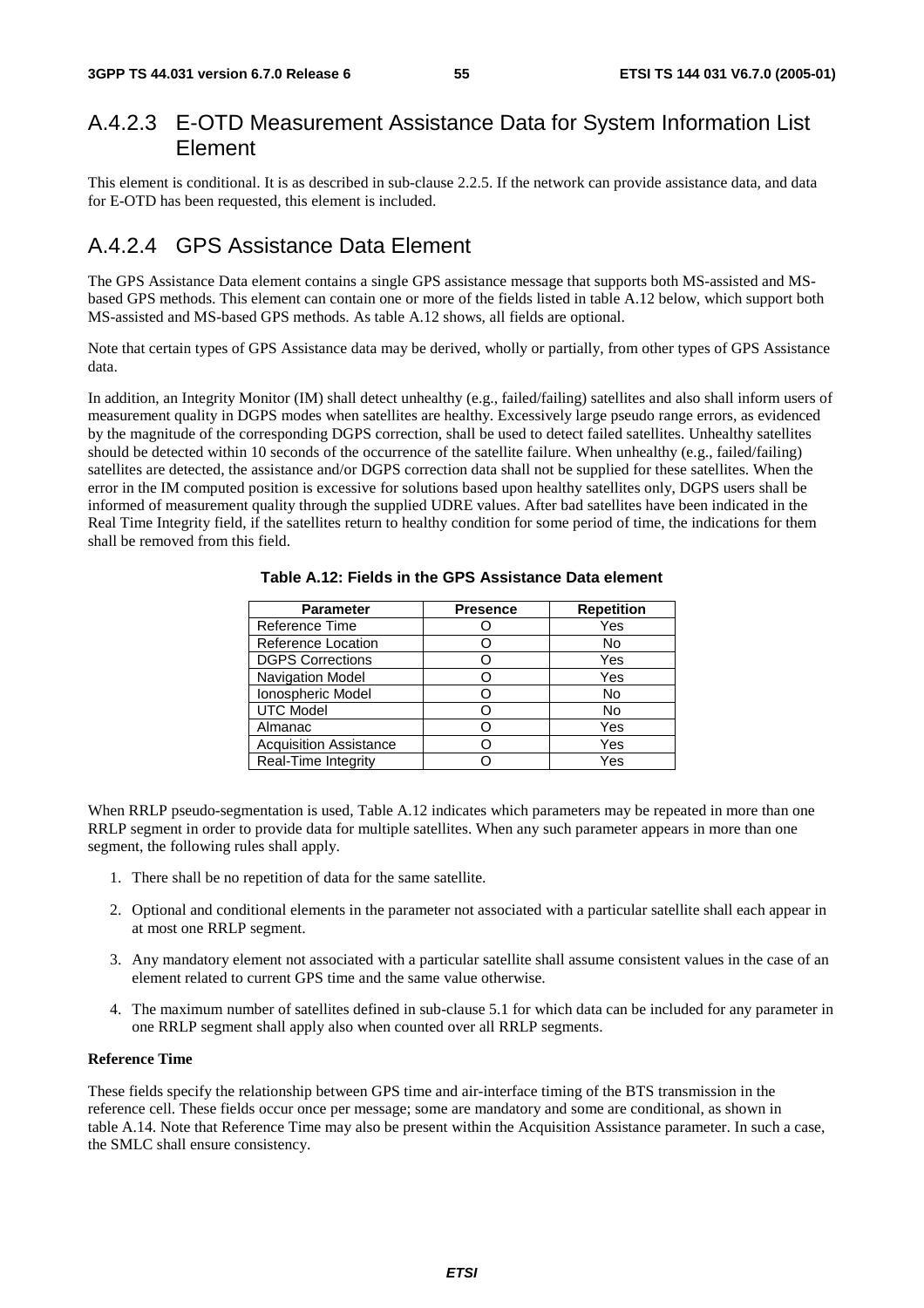## A.4.2.3 E-OTD Measurement Assistance Data for System Information List Element

This element is conditional. It is as described in sub-clause 2.2.5. If the network can provide assistance data, and data for E-OTD has been requested, this element is included.

## A.4.2.4 GPS Assistance Data Element

The GPS Assistance Data element contains a single GPS assistance message that supports both MS-assisted and MS-based GPS methods. This element can contain one or more of the fields listed in table A.12 below, which support both MS-assisted and MS-based GPS methods. As table A.12 shows, all fields are optional.

Note that certain types of GPS Assistance data may be derived, wholly or partially, from other types of GPS Assistance data.

In addition, an Integrity Monitor (IM) shall detect unhealthy (e.g., failed/failing) satellites and also shall inform users of measurement quality in DGPS modes when satellites are healthy. Excessively large pseudo range errors, as evidenced by the magnitude of the corresponding DGPS correction, shall be used to detect failed satellites. Unhealthy satellites should be detected within 10 seconds of the occurrence of the satellite failure. When unhealthy (e.g., failed/failing) satellites are detected, the assistance and/or DGPS correction data shall not be supplied for these satellites. When the error in the IM computed position is excessive for solutions based upon healthy satellites only, DGPS users shall be informed of measurement quality through the supplied UDRE values. After bad satellites have been indicated in the Real Time Integrity field, if the satellites return to healthy condition for some period of time, the indications for them shall be removed from this field.

**Table A.12: Fields in the GPS Assistance Data element**

| Parameter | Presence | Repetition |
|---|---|---|
| Reference Time | O | Yes |
| Reference Location | O | No |
| DGPS Corrections | O | Yes |
| Navigation Model | O | Yes |
| Ionospheric Model | O | No |
| UTC Model | O | No |
| Almanac | O | Yes |
| Acquisition Assistance | O | Yes |
| Real-Time Integrity | O | Yes |

When RRLP pseudo-segmentation is used, Table A.12 indicates which parameters may be repeated in more than one RRLP segment in order to provide data for multiple satellites. When any such parameter appears in more than one segment, the following rules shall apply.

1. There shall be no repetition of data for the same satellite.
2. Optional and conditional elements in the parameter not associated with a particular satellite shall each appear in at most one RRLP segment.
3. Any mandatory element not associated with a particular satellite shall assume consistent values in the case of an element related to current GPS time and the same value otherwise.
4. The maximum number of satellites defined in sub-clause 5.1 for which data can be included for any parameter in one RRLP segment shall apply also when counted over all RRLP segments.

**Reference Time**

These fields specify the relationship between GPS time and air-interface timing of the BTS transmission in the reference cell. These fields occur once per message; some are mandatory and some are conditional, as shown in table A.14. Note that Reference Time may also be present within the Acquisition Assistance parameter. In such a case, the SMLC shall ensure consistency.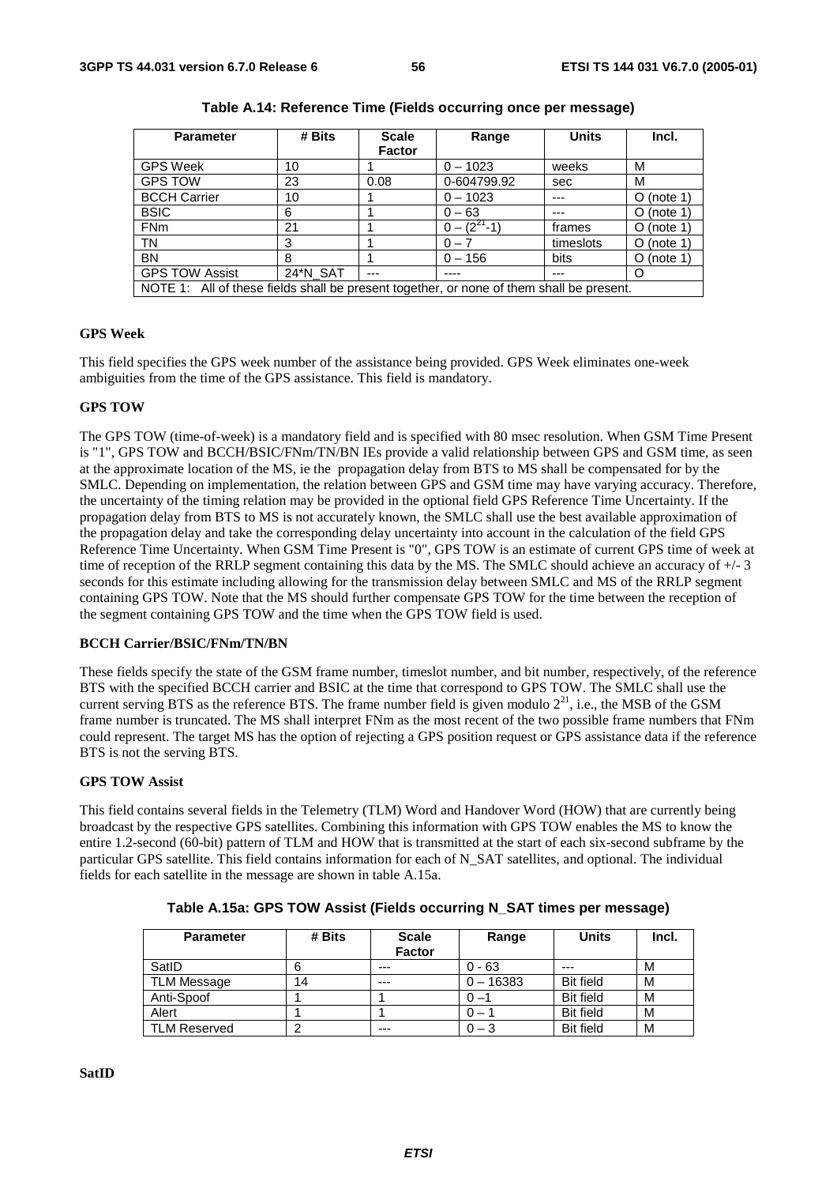**Table A.14: Reference Time (Fields occurring once per message)**

| Parameter | # Bits | Scale Factor | Range | Units | Incl. |
|---|---|---|---|---|---|
| GPS Week | 10 | 1 | 0 – 1023 | weeks | M |
| GPS TOW | 23 | 0.08 | 0-604799.92 | sec | M |
| BCCH Carrier | 10 | 1 | 0 – 1023 | --- | O (note 1) |
| BSIC | 6 | 1 | 0 – 63 | --- | O (note 1) |
| FNm | 21 | 1 | $0 – (2^{21}-1)$ | frames | O (note 1) |
| TN | 3 | 1 | 0 – 7 | timeslots | O (note 1) |
| BN | 8 | 1 | 0 – 156 | bits | O (note 1) |
| GPS TOW Assist | 24*N_SAT | --- | ---- | --- | O |
| NOTE 1: All of these fields shall be present together, or none of them shall be present. | | | | | |

**GPS Week**

This field specifies the GPS week number of the assistance being provided. GPS Week eliminates one-week ambiguities from the time of the GPS assistance. This field is mandatory.

**GPS TOW**

The GPS TOW (time-of-week) is a mandatory field and is specified with 80 msec resolution. When GSM Time Present is "1", GPS TOW and BCCH/BSIC/FNm/TN/BN IEs provide a valid relationship between GPS and GSM time, as seen at the approximate location of the MS, ie the propagation delay from BTS to MS shall be compensated for by the SMLC. Depending on implementation, the relation between GPS and GSM time may have varying accuracy. Therefore, the uncertainty of the timing relation may be provided in the optional field GPS Reference Time Uncertainty. If the propagation delay from BTS to MS is not accurately known, the SMLC shall use the best available approximation of the propagation delay and take the corresponding delay uncertainty into account in the calculation of the field GPS Reference Time Uncertainty. When GSM Time Present is "0", GPS TOW is an estimate of current GPS time of week at time of reception of the RRLP segment containing this data by the MS. The SMLC should achieve an accuracy of +/- 3 seconds for this estimate including allowing for the transmission delay between SMLC and MS of the RRLP segment containing GPS TOW. Note that the MS should further compensate GPS TOW for the time between the reception of the segment containing GPS TOW and the time when the GPS TOW field is used.

**BCCH Carrier/BSIC/FNm/TN/BN**

These fields specify the state of the GSM frame number, timeslot number, and bit number, respectively, of the reference BTS with the specified BCCH carrier and BSIC at the time that correspond to GPS TOW. The SMLC shall use the current serving BTS as the reference BTS. The frame number field is given modulo $2^{21}$, i.e., the MSB of the GSM frame number is truncated. The MS shall interpret FNm as the most recent of the two possible frame numbers that FNm could represent. The target MS has the option of rejecting a GPS position request or GPS assistance data if the reference BTS is not the serving BTS.

**GPS TOW Assist**

This field contains several fields in the Telemetry (TLM) Word and Handover Word (HOW) that are currently being broadcast by the respective GPS satellites. Combining this information with GPS TOW enables the MS to know the entire 1.2-second (60-bit) pattern of TLM and HOW that is transmitted at the start of each six-second subframe by the particular GPS satellite. This field contains information for each of N_SAT satellites, and optional. The individual fields for each satellite in the message are shown in table A.15a.

**Table A.15a: GPS TOW Assist (Fields occurring N_SAT times per message)**

| Parameter | # Bits | Scale Factor | Range | Units | Incl. |
|---|---|---|---|---|---|
| SatID | 6 | --- | 0 - 63 | --- | M |
| TLM Message | 14 | --- | 0 – 16383 | Bit field | M |
| Anti-Spoof | 1 | 1 | 0 –1 | Bit field | M |
| Alert | 1 | 1 | 0 – 1 | Bit field | M |
| TLM Reserved | 2 | --- | 0 – 3 | Bit field | M |

**SatID**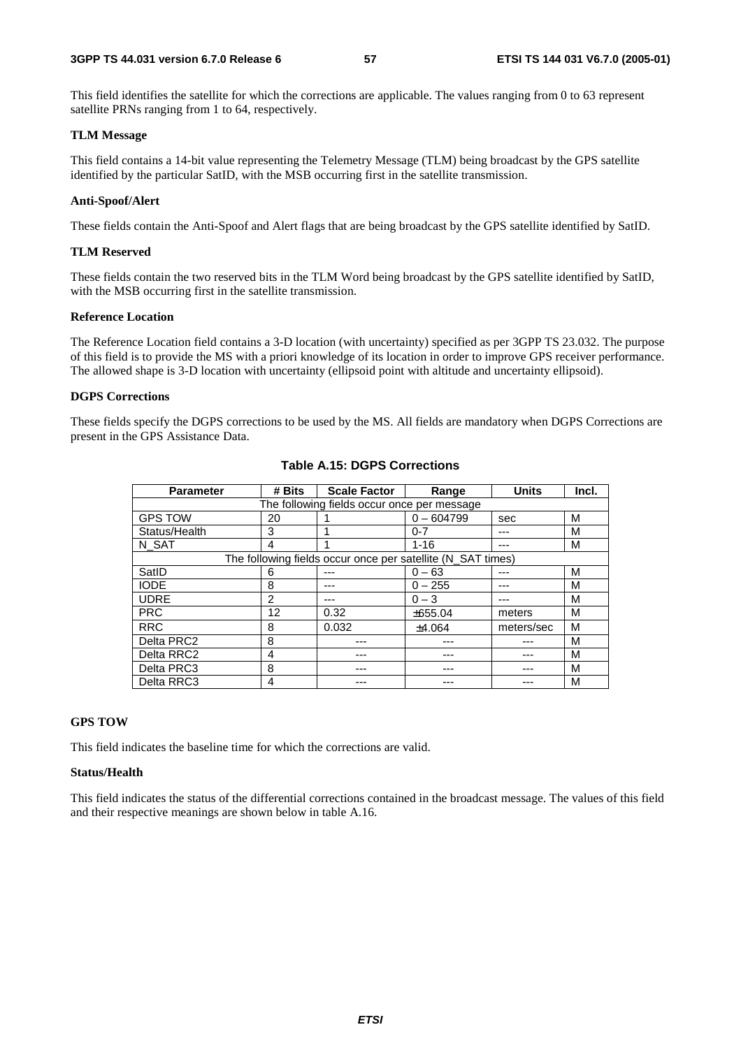This field identifies the satellite for which the corrections are applicable. The values ranging from 0 to 63 represent satellite PRNs ranging from 1 to 64, respectively.

**TLM Message**

This field contains a 14-bit value representing the Telemetry Message (TLM) being broadcast by the GPS satellite identified by the particular SatID, with the MSB occurring first in the satellite transmission.

**Anti-Spoof/Alert**

These fields contain the Anti-Spoof and Alert flags that are being broadcast by the GPS satellite identified by SatID.

**TLM Reserved**

These fields contain the two reserved bits in the TLM Word being broadcast by the GPS satellite identified by SatID, with the MSB occurring first in the satellite transmission.

**Reference Location**

The Reference Location field contains a 3-D location (with uncertainty) specified as per 3GPP TS 23.032. The purpose of this field is to provide the MS with a priori knowledge of its location in order to improve GPS receiver performance. The allowed shape is 3-D location with uncertainty (ellipsoid point with altitude and uncertainty ellipsoid).

**DGPS Corrections**

These fields specify the DGPS corrections to be used by the MS. All fields are mandatory when DGPS Corrections are present in the GPS Assistance Data.

**Table A.15: DGPS Corrections**

| Parameter | # Bits | Scale Factor | Range | Units | Incl. |
|---|---|---|---|---|---|
| The following fields occur once per message | | | | | |
| GPS TOW | 20 | 1 | 0 – 604799 | sec | M |
| Status/Health | 3 | 1 | 0-7 | --- | M |
| N_SAT | 4 | 1 | 1-16 | --- | M |
| The following fields occur once per satellite (N_SAT times) | | | | | |
| SatID | 6 | --- | 0 – 63 | --- | M |
| IODE | 8 | --- | 0 – 255 | --- | M |
| UDRE | 2 | --- | 0 – 3 | --- | M |
| PRC | 12 | 0.32 | ±655.04 | meters | M |
| RRC | 8 | 0.032 | ±4.064 | meters/sec | M |
| Delta PRC2 | 8 | --- | --- | --- | M |
| Delta RRC2 | 4 | --- | --- | --- | M |
| Delta PRC3 | 8 | --- | --- | --- | M |
| Delta RRC3 | 4 | --- | --- | --- | M |

**GPS TOW**

This field indicates the baseline time for which the corrections are valid.

**Status/Health**

This field indicates the status of the differential corrections contained in the broadcast message. The values of this field and their respective meanings are shown below in table A.16.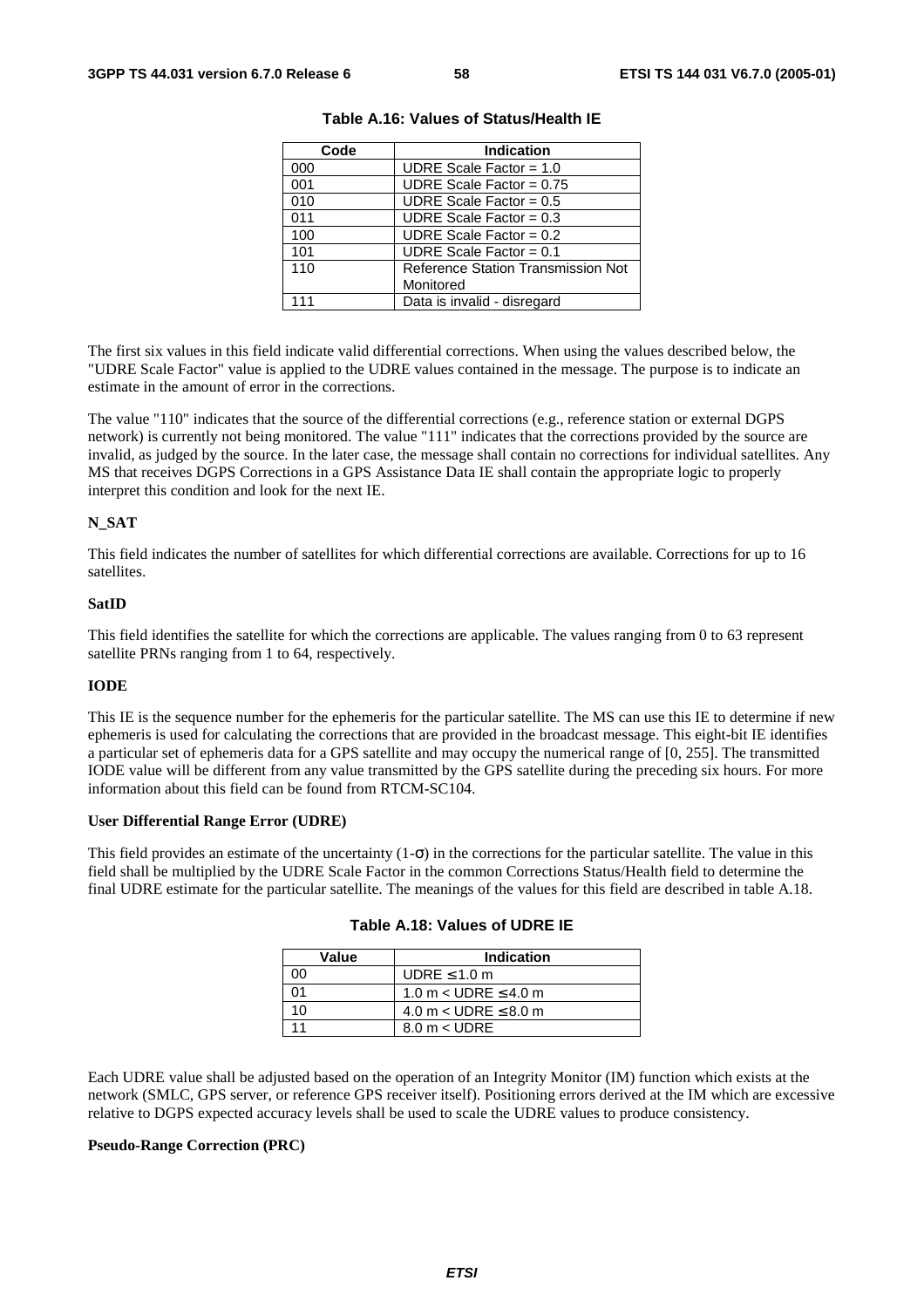**Table A.16: Values of Status/Health IE**

| Code | Indication |
|---|---|
| 000 | UDRE Scale Factor = 1.0 |
| 001 | UDRE Scale Factor = 0.75 |
| 010 | UDRE Scale Factor = 0.5 |
| 011 | UDRE Scale Factor = 0.3 |
| 100 | UDRE Scale Factor = 0.2 |
| 101 | UDRE Scale Factor = 0.1 |
| 110 | Reference Station Transmission Not Monitored |
| 111 | Data is invalid - disregard |

The first six values in this field indicate valid differential corrections. When using the values described below, the "UDRE Scale Factor" value is applied to the UDRE values contained in the message. The purpose is to indicate an estimate in the amount of error in the corrections.

The value "110" indicates that the source of the differential corrections (e.g., reference station or external DGPS network) is currently not being monitored. The value "111" indicates that the corrections provided by the source are invalid, as judged by the source. In the later case, the message shall contain no corrections for individual satellites. Any MS that receives DGPS Corrections in a GPS Assistance Data IE shall contain the appropriate logic to properly interpret this condition and look for the next IE.

#### N_SAT

This field indicates the number of satellites for which differential corrections are available. Corrections for up to 16 satellites.

#### SatID

This field identifies the satellite for which the corrections are applicable. The values ranging from 0 to 63 represent satellite PRNs ranging from 1 to 64, respectively.

#### IODE

This IE is the sequence number for the ephemeris for the particular satellite. The MS can use this IE to determine if new ephemeris is used for calculating the corrections that are provided in the broadcast message. This eight-bit IE identifies a particular set of ephemeris data for a GPS satellite and may occupy the numerical range of [0, 255]. The transmitted IODE value will be different from any value transmitted by the GPS satellite during the preceding six hours. For more information about this field can be found from RTCM-SC104.

#### User Differential Range Error (UDRE)

This field provides an estimate of the uncertainty (1-$\sigma$) in the corrections for the particular satellite. The value in this field shall be multiplied by the UDRE Scale Factor in the common Corrections Status/Health field to determine the final UDRE estimate for the particular satellite. The meanings of the values for this field are described in table A.18.

**Table A.18: Values of UDRE IE**

| Value | Indication |
|---|---|
| 00 | UDRE $\leq$ 1.0 m |
| 01 | 1.0 m < UDRE $\leq$ 4.0 m |
| 10 | 4.0 m < UDRE $\leq$ 8.0 m |
| 11 | 8.0 m < UDRE |

Each UDRE value shall be adjusted based on the operation of an Integrity Monitor (IM) function which exists at the network (SMLC, GPS server, or reference GPS receiver itself). Positioning errors derived at the IM which are excessive relative to DGPS expected accuracy levels shall be used to scale the UDRE values to produce consistency.

#### Pseudo-Range Correction (PRC)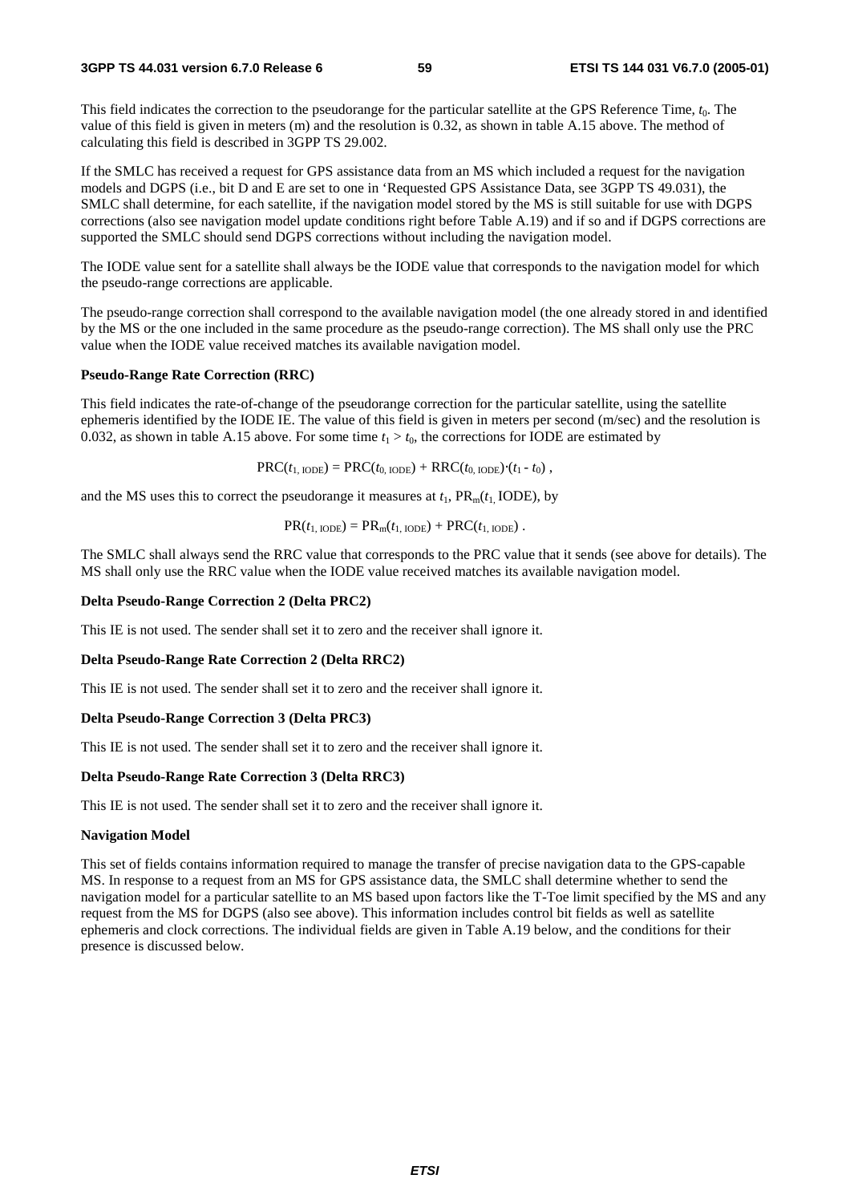This field indicates the correction to the pseudorange for the particular satellite at the GPS Reference Time, $t_0$. The value of this field is given in meters (m) and the resolution is 0.32, as shown in table A.15 above. The method of calculating this field is described in 3GPP TS 29.002.

If the SMLC has received a request for GPS assistance data from an MS which included a request for the navigation models and DGPS (i.e., bit D and E are set to one in 'Requested GPS Assistance Data, see 3GPP TS 49.031), the SMLC shall determine, for each satellite, if the navigation model stored by the MS is still suitable for use with DGPS corrections (also see navigation model update conditions right before Table A.19) and if so and if DGPS corrections are supported the SMLC should send DGPS corrections without including the navigation model.

The IODE value sent for a satellite shall always be the IODE value that corresponds to the navigation model for which the pseudo-range corrections are applicable.

The pseudo-range correction shall correspond to the available navigation model (the one already stored in and identified by the MS or the one included in the same procedure as the pseudo-range correction). The MS shall only use the PRC value when the IODE value received matches its available navigation model.

**Pseudo-Range Rate Correction (RRC)**

This field indicates the rate-of-change of the pseudorange correction for the particular satellite, using the satellite ephemeris identified by the IODE IE. The value of this field is given in meters per second (m/sec) and the resolution is 0.032, as shown in table A.15 above. For some time $t_1 > t_0$, the corrections for IODE are estimated by

$$\mathrm{PRC}(t_{1,\,\mathrm{IODE}}) = \mathrm{PRC}(t_{0,\,\mathrm{IODE}}) + \mathrm{RRC}(t_{0,\,\mathrm{IODE}})\cdot(t_1 - t_0)\ ,$$

and the MS uses this to correct the pseudorange it measures at $t_1$, $\mathrm{PR_m}(t_{1,}\,\mathrm{IODE})$, by

$$\mathrm{PR}(t_{1,\,\mathrm{IODE}}) = \mathrm{PR_m}(t_{1,\,\mathrm{IODE}}) + \mathrm{PRC}(t_{1,\,\mathrm{IODE}})\ .$$

The SMLC shall always send the RRC value that corresponds to the PRC value that it sends (see above for details). The MS shall only use the RRC value when the IODE value received matches its available navigation model.

**Delta Pseudo-Range Correction 2 (Delta PRC2)**

This IE is not used. The sender shall set it to zero and the receiver shall ignore it.

**Delta Pseudo-Range Rate Correction 2 (Delta RRC2)**

This IE is not used. The sender shall set it to zero and the receiver shall ignore it.

**Delta Pseudo-Range Correction 3 (Delta PRC3)**

This IE is not used. The sender shall set it to zero and the receiver shall ignore it.

**Delta Pseudo-Range Rate Correction 3 (Delta RRC3)**

This IE is not used. The sender shall set it to zero and the receiver shall ignore it.

**Navigation Model**

This set of fields contains information required to manage the transfer of precise navigation data to the GPS-capable MS. In response to a request from an MS for GPS assistance data, the SMLC shall determine whether to send the navigation model for a particular satellite to an MS based upon factors like the T-Toe limit specified by the MS and any request from the MS for DGPS (also see above). This information includes control bit fields as well as satellite ephemeris and clock corrections. The individual fields are given in Table A.19 below, and the conditions for their presence is discussed below.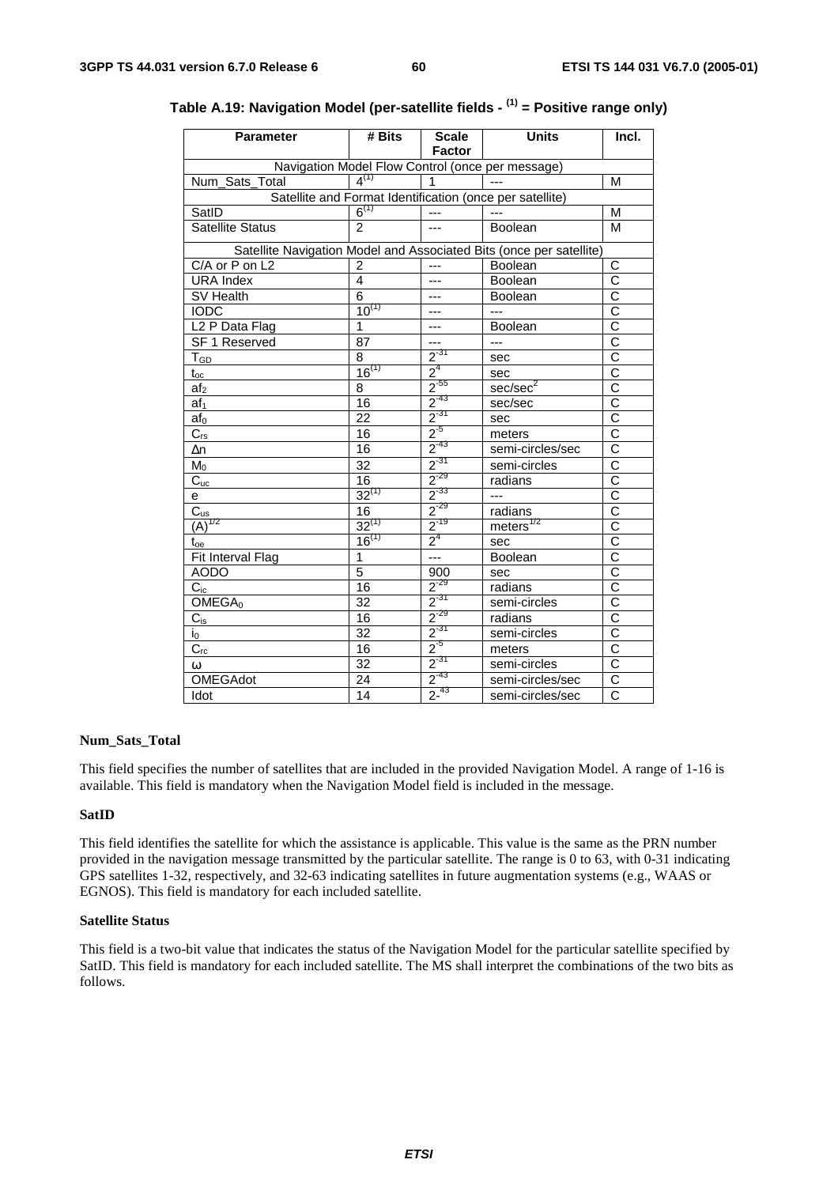**Table A.19: Navigation Model (per-satellite fields - (1) = Positive range only)**

| Parameter | # Bits | Scale Factor | Units | Incl. |
|---|---|---|---|---|
| Navigation Model Flow Control (once per message) | | | | |
| Num_Sats_Total | $4^{(1)}$ | 1 | --- | M |
| Satellite and Format Identification (once per satellite) | | | | |
| SatID | $6^{(1)}$ | --- | --- | M |
| Satellite Status | 2 | --- | Boolean | M |
| Satellite Navigation Model and Associated Bits (once per satellite) | | | | |
| C/A or P on L2 | 2 | --- | Boolean | C |
| URA Index | 4 | --- | Boolean | C |
| SV Health | 6 | --- | Boolean | C |
| IODC | $10^{(1)}$ | --- | --- | C |
| L2 P Data Flag | 1 | --- | Boolean | C |
| SF 1 Reserved | 87 | --- | --- | C |
| $T_{GD}$ | 8 | $2^{-31}$ | sec | C |
| $t_{oc}$ | $16^{(1)}$ | $2^{4}$ | sec | C |
| $af_2$ | 8 | $2^{-55}$ | sec/sec$^2$ | C |
| $af_1$ | 16 | $2^{-43}$ | sec/sec | C |
| $af_0$ | 22 | $2^{-31}$ | sec | C |
| $C_{rs}$ | 16 | $2^{-5}$ | meters | C |
| Δn | 16 | $2^{-43}$ | semi-circles/sec | C |
| $M_0$ | 32 | $2^{-31}$ | semi-circles | C |
| $C_{uc}$ | 16 | $2^{-29}$ | radians | C |
| e | $32^{(1)}$ | $2^{-33}$ | --- | C |
| $C_{us}$ | 16 | $2^{-29}$ | radians | C |
| $(A)^{1/2}$ | $32^{(1)}$ | $2^{-19}$ | meters$^{1/2}$ | C |
| $t_{oe}$ | $16^{(1)}$ | $2^{4}$ | sec | C |
| Fit Interval Flag | 1 | --- | Boolean | C |
| AODO | 5 | 900 | sec | C |
| $C_{ic}$ | 16 | $2^{-29}$ | radians | C |
| $OMEGA_0$ | 32 | $2^{-31}$ | semi-circles | C |
| $C_{is}$ | 16 | $2^{-29}$ | radians | C |
| $i_0$ | 32 | $2^{-31}$ | semi-circles | C |
| $C_{rc}$ | 16 | $2^{-5}$ | meters | C |
| ω | 32 | $2^{-31}$ | semi-circles | C |
| OMEGAdot | 24 | $2^{-43}$ | semi-circles/sec | C |
| Idot | 14 | $2^{-43}$ | semi-circles/sec | C |

**Num_Sats_Total**

This field specifies the number of satellites that are included in the provided Navigation Model. A range of 1-16 is available. This field is mandatory when the Navigation Model field is included in the message.

**SatID**

This field identifies the satellite for which the assistance is applicable. This value is the same as the PRN number provided in the navigation message transmitted by the particular satellite. The range is 0 to 63, with 0-31 indicating GPS satellites 1-32, respectively, and 32-63 indicating satellites in future augmentation systems (e.g., WAAS or EGNOS). This field is mandatory for each included satellite.

**Satellite Status**

This field is a two-bit value that indicates the status of the Navigation Model for the particular satellite specified by SatID. This field is mandatory for each included satellite. The MS shall interpret the combinations of the two bits as follows.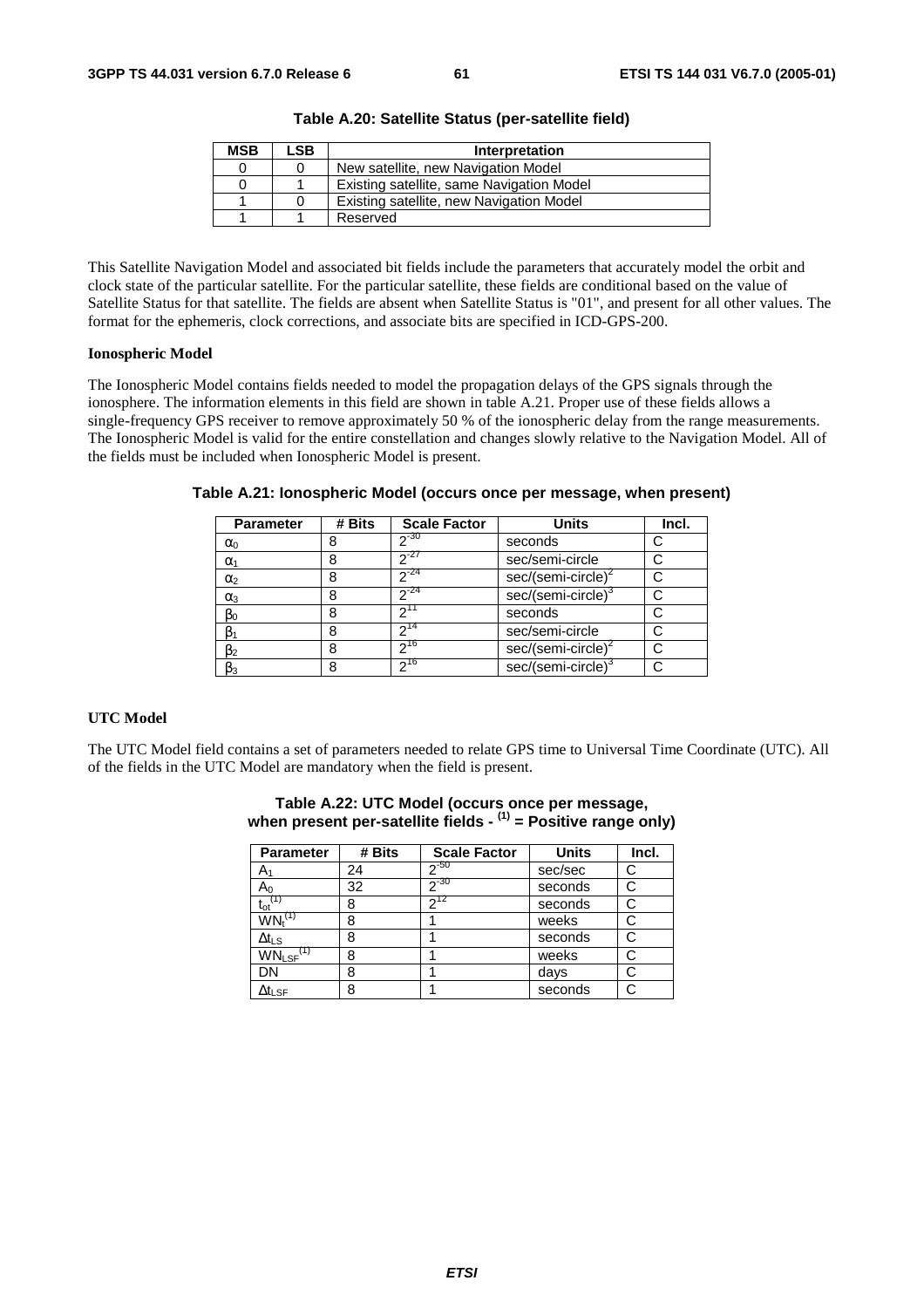**Table A.20: Satellite Status (per-satellite field)**

| MSB | LSB | Interpretation |
|---|---|---|
| 0 | 0 | New satellite, new Navigation Model |
| 0 | 1 | Existing satellite, same Navigation Model |
| 1 | 0 | Existing satellite, new Navigation Model |
| 1 | 1 | Reserved |

This Satellite Navigation Model and associated bit fields include the parameters that accurately model the orbit and clock state of the particular satellite. For the particular satellite, these fields are conditional based on the value of Satellite Status for that satellite. The fields are absent when Satellite Status is "01", and present for all other values. The format for the ephemeris, clock corrections, and associate bits are specified in ICD-GPS-200.

**Ionospheric Model**

The Ionospheric Model contains fields needed to model the propagation delays of the GPS signals through the ionosphere. The information elements in this field are shown in table A.21. Proper use of these fields allows a single-frequency GPS receiver to remove approximately 50 % of the ionospheric delay from the range measurements. The Ionospheric Model is valid for the entire constellation and changes slowly relative to the Navigation Model. All of the fields must be included when Ionospheric Model is present.

**Table A.21: Ionospheric Model (occurs once per message, when present)**

| Parameter | # Bits | Scale Factor | Units | Incl. |
|---|---|---|---|---|
| $\alpha_0$ | 8 | $2^{-30}$ | seconds | C |
| $\alpha_1$ | 8 | $2^{-27}$ | sec/semi-circle | C |
| $\alpha_2$ | 8 | $2^{-24}$ | sec/(semi-circle)$^2$ | C |
| $\alpha_3$ | 8 | $2^{-24}$ | sec/(semi-circle)$^3$ | C |
| $\beta_0$ | 8 | $2^{11}$ | seconds | C |
| $\beta_1$ | 8 | $2^{14}$ | sec/semi-circle | C |
| $\beta_2$ | 8 | $2^{16}$ | sec/(semi-circle)$^2$ | C |
| $\beta_3$ | 8 | $2^{16}$ | sec/(semi-circle)$^3$ | C |

**UTC Model**

The UTC Model field contains a set of parameters needed to relate GPS time to Universal Time Coordinate (UTC). All of the fields in the UTC Model are mandatory when the field is present.

**Table A.22: UTC Model (occurs once per message, when present per-satellite fields - (1) = Positive range only)**

| Parameter | # Bits | Scale Factor | Units | Incl. |
|---|---|---|---|---|
| $A_1$ | 24 | $2^{-50}$ | sec/sec | C |
| $A_0$ | 32 | $2^{-30}$ | seconds | C |
| $t_{ot}^{(1)}$ | 8 | $2^{12}$ | seconds | C |
| $WN_t^{(1)}$ | 8 | 1 | weeks | C |
| $\Delta t_{LS}$ | 8 | 1 | seconds | C |
| $WN_{LSF}^{(1)}$ | 8 | 1 | weeks | C |
| DN | 8 | 1 | days | C |
| $\Delta t_{LSF}$ | 8 | 1 | seconds | C |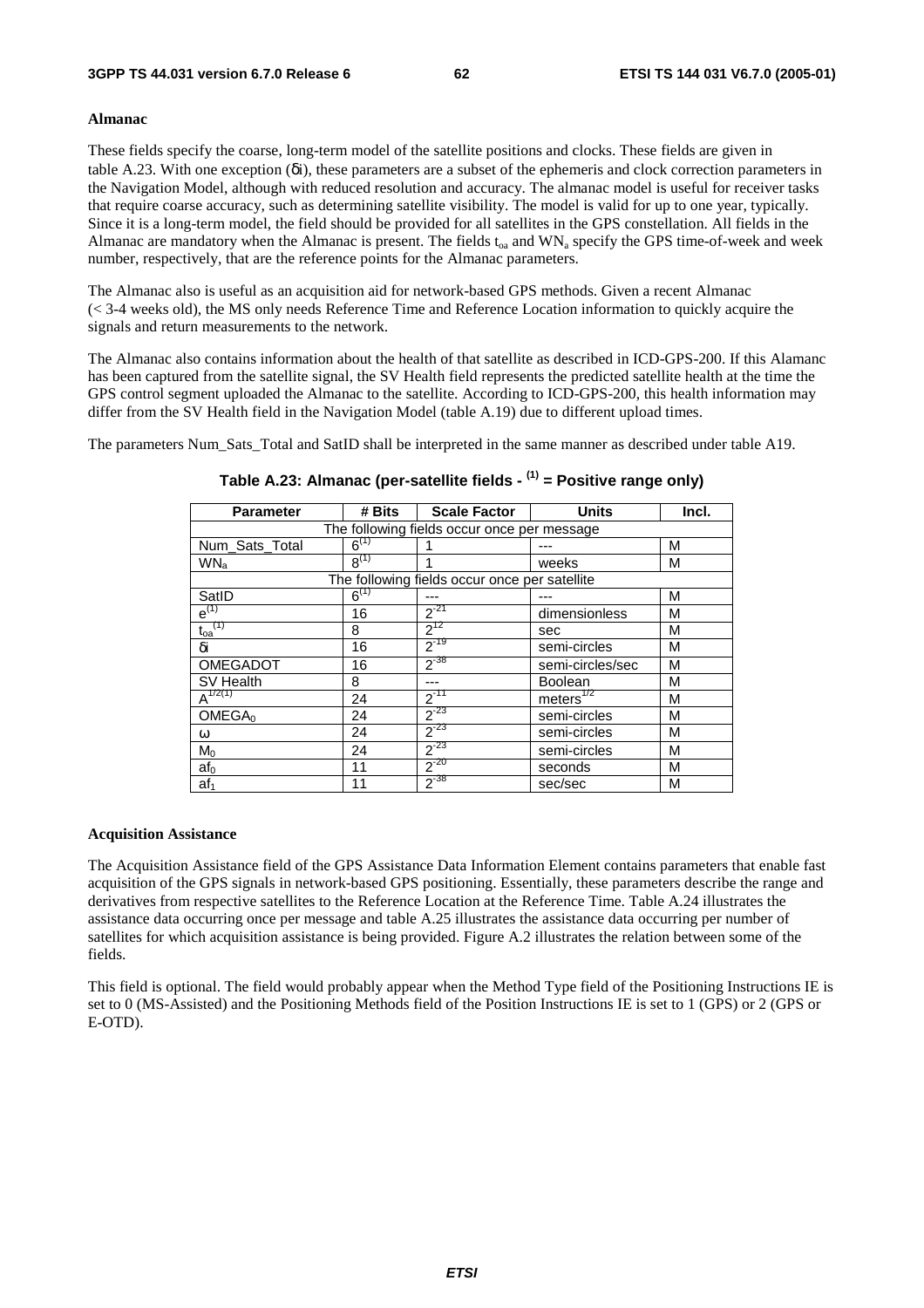**Almanac**

These fields specify the coarse, long-term model of the satellite positions and clocks. These fields are given in table A.23. With one exception (δi), these parameters are a subset of the ephemeris and clock correction parameters in the Navigation Model, although with reduced resolution and accuracy. The almanac model is useful for receiver tasks that require coarse accuracy, such as determining satellite visibility. The model is valid for up to one year, typically. Since it is a long-term model, the field should be provided for all satellites in the GPS constellation. All fields in the Almanac are mandatory when the Almanac is present. The fields $t_{oa}$ and $WN_a$ specify the GPS time-of-week and week number, respectively, that are the reference points for the Almanac parameters.

The Almanac also is useful as an acquisition aid for network-based GPS methods. Given a recent Almanac (< 3-4 weeks old), the MS only needs Reference Time and Reference Location information to quickly acquire the signals and return measurements to the network.

The Almanac also contains information about the health of that satellite as described in ICD-GPS-200. If this Alamanc has been captured from the satellite signal, the SV Health field represents the predicted satellite health at the time the GPS control segment uploaded the Almanac to the satellite. According to ICD-GPS-200, this health information may differ from the SV Health field in the Navigation Model (table A.19) due to different upload times.

The parameters Num_Sats_Total and SatID shall be interpreted in the same manner as described under table A19.

**Table A.23: Almanac (per-satellite fields - (1) = Positive range only)**

| Parameter | # Bits | Scale Factor | Units | Incl. |
|---|---|---|---|---|
| The following fields occur once per message | | | | |
| Num_Sats_Total | 6 (1) | 1 | --- | M |
| $WN_a$ | 8 (1) | 1 | weeks | M |
| The following fields occur once per satellite | | | | |
| SatID | 6 (1) | --- | --- | M |
| e (1) | 16 | $2^{-21}$ | dimensionless | M |
| $t_{oa}$ (1) | 8 | $2^{12}$ | sec | M |
| δi | 16 | $2^{-19}$ | semi-circles | M |
| OMEGADOT | 16 | $2^{-38}$ | semi-circles/sec | M |
| SV Health | 8 | --- | Boolean | M |
| $A^{1/2}$ (1) | 24 | $2^{-11}$ | $meters^{1/2}$ | M |
| $OMEGA_0$ | 24 | $2^{-23}$ | semi-circles | M |
| ω | 24 | $2^{-23}$ | semi-circles | M |
| $M_0$ | 24 | $2^{-23}$ | semi-circles | M |
| $af_0$ | 11 | $2^{-20}$ | seconds | M |
| $af_1$ | 11 | $2^{-38}$ | sec/sec | M |

**Acquisition Assistance**

The Acquisition Assistance field of the GPS Assistance Data Information Element contains parameters that enable fast acquisition of the GPS signals in network-based GPS positioning. Essentially, these parameters describe the range and derivatives from respective satellites to the Reference Location at the Reference Time. Table A.24 illustrates the assistance data occurring once per message and table A.25 illustrates the assistance data occurring per number of satellites for which acquisition assistance is being provided. Figure A.2 illustrates the relation between some of the fields.

This field is optional. The field would probably appear when the Method Type field of the Positioning Instructions IE is set to 0 (MS-Assisted) and the Positioning Methods field of the Position Instructions IE is set to 1 (GPS) or 2 (GPS or E-OTD).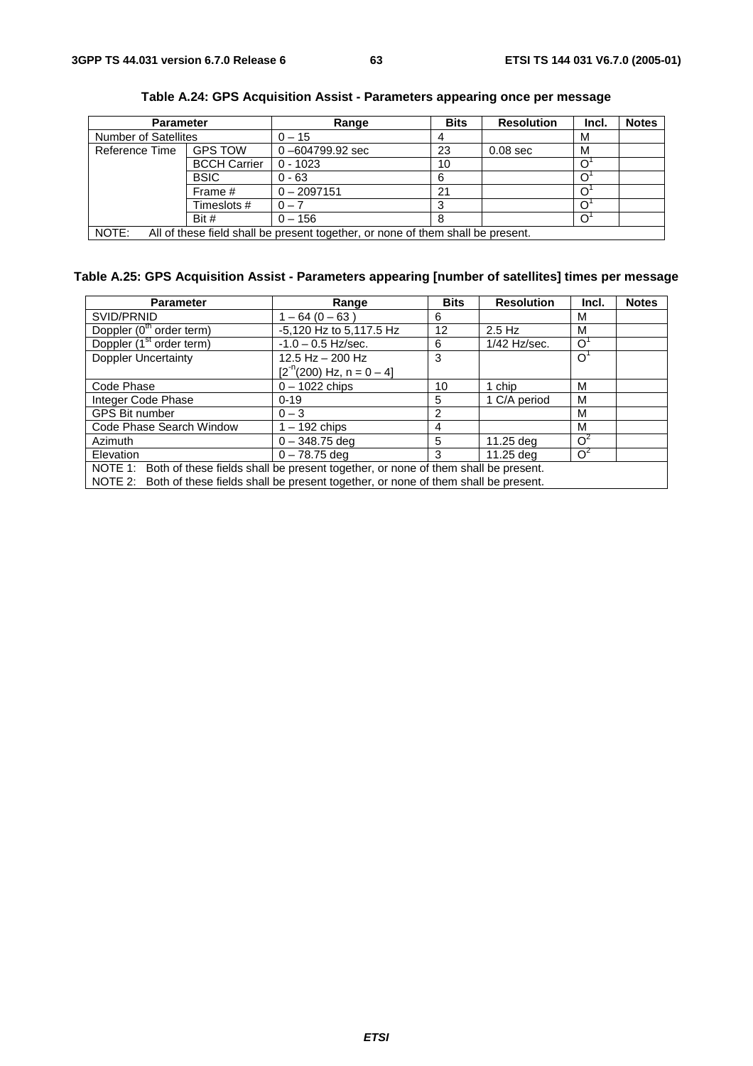**Table A.24: GPS Acquisition Assist - Parameters appearing once per message**

| Parameter | | Range | Bits | Resolution | Incl. | Notes |
|---|---|---|---|---|---|---|
| Number of Satellites | | 0 – 15 | 4 | | M | |
| Reference Time | GPS TOW | 0 –604799.92 sec | 23 | 0.08 sec | M | |
| | BCCH Carrier | 0 - 1023 | 10 | | O[1] | |
| | BSIC | 0 - 63 | 6 | | O[1] | |
| | Frame # | 0 – 2097151 | 21 | | O[1] | |
| | Timeslots # | 0 – 7 | 3 | | O[1] | |
| | Bit # | 0 – 156 | 8 | | O[1] | |
| NOTE: All of these field shall be present together, or none of them shall be present. | | | | | | |

**Table A.25: GPS Acquisition Assist - Parameters appearing [number of satellites] times per message**

| Parameter | Range | Bits | Resolution | Incl. | Notes |
|---|---|---|---|---|---|
| SVID/PRNID | 1 – 64 (0 – 63 ) | 6 | | M | |
| Doppler ($0^{th}$ order term) | -5,120 Hz to 5,117.5 Hz | 12 | 2.5 Hz | M | |
| Doppler ($1^{st}$ order term) | -1.0 – 0.5 Hz/sec. | 6 | 1/42 Hz/sec. | O[1] | |
| Doppler Uncertainty | 12.5 Hz – 200 Hz [$2^{-n}$(200) Hz, n = 0 – 4] | 3 | | O[1] | |
| Code Phase | 0 – 1022 chips | 10 | 1 chip | M | |
| Integer Code Phase | 0-19 | 5 | 1 C/A period | M | |
| GPS Bit number | 0 – 3 | 2 | | M | |
| Code Phase Search Window | 1 – 192 chips | 4 | | M | |
| Azimuth | 0 – 348.75 deg | 5 | 11.25 deg | O[2] | |
| Elevation | 0 – 78.75 deg | 3 | 11.25 deg | O[2] | |
| NOTE 1: Both of these fields shall be present together, or none of them shall be present. NOTE 2: Both of these fields shall be present together, or none of them shall be present. | | | | | |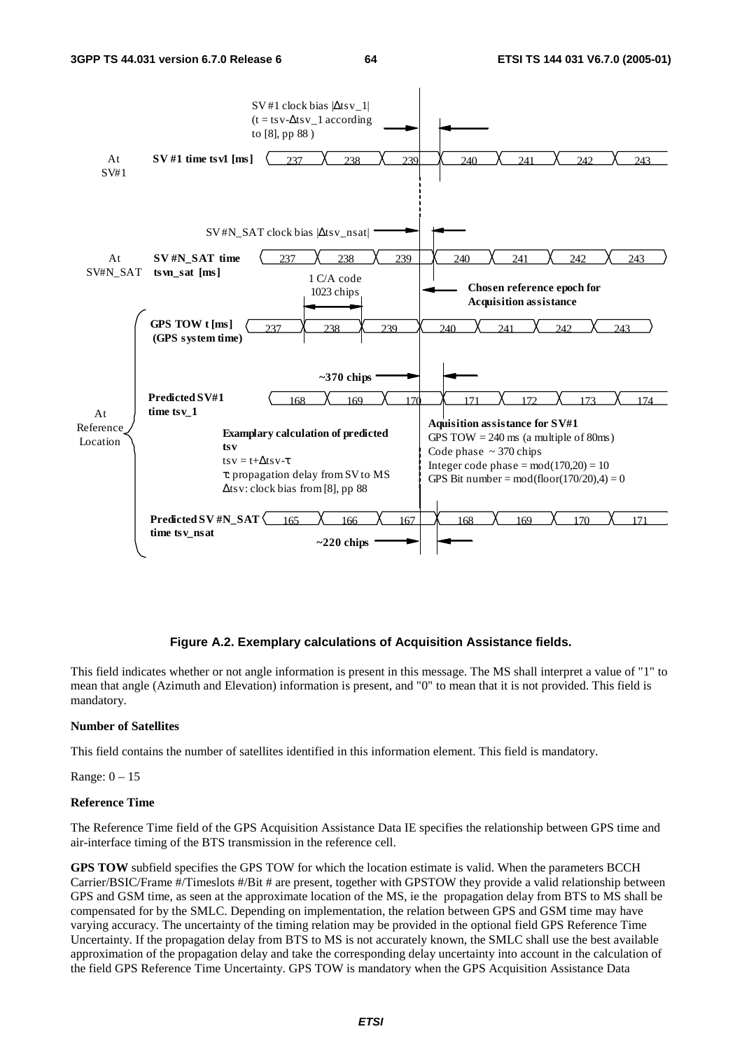Figure A.2. Exemplary calculations of Acquisition Assistance fields.

This field indicates whether or not angle information is present in this message. The MS shall interpret a value of "1" to mean that angle (Azimuth and Elevation) information is present, and "0" to mean that it is not provided. This field is mandatory.

**Number of Satellites**

This field contains the number of satellites identified in this information element. This field is mandatory.

Range: 0 – 15

**Reference Time**

The Reference Time field of the GPS Acquisition Assistance Data IE specifies the relationship between GPS time and air-interface timing of the BTS transmission in the reference cell.

**GPS TOW** subfield specifies the GPS TOW for which the location estimate is valid. When the parameters BCCH Carrier/BSIC/Frame #/Timeslots #/Bit # are present, together with GPSTOW they provide a valid relationship between GPS and GSM time, as seen at the approximate location of the MS, ie the propagation delay from BTS to MS shall be compensated for by the SMLC. Depending on implementation, the relation between GPS and GSM time may have varying accuracy. The uncertainty of the timing relation may be provided in the optional field GPS Reference Time Uncertainty. If the propagation delay from BTS to MS is not accurately known, the SMLC shall use the best available approximation of the propagation delay and take the corresponding delay uncertainty into account in the calculation of the field GPS Reference Time Uncertainty. GPS TOW is mandatory when the GPS Acquisition Assistance Data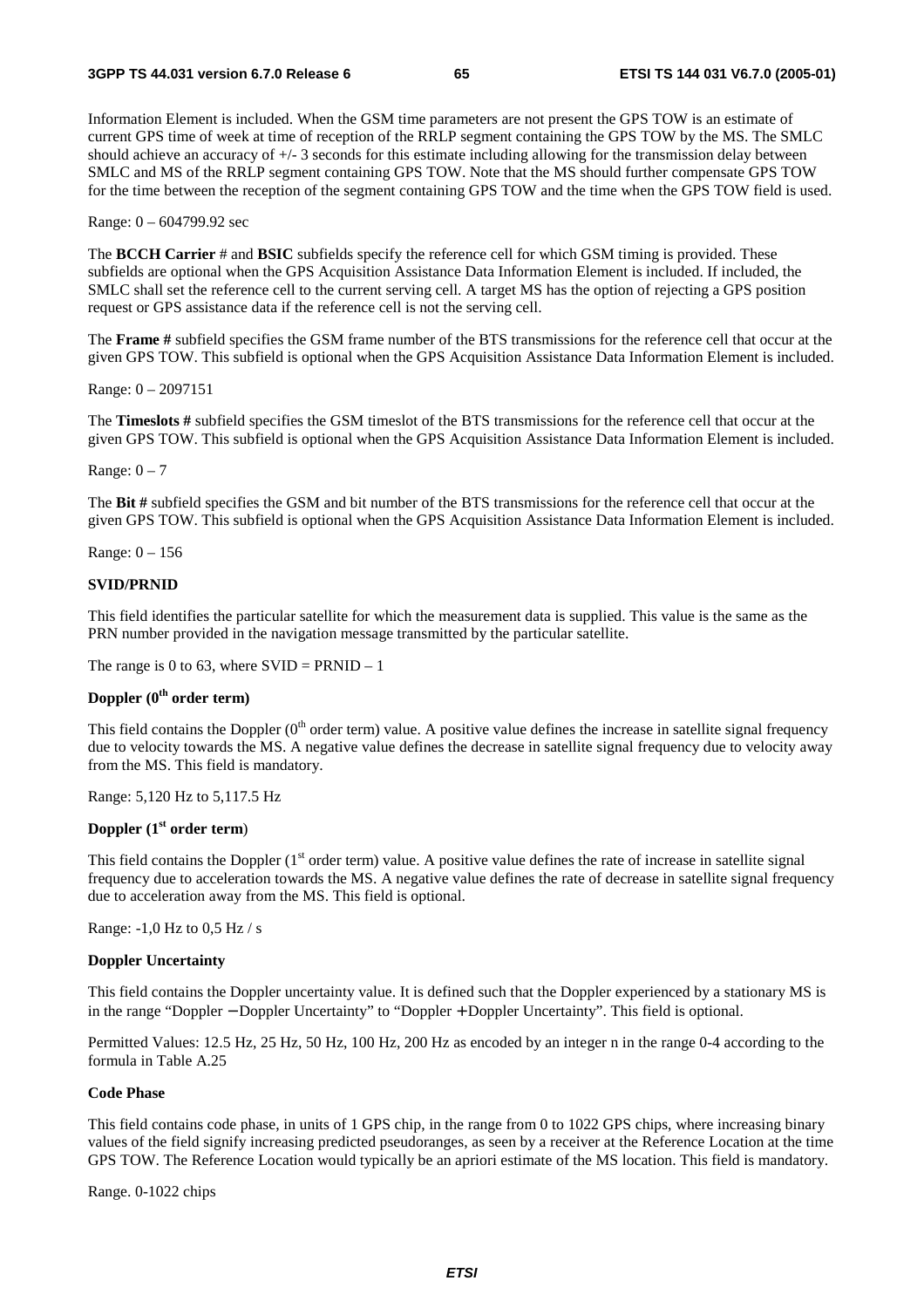Information Element is included. When the GSM time parameters are not present the GPS TOW is an estimate of current GPS time of week at time of reception of the RRLP segment containing the GPS TOW by the MS. The SMLC should achieve an accuracy of +/- 3 seconds for this estimate including allowing for the transmission delay between SMLC and MS of the RRLP segment containing GPS TOW. Note that the MS should further compensate GPS TOW for the time between the reception of the segment containing GPS TOW and the time when the GPS TOW field is used.

Range: 0 – 604799.92 sec

The **BCCH Carrier** # and **BSIC** subfields specify the reference cell for which GSM timing is provided. These subfields are optional when the GPS Acquisition Assistance Data Information Element is included. If included, the SMLC shall set the reference cell to the current serving cell. A target MS has the option of rejecting a GPS position request or GPS assistance data if the reference cell is not the serving cell.

The **Frame #** subfield specifies the GSM frame number of the BTS transmissions for the reference cell that occur at the given GPS TOW. This subfield is optional when the GPS Acquisition Assistance Data Information Element is included.

Range: 0 – 2097151

The **Timeslots #** subfield specifies the GSM timeslot of the BTS transmissions for the reference cell that occur at the given GPS TOW. This subfield is optional when the GPS Acquisition Assistance Data Information Element is included.

Range: 0 – 7

The **Bit #** subfield specifies the GSM and bit number of the BTS transmissions for the reference cell that occur at the given GPS TOW. This subfield is optional when the GPS Acquisition Assistance Data Information Element is included.

Range: 0 – 156

#### SVID/PRNID

This field identifies the particular satellite for which the measurement data is supplied. This value is the same as the PRN number provided in the navigation message transmitted by the particular satellite.

The range is 0 to 63, where SVID = PRNID – 1

#### Doppler (0th order term)

This field contains the Doppler (0th order term) value. A positive value defines the increase in satellite signal frequency due to velocity towards the MS. A negative value defines the decrease in satellite signal frequency due to velocity away from the MS. This field is mandatory.

Range: 5,120 Hz to 5,117.5 Hz

#### Doppler (1st order term)

This field contains the Doppler (1st order term) value. A positive value defines the rate of increase in satellite signal frequency due to acceleration towards the MS. A negative value defines the rate of decrease in satellite signal frequency due to acceleration away from the MS. This field is optional.

Range: -1,0 Hz to 0,5 Hz / s

#### Doppler Uncertainty

This field contains the Doppler uncertainty value. It is defined such that the Doppler experienced by a stationary MS is in the range "Doppler − Doppler Uncertainty" to "Doppler + Doppler Uncertainty". This field is optional.

Permitted Values: 12.5 Hz, 25 Hz, 50 Hz, 100 Hz, 200 Hz as encoded by an integer n in the range 0-4 according to the formula in Table A.25

#### Code Phase

This field contains code phase, in units of 1 GPS chip, in the range from 0 to 1022 GPS chips, where increasing binary values of the field signify increasing predicted pseudoranges, as seen by a receiver at the Reference Location at the time GPS TOW. The Reference Location would typically be an apriori estimate of the MS location. This field is mandatory.

Range. 0-1022 chips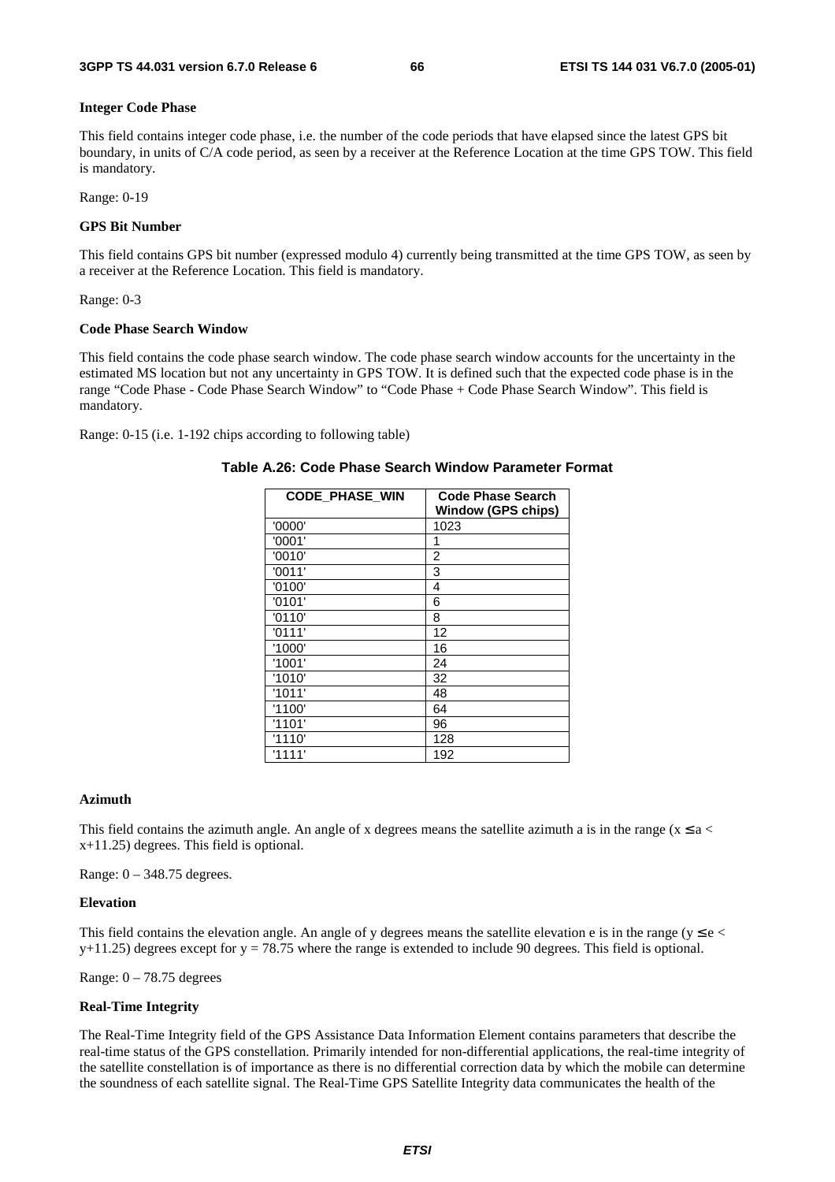#### Integer Code Phase

This field contains integer code phase, i.e. the number of the code periods that have elapsed since the latest GPS bit boundary, in units of C/A code period, as seen by a receiver at the Reference Location at the time GPS TOW. This field is mandatory.

Range: 0-19

#### GPS Bit Number

This field contains GPS bit number (expressed modulo 4) currently being transmitted at the time GPS TOW, as seen by a receiver at the Reference Location. This field is mandatory.

Range: 0-3

#### Code Phase Search Window

This field contains the code phase search window. The code phase search window accounts for the uncertainty in the estimated MS location but not any uncertainty in GPS TOW. It is defined such that the expected code phase is in the range "Code Phase - Code Phase Search Window" to "Code Phase + Code Phase Search Window". This field is mandatory.

Range: 0-15 (i.e. 1-192 chips according to following table)

**Table A.26: Code Phase Search Window Parameter Format**

| CODE_PHASE_WIN | Code Phase Search Window (GPS chips) |
|---|---|
| '0000' | 1023 |
| '0001' | 1 |
| '0010' | 2 |
| '0011' | 3 |
| '0100' | 4 |
| '0101' | 6 |
| '0110' | 8 |
| '0111' | 12 |
| '1000' | 16 |
| '1001' | 24 |
| '1010' | 32 |
| '1011' | 48 |
| '1100' | 64 |
| '1101' | 96 |
| '1110' | 128 |
| '1111' | 192 |

#### Azimuth

This field contains the azimuth angle. An angle of x degrees means the satellite azimuth a is in the range ($x \leq a < x+11.25$) degrees. This field is optional.

Range: 0 – 348.75 degrees.

#### Elevation

This field contains the elevation angle. An angle of y degrees means the satellite elevation e is in the range ($y \leq e < y+11.25$) degrees except for $y = 78.75$ where the range is extended to include 90 degrees. This field is optional.

Range: 0 – 78.75 degrees

#### Real-Time Integrity

The Real-Time Integrity field of the GPS Assistance Data Information Element contains parameters that describe the real-time status of the GPS constellation. Primarily intended for non-differential applications, the real-time integrity of the satellite constellation is of importance as there is no differential correction data by which the mobile can determine the soundness of each satellite signal. The Real-Time GPS Satellite Integrity data communicates the health of the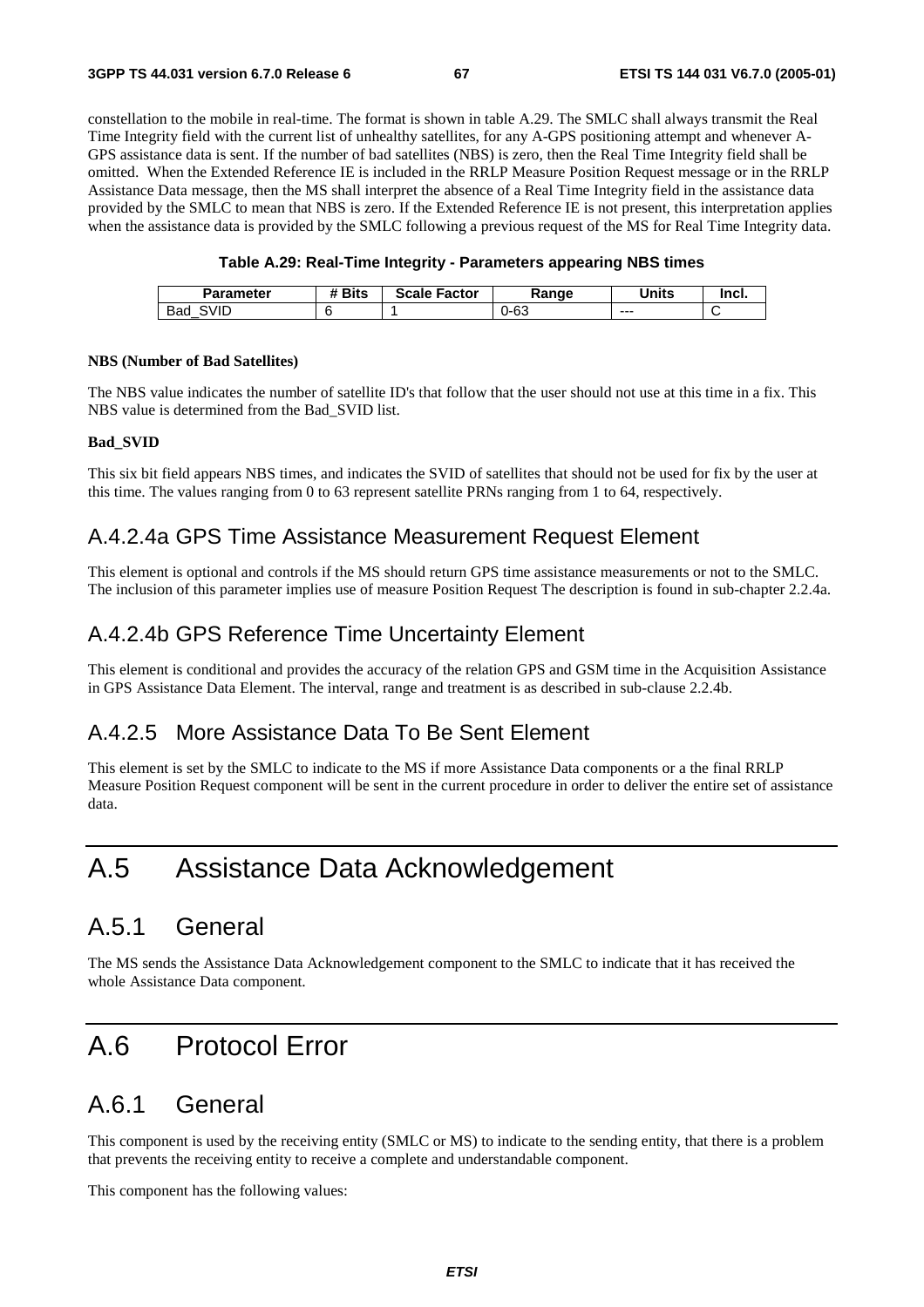constellation to the mobile in real-time. The format is shown in table A.29. The SMLC shall always transmit the Real Time Integrity field with the current list of unhealthy satellites, for any A-GPS positioning attempt and whenever A-GPS assistance data is sent. If the number of bad satellites (NBS) is zero, then the Real Time Integrity field shall be omitted. When the Extended Reference IE is included in the RRLP Measure Position Request message or in the RRLP Assistance Data message, then the MS shall interpret the absence of a Real Time Integrity field in the assistance data provided by the SMLC to mean that NBS is zero. If the Extended Reference IE is not present, this interpretation applies when the assistance data is provided by the SMLC following a previous request of the MS for Real Time Integrity data.

**Table A.29: Real-Time Integrity - Parameters appearing NBS times**

| Parameter | # Bits | Scale Factor | Range | Units | Incl. |
|---|---|---|---|---|---|
| Bad_SVID | 6 | 1 | 0-63 | --- | C |

**NBS (Number of Bad Satellites)**

The NBS value indicates the number of satellite ID's that follow that the user should not use at this time in a fix. This NBS value is determined from the Bad_SVID list.

**Bad_SVID**

This six bit field appears NBS times, and indicates the SVID of satellites that should not be used for fix by the user at this time. The values ranging from 0 to 63 represent satellite PRNs ranging from 1 to 64, respectively.

### A.4.2.4a GPS Time Assistance Measurement Request Element

This element is optional and controls if the MS should return GPS time assistance measurements or not to the SMLC. The inclusion of this parameter implies use of measure Position Request The description is found in sub-chapter 2.2.4a.

### A.4.2.4b GPS Reference Time Uncertainty Element

This element is conditional and provides the accuracy of the relation GPS and GSM time in the Acquisition Assistance in GPS Assistance Data Element. The interval, range and treatment is as described in sub-clause 2.2.4b.

### A.4.2.5 More Assistance Data To Be Sent Element

This element is set by the SMLC to indicate to the MS if more Assistance Data components or a the final RRLP Measure Position Request component will be sent in the current procedure in order to deliver the entire set of assistance data.

# A.5 Assistance Data Acknowledgement

## A.5.1 General

The MS sends the Assistance Data Acknowledgement component to the SMLC to indicate that it has received the whole Assistance Data component.

# A.6 Protocol Error

## A.6.1 General

This component is used by the receiving entity (SMLC or MS) to indicate to the sending entity, that there is a problem that prevents the receiving entity to receive a complete and understandable component.

This component has the following values: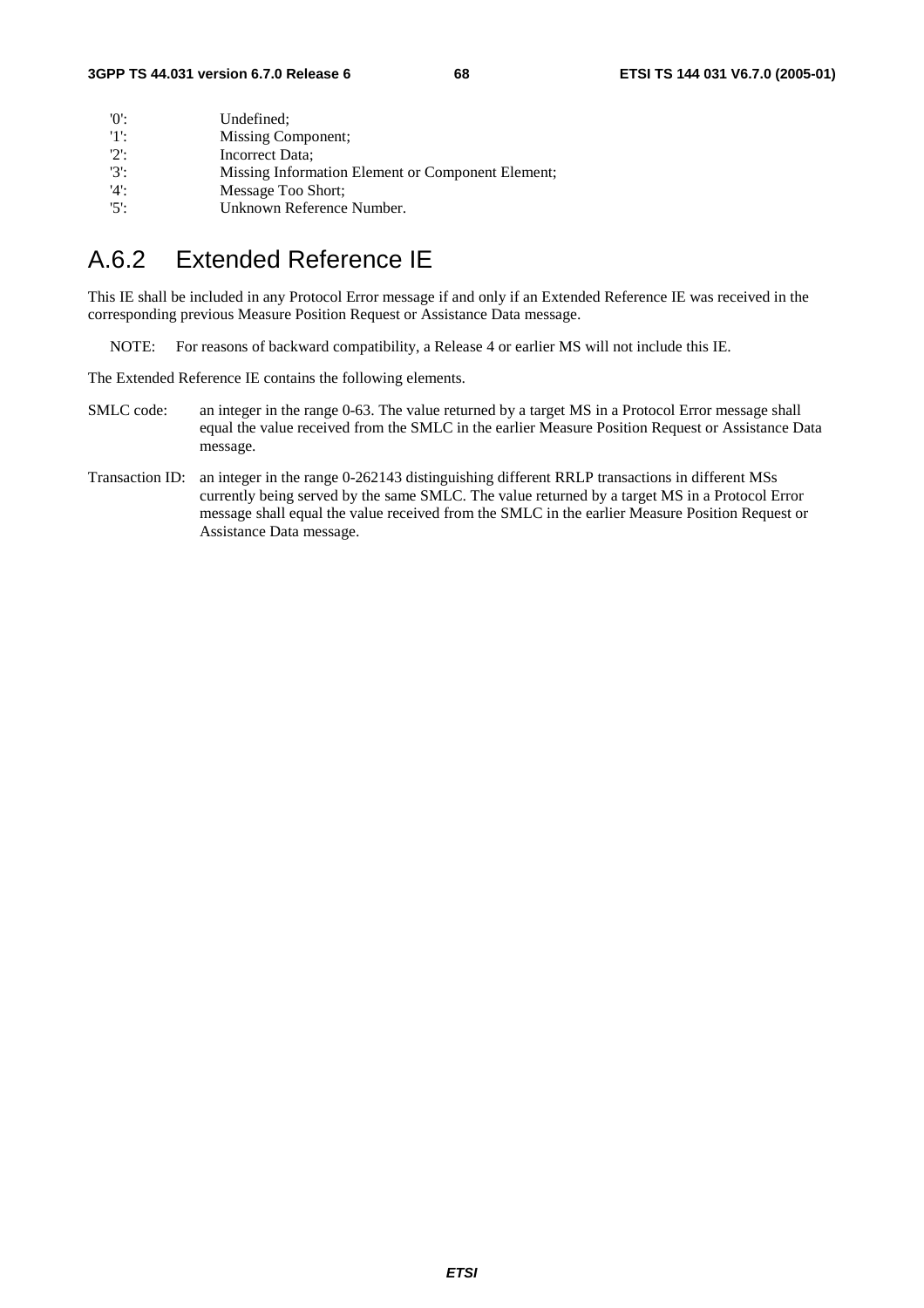'0': Undefined;
'1': Missing Component;
'2': Incorrect Data;
'3': Missing Information Element or Component Element;
'4': Message Too Short;
'5': Unknown Reference Number.

## A.6.2 Extended Reference IE

This IE shall be included in any Protocol Error message if and only if an Extended Reference IE was received in the corresponding previous Measure Position Request or Assistance Data message.

NOTE: For reasons of backward compatibility, a Release 4 or earlier MS will not include this IE.

The Extended Reference IE contains the following elements.

SMLC code: an integer in the range 0-63. The value returned by a target MS in a Protocol Error message shall equal the value received from the SMLC in the earlier Measure Position Request or Assistance Data message.

Transaction ID: an integer in the range 0-262143 distinguishing different RRLP transactions in different MSs currently being served by the same SMLC. The value returned by a target MS in a Protocol Error message shall equal the value received from the SMLC in the earlier Measure Position Request or Assistance Data message.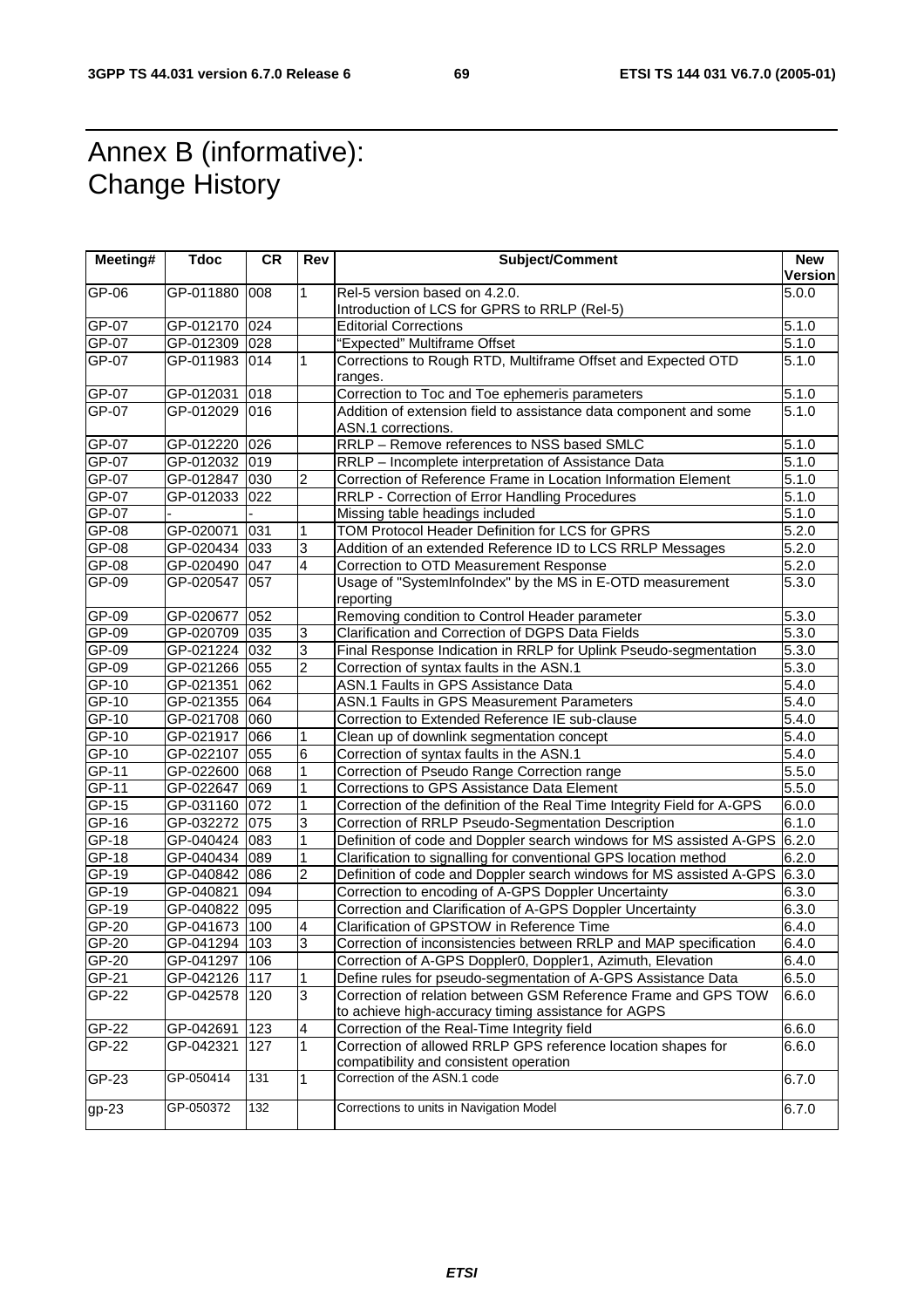# Annex B (informative): Change History

| Meeting# | Tdoc | CR | Rev | Subject/Comment | New Version |
|---|---|---|---|---|---|
| GP-06 | GP-011880 | 008 | 1 | Rel-5 version based on 4.2.0. Introduction of LCS for GPRS to RRLP (Rel-5) | 5.0.0 |
| GP-07 | GP-012170 | 024 | | Editorial Corrections | 5.1.0 |
| GP-07 | GP-012309 | 028 | | "Expected" Multiframe Offset | 5.1.0 |
| GP-07 | GP-011983 | 014 | 1 | Corrections to Rough RTD, Multiframe Offset and Expected OTD ranges. | 5.1.0 |
| GP-07 | GP-012031 | 018 | | Correction to Toc and Toe ephemeris parameters | 5.1.0 |
| GP-07 | GP-012029 | 016 | | Addition of extension field to assistance data component and some ASN.1 corrections. | 5.1.0 |
| GP-07 | GP-012220 | 026 | | RRLP – Remove references to NSS based SMLC | 5.1.0 |
| GP-07 | GP-012032 | 019 | | RRLP – Incomplete interpretation of Assistance Data | 5.1.0 |
| GP-07 | GP-012847 | 030 | 2 | Correction of Reference Frame in Location Information Element | 5.1.0 |
| GP-07 | GP-012033 | 022 | | RRLP - Correction of Error Handling Procedures | 5.1.0 |
| GP-07 | - | - | | Missing table headings included | 5.1.0 |
| GP-08 | GP-020071 | 031 | 1 | TOM Protocol Header Definition for LCS for GPRS | 5.2.0 |
| GP-08 | GP-020434 | 033 | 3 | Addition of an extended Reference ID to LCS RRLP Messages | 5.2.0 |
| GP-08 | GP-020490 | 047 | 4 | Correction to OTD Measurement Response | 5.2.0 |
| GP-09 | GP-020547 | 057 | | Usage of "SystemInfoIndex" by the MS in E-OTD measurement reporting | 5.3.0 |
| GP-09 | GP-020677 | 052 | | Removing condition to Control Header parameter | 5.3.0 |
| GP-09 | GP-020709 | 035 | 3 | Clarification and Correction of DGPS Data Fields | 5.3.0 |
| GP-09 | GP-021224 | 032 | 3 | Final Response Indication in RRLP for Uplink Pseudo-segmentation | 5.3.0 |
| GP-09 | GP-021266 | 055 | 2 | Correction of syntax faults in the ASN.1 | 5.3.0 |
| GP-10 | GP-021351 | 062 | | ASN.1 Faults in GPS Assistance Data | 5.4.0 |
| GP-10 | GP-021355 | 064 | | ASN.1 Faults in GPS Measurement Parameters | 5.4.0 |
| GP-10 | GP-021708 | 060 | | Correction to Extended Reference IE sub-clause | 5.4.0 |
| GP-10 | GP-021917 | 066 | 1 | Clean up of downlink segmentation concept | 5.4.0 |
| GP-10 | GP-022107 | 055 | 6 | Correction of syntax faults in the ASN.1 | 5.4.0 |
| GP-11 | GP-022600 | 068 | 1 | Correction of Pseudo Range Correction range | 5.5.0 |
| GP-11 | GP-022647 | 069 | 1 | Corrections to GPS Assistance Data Element | 5.5.0 |
| GP-15 | GP-031160 | 072 | 1 | Correction of the definition of the Real Time Integrity Field for A-GPS | 6.0.0 |
| GP-16 | GP-032272 | 075 | 3 | Correction of RRLP Pseudo-Segmentation Description | 6.1.0 |
| GP-18 | GP-040424 | 083 | 1 | Definition of code and Doppler search windows for MS assisted A-GPS | 6.2.0 |
| GP-18 | GP-040434 | 089 | 1 | Clarification to signalling for conventional GPS location method | 6.2.0 |
| GP-19 | GP-040842 | 086 | 2 | Definition of code and Doppler search windows for MS assisted A-GPS | 6.3.0 |
| GP-19 | GP-040821 | 094 | | Correction to encoding of A-GPS Doppler Uncertainty | 6.3.0 |
| GP-19 | GP-040822 | 095 | | Correction and Clarification of A-GPS Doppler Uncertainty | 6.3.0 |
| GP-20 | GP-041673 | 100 | 4 | Clarification of GPSTOW in Reference Time | 6.4.0 |
| GP-20 | GP-041294 | 103 | 3 | Correction of inconsistencies between RRLP and MAP specification | 6.4.0 |
| GP-20 | GP-041297 | 106 | | Correction of A-GPS Doppler0, Doppler1, Azimuth, Elevation | 6.4.0 |
| GP-21 | GP-042126 | 117 | 1 | Define rules for pseudo-segmentation of A-GPS Assistance Data | 6.5.0 |
| GP-22 | GP-042578 | 120 | 3 | Correction of relation between GSM Reference Frame and GPS TOW to achieve high-accuracy timing assistance for AGPS | 6.6.0 |
| GP-22 | GP-042691 | 123 | 4 | Correction of the Real-Time Integrity field | 6.6.0 |
| GP-22 | GP-042321 | 127 | 1 | Correction of allowed RRLP GPS reference location shapes for compatibility and consistent operation | 6.6.0 |
| GP-23 | GP-050414 | 131 | 1 | Correction of the ASN.1 code | 6.7.0 |
| gp-23 | GP-050372 | 132 | | Corrections to units in Navigation Model | 6.7.0 |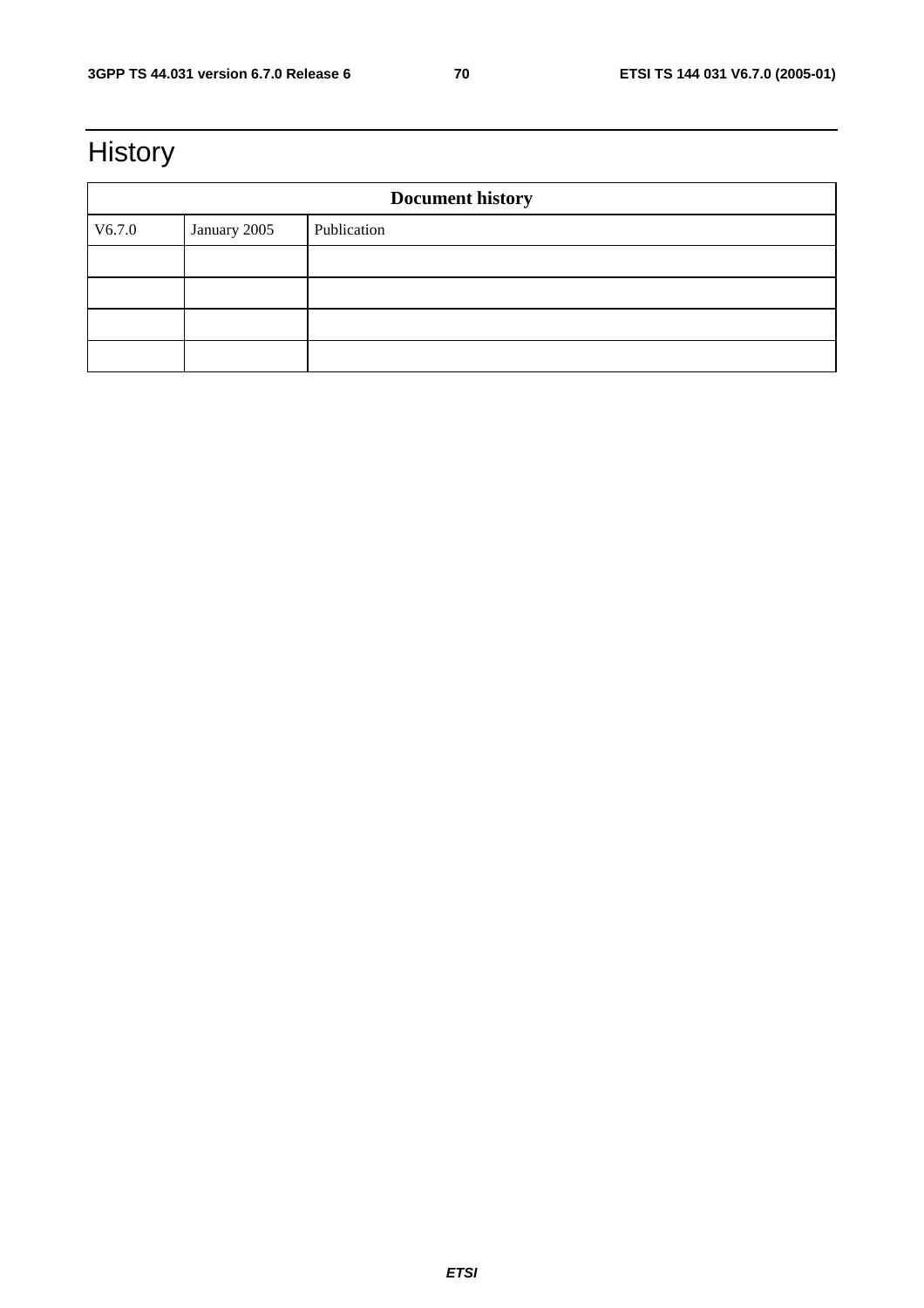# History

| Document history | | |
|---|---|---|
| V6.7.0 | January 2005 | Publication |
| | | |
| | | |
| | | |
| | | |